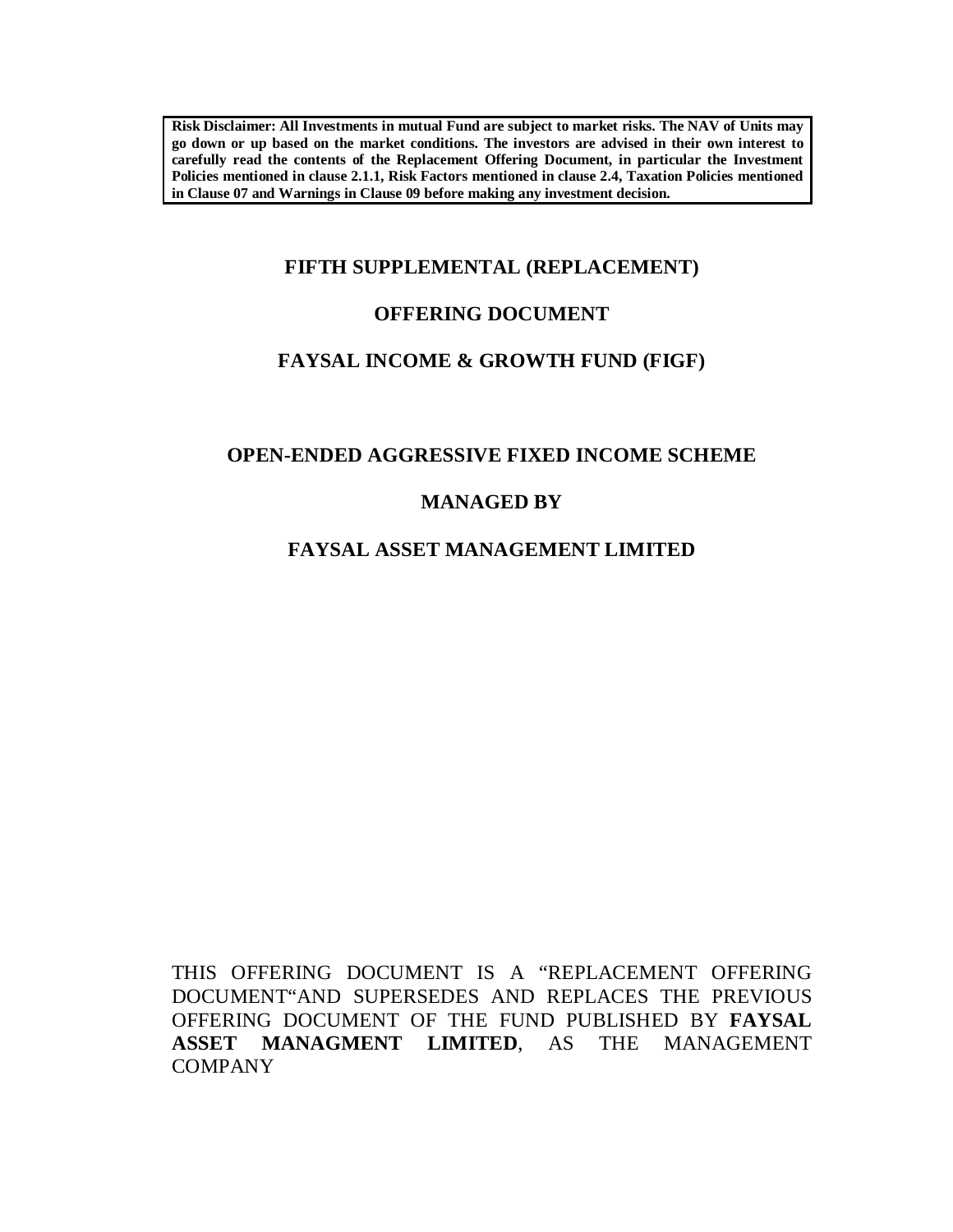**Risk Disclaimer: All Investments in mutual Fund are subject to market risks. The NAV of Units may go down or up based on the market conditions. The investors are advised in their own interest to carefully read the contents of the Replacement Offering Document, in particular the Investment Policies mentioned in clause 2.1.1, Risk Factors mentioned in clause 2.4, Taxation Policies mentioned in Clause 07 and Warnings in Clause 09 before making any investment decision.**

# FIFTH SUPPLEMENTAL (REPLACEMENT)

# OFFERING DOCUMENT

# FAYSAL INCOME & GROWTH FUND (FIGF)

## OPEN-ENDED AGGRESSIVE FIXED INCOME SCHEME

## MANAGED BY

## FAYSAL ASSET MANAGEMENT LIMITED

THIS OFFERING DOCUMENT IS A "REPLACEMENT OFFERING DOCUMENT"AND SUPERSEDES AND REPLACES THE PREVIOUS OFFERING DOCUMENT OF THE FUND PUBLISHED BY **FAYSAL ASSET MANAGMENT LIMITED**, AS THE MANAGEMENT COMPANY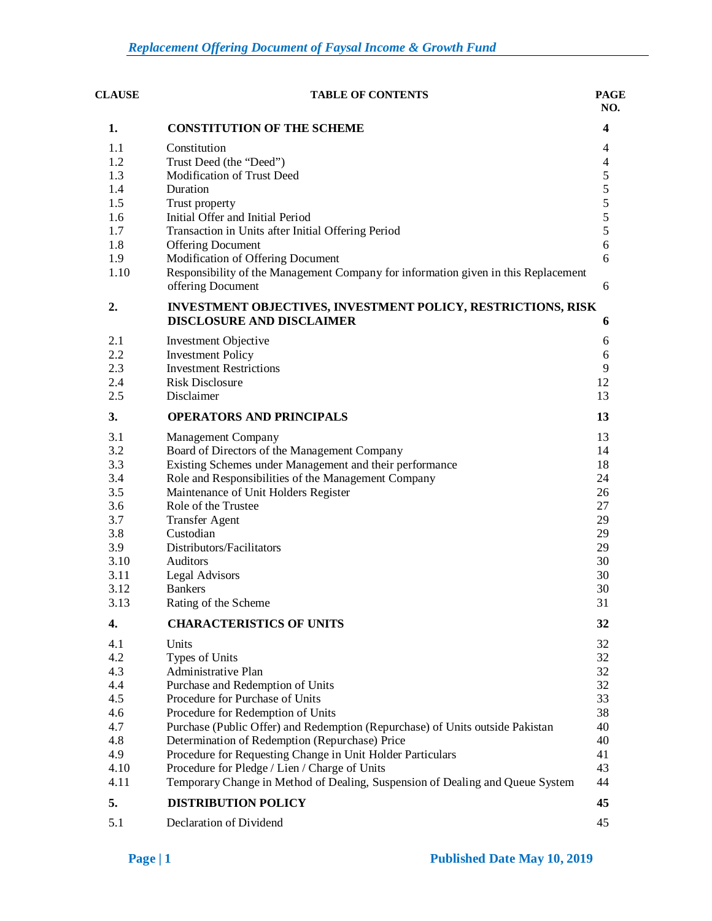| CLAUSE | TABLE OF CONTENTS | PAGE NO. |
|---|---|---|
| **1.** | **CONSTITUTION OF THE SCHEME** | **4** |
| 1.1 | Constitution | 4 |
| 1.2 | Trust Deed (the "Deed") | 4 |
| 1.3 | Modification of Trust Deed | 5 |
| 1.4 | Duration | 5 |
| 1.5 | Trust property | 5 |
| 1.6 | Initial Offer and Initial Period | 5 |
| 1.7 | Transaction in Units after Initial Offering Period | 5 |
| 1.8 | Offering Document | 6 |
| 1.9 | Modification of Offering Document | 6 |
| 1.10 | Responsibility of the Management Company for information given in this Replacement offering Document | 6 |
| **2.** | **INVESTMENT OBJECTIVES, INVESTMENT POLICY, RESTRICTIONS, RISK DISCLOSURE AND DISCLAIMER** | **6** |
| 2.1 | Investment Objective | 6 |
| 2.2 | Investment Policy | 6 |
| 2.3 | Investment Restrictions | 9 |
| 2.4 | Risk Disclosure | 12 |
| 2.5 | Disclaimer | 13 |
| **3.** | **OPERATORS AND PRINCIPALS** | **13** |
| 3.1 | Management Company | 13 |
| 3.2 | Board of Directors of the Management Company | 14 |
| 3.3 | Existing Schemes under Management and their performance | 18 |
| 3.4 | Role and Responsibilities of the Management Company | 24 |
| 3.5 | Maintenance of Unit Holders Register | 26 |
| 3.6 | Role of the Trustee | 27 |
| 3.7 | Transfer Agent | 29 |
| 3.8 | Custodian | 29 |
| 3.9 | Distributors/Facilitators | 29 |
| 3.10 | Auditors | 30 |
| 3.11 | Legal Advisors | 30 |
| 3.12 | Bankers | 30 |
| 3.13 | Rating of the Scheme | 31 |
| **4.** | **CHARACTERISTICS OF UNITS** | **32** |
| 4.1 | Units | 32 |
| 4.2 | Types of Units | 32 |
| 4.3 | Administrative Plan | 32 |
| 4.4 | Purchase and Redemption of Units | 32 |
| 4.5 | Procedure for Purchase of Units | 33 |
| 4.6 | Procedure for Redemption of Units | 38 |
| 4.7 | Purchase (Public Offer) and Redemption (Repurchase) of Units outside Pakistan | 40 |
| 4.8 | Determination of Redemption (Repurchase) Price | 40 |
| 4.9 | Procedure for Requesting Change in Unit Holder Particulars | 41 |
| 4.10 | Procedure for Pledge / Lien / Charge of Units | 43 |
| 4.11 | Temporary Change in Method of Dealing, Suspension of Dealing and Queue System | 44 |
| **5.** | **DISTRIBUTION POLICY** | **45** |
| 5.1 | Declaration of Dividend | 45 |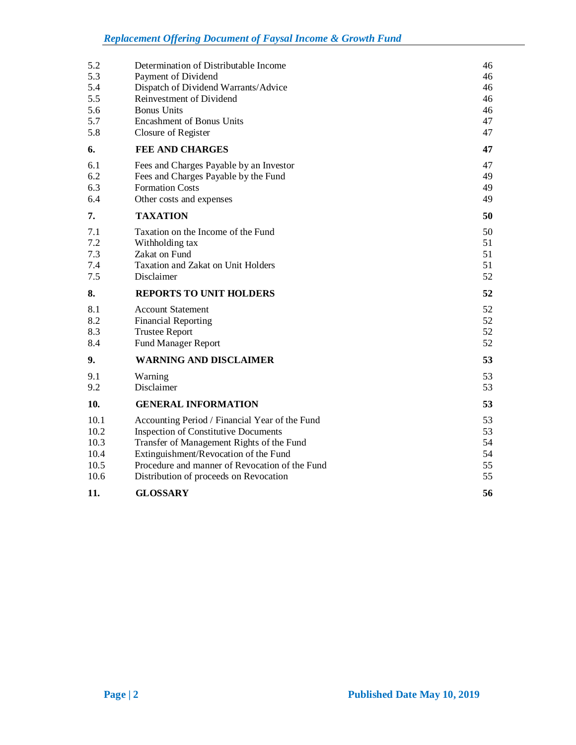| | | |
|---|---|---|
| 5.2 | Determination of Distributable Income | 46 |
| 5.3 | Payment of Dividend | 46 |
| 5.4 | Dispatch of Dividend Warrants/Advice | 46 |
| 5.5 | Reinvestment of Dividend | 46 |
| 5.6 | Bonus Units | 46 |
| 5.7 | Encashment of Bonus Units | 47 |
| 5.8 | Closure of Register | 47 |
| **6.** | **FEE AND CHARGES** | **47** |
| 6.1 | Fees and Charges Payable by an Investor | 47 |
| 6.2 | Fees and Charges Payable by the Fund | 49 |
| 6.3 | Formation Costs | 49 |
| 6.4 | Other costs and expenses | 49 |
| **7.** | **TAXATION** | **50** |
| 7.1 | Taxation on the Income of the Fund | 50 |
| 7.2 | Withholding tax | 51 |
| 7.3 | Zakat on Fund | 51 |
| 7.4 | Taxation and Zakat on Unit Holders | 51 |
| 7.5 | Disclaimer | 52 |
| **8.** | **REPORTS TO UNIT HOLDERS** | **52** |
| 8.1 | Account Statement | 52 |
| 8.2 | Financial Reporting | 52 |
| 8.3 | Trustee Report | 52 |
| 8.4 | Fund Manager Report | 52 |
| **9.** | **WARNING AND DISCLAIMER** | **53** |
| 9.1 | Warning | 53 |
| 9.2 | Disclaimer | 53 |
| **10.** | **GENERAL INFORMATION** | **53** |
| 10.1 | Accounting Period / Financial Year of the Fund | 53 |
| 10.2 | Inspection of Constitutive Documents | 53 |
| 10.3 | Transfer of Management Rights of the Fund | 54 |
| 10.4 | Extinguishment/Revocation of the Fund | 54 |
| 10.5 | Procedure and manner of Revocation of the Fund | 55 |
| 10.6 | Distribution of proceeds on Revocation | 55 |
| **11.** | **GLOSSARY** | **56** |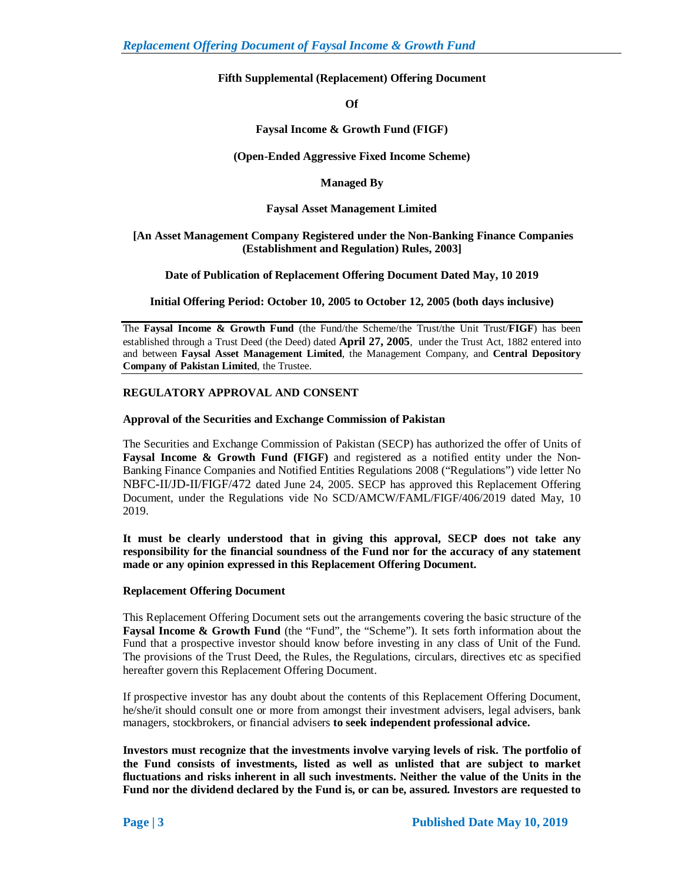**Fifth Supplemental (Replacement) Offering Document**

**Of**

**Faysal Income & Growth Fund (FIGF)**

**(Open-Ended Aggressive Fixed Income Scheme)**

**Managed By**

**Faysal Asset Management Limited**

**[An Asset Management Company Registered under the Non-Banking Finance Companies (Establishment and Regulation) Rules, 2003]**

**Date of Publication of Replacement Offering Document Dated May, 10 2019**

**Initial Offering Period: October 10, 2005 to October 12, 2005 (both days inclusive)**

---

The **Faysal Income & Growth Fund** (the Fund/the Scheme/the Trust/the Unit Trust/**FIGF**) has been established through a Trust Deed (the Deed) dated **April 27, 2005**, under the Trust Act, 1882 entered into and between **Faysal Asset Management Limited**, the Management Company, and **Central Depository Company of Pakistan Limited**, the Trustee.

---

## REGULATORY APPROVAL AND CONSENT

### Approval of the Securities and Exchange Commission of Pakistan

The Securities and Exchange Commission of Pakistan (SECP) has authorized the offer of Units of **Faysal Income & Growth Fund (FIGF)** and registered as a notified entity under the Non-Banking Finance Companies and Notified Entities Regulations 2008 ("Regulations") vide letter No NBFC-II/JD-II/FIGF/472 dated June 24, 2005. SECP has approved this Replacement Offering Document, under the Regulations vide No SCD/AMCW/FAML/FIGF/406/2019 dated May, 10 2019.

**It must be clearly understood that in giving this approval, SECP does not take any responsibility for the financial soundness of the Fund nor for the accuracy of any statement made or any opinion expressed in this Replacement Offering Document.**

### Replacement Offering Document

This Replacement Offering Document sets out the arrangements covering the basic structure of the **Faysal Income & Growth Fund** (the "Fund", the "Scheme"). It sets forth information about the Fund that a prospective investor should know before investing in any class of Unit of the Fund. The provisions of the Trust Deed, the Rules, the Regulations, circulars, directives etc as specified hereafter govern this Replacement Offering Document.

If prospective investor has any doubt about the contents of this Replacement Offering Document, he/she/it should consult one or more from amongst their investment advisers, legal advisers, bank managers, stockbrokers, or financial advisers **to seek independent professional advice.**

**Investors must recognize that the investments involve varying levels of risk. The portfolio of the Fund consists of investments, listed as well as unlisted that are subject to market fluctuations and risks inherent in all such investments. Neither the value of the Units in the Fund nor the dividend declared by the Fund is, or can be, assured. Investors are requested to**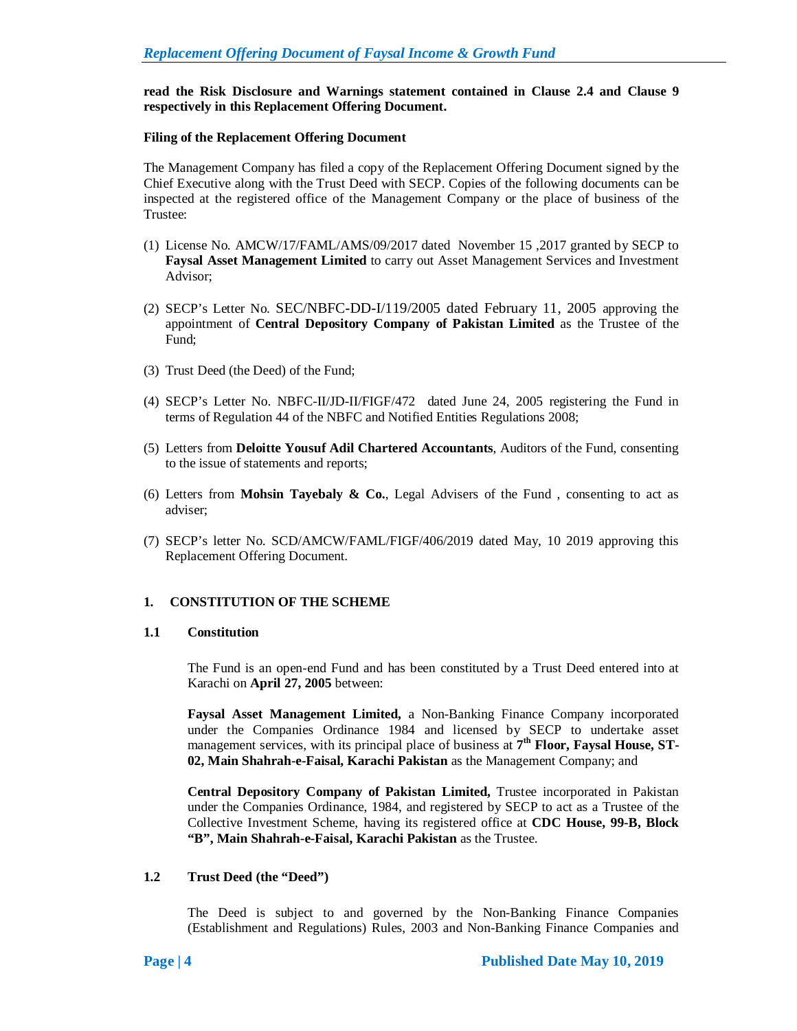**read the Risk Disclosure and Warnings statement contained in Clause 2.4 and Clause 9 respectively in this Replacement Offering Document.**

**Filing of the Replacement Offering Document**

The Management Company has filed a copy of the Replacement Offering Document signed by the Chief Executive along with the Trust Deed with SECP. Copies of the following documents can be inspected at the registered office of the Management Company or the place of business of the Trustee:

(1) License No. AMCW/17/FAML/AMS/09/2017 dated November 15 ,2017 granted by SECP to **Faysal Asset Management Limited** to carry out Asset Management Services and Investment Advisor;

(2) SECP's Letter No. SEC/NBFC-DD-I/119/2005 dated February 11, 2005 approving the appointment of **Central Depository Company of Pakistan Limited** as the Trustee of the Fund;

(3) Trust Deed (the Deed) of the Fund;

(4) SECP's Letter No. NBFC-II/JD-II/FIGF/472 dated June 24, 2005 registering the Fund in terms of Regulation 44 of the NBFC and Notified Entities Regulations 2008;

(5) Letters from **Deloitte Yousuf Adil Chartered Accountants**, Auditors of the Fund, consenting to the issue of statements and reports;

(6) Letters from **Mohsin Tayebaly & Co.**, Legal Advisers of the Fund , consenting to act as adviser;

(7) SECP's letter No. SCD/AMCW/FAML/FIGF/406/2019 dated May, 10 2019 approving this Replacement Offering Document.

## 1. CONSTITUTION OF THE SCHEME

### 1.1 Constitution

The Fund is an open-end Fund and has been constituted by a Trust Deed entered into at Karachi on **April 27, 2005** between:

**Faysal Asset Management Limited,** a Non-Banking Finance Company incorporated under the Companies Ordinance 1984 and licensed by SECP to undertake asset management services, with its principal place of business at **7th Floor, Faysal House, ST-02, Main Shahrah-e-Faisal, Karachi Pakistan** as the Management Company; and

**Central Depository Company of Pakistan Limited,** Trustee incorporated in Pakistan under the Companies Ordinance, 1984, and registered by SECP to act as a Trustee of the Collective Investment Scheme, having its registered office at **CDC House, 99-B, Block "B", Main Shahrah-e-Faisal, Karachi Pakistan** as the Trustee.

### 1.2 Trust Deed (the "Deed")

The Deed is subject to and governed by the Non-Banking Finance Companies (Establishment and Regulations) Rules, 2003 and Non-Banking Finance Companies and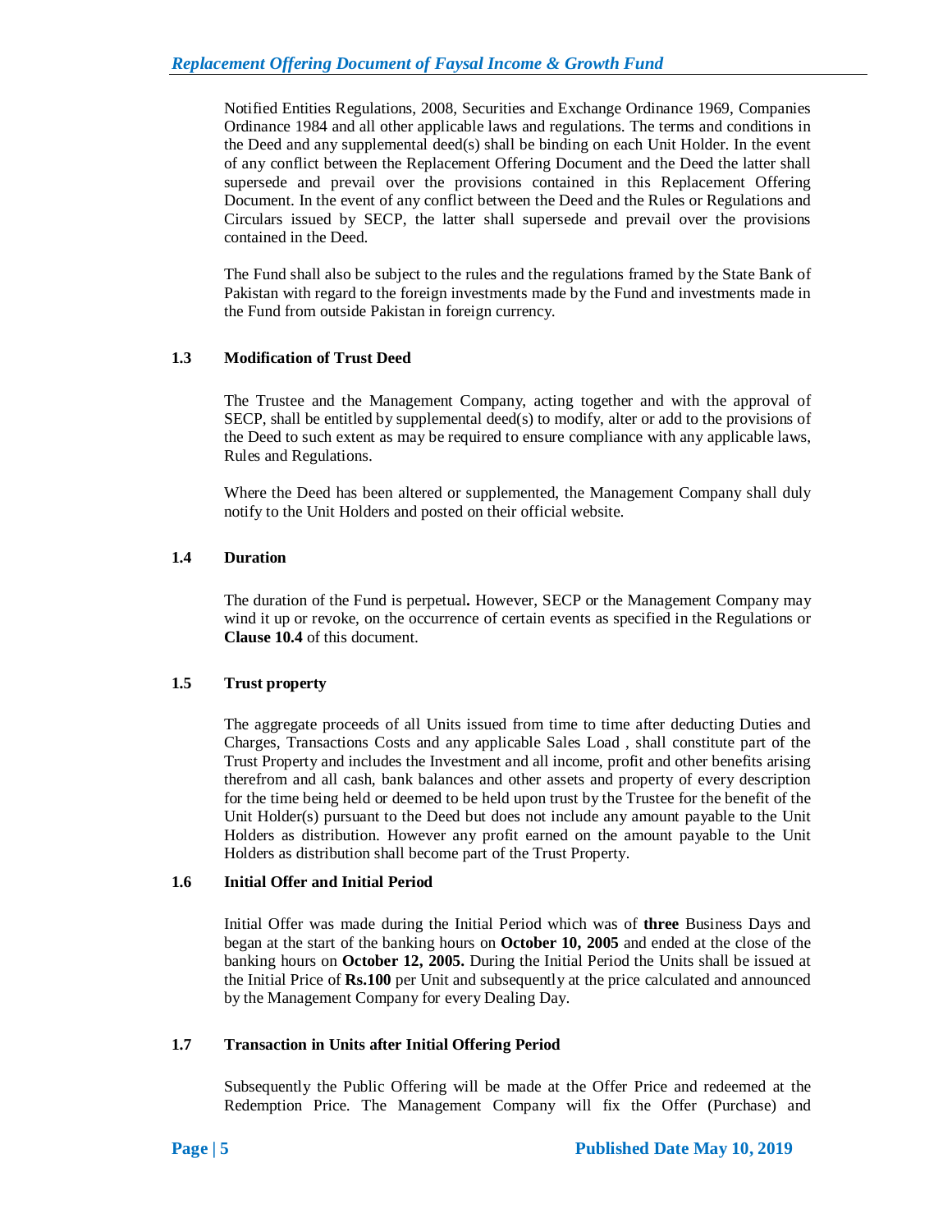Notified Entities Regulations, 2008, Securities and Exchange Ordinance 1969, Companies Ordinance 1984 and all other applicable laws and regulations. The terms and conditions in the Deed and any supplemental deed(s) shall be binding on each Unit Holder. In the event of any conflict between the Replacement Offering Document and the Deed the latter shall supersede and prevail over the provisions contained in this Replacement Offering Document. In the event of any conflict between the Deed and the Rules or Regulations and Circulars issued by SECP, the latter shall supersede and prevail over the provisions contained in the Deed.

The Fund shall also be subject to the rules and the regulations framed by the State Bank of Pakistan with regard to the foreign investments made by the Fund and investments made in the Fund from outside Pakistan in foreign currency.

### 1.3 Modification of Trust Deed

The Trustee and the Management Company, acting together and with the approval of SECP, shall be entitled by supplemental deed(s) to modify, alter or add to the provisions of the Deed to such extent as may be required to ensure compliance with any applicable laws, Rules and Regulations.

Where the Deed has been altered or supplemented, the Management Company shall duly notify to the Unit Holders and posted on their official website.

### 1.4 Duration

The duration of the Fund is perpetual**.** However, SECP or the Management Company may wind it up or revoke, on the occurrence of certain events as specified in the Regulations or **Clause 10.4** of this document.

### 1.5 Trust property

The aggregate proceeds of all Units issued from time to time after deducting Duties and Charges, Transactions Costs and any applicable Sales Load , shall constitute part of the Trust Property and includes the Investment and all income, profit and other benefits arising therefrom and all cash, bank balances and other assets and property of every description for the time being held or deemed to be held upon trust by the Trustee for the benefit of the Unit Holder(s) pursuant to the Deed but does not include any amount payable to the Unit Holders as distribution. However any profit earned on the amount payable to the Unit Holders as distribution shall become part of the Trust Property.

### 1.6 Initial Offer and Initial Period

Initial Offer was made during the Initial Period which was of **three** Business Days and began at the start of the banking hours on **October 10, 2005** and ended at the close of the banking hours on **October 12, 2005.** During the Initial Period the Units shall be issued at the Initial Price of **Rs.100** per Unit and subsequently at the price calculated and announced by the Management Company for every Dealing Day.

### 1.7 Transaction in Units after Initial Offering Period

Subsequently the Public Offering will be made at the Offer Price and redeemed at the Redemption Price. The Management Company will fix the Offer (Purchase) and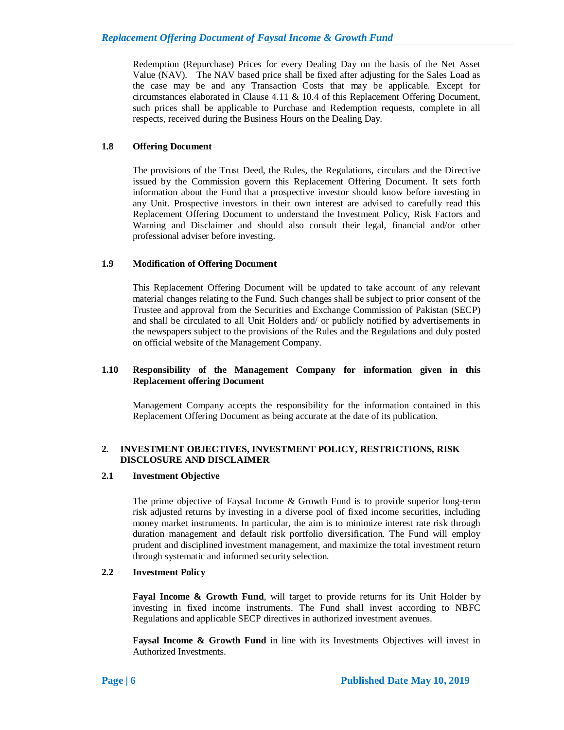Redemption (Repurchase) Prices for every Dealing Day on the basis of the Net Asset Value (NAV). The NAV based price shall be fixed after adjusting for the Sales Load as the case may be and any Transaction Costs that may be applicable. Except for circumstances elaborated in Clause 4.11 & 10.4 of this Replacement Offering Document, such prices shall be applicable to Purchase and Redemption requests, complete in all respects, received during the Business Hours on the Dealing Day.

### 1.8 Offering Document

The provisions of the Trust Deed, the Rules, the Regulations, circulars and the Directive issued by the Commission govern this Replacement Offering Document. It sets forth information about the Fund that a prospective investor should know before investing in any Unit. Prospective investors in their own interest are advised to carefully read this Replacement Offering Document to understand the Investment Policy, Risk Factors and Warning and Disclaimer and should also consult their legal, financial and/or other professional adviser before investing.

### 1.9 Modification of Offering Document

This Replacement Offering Document will be updated to take account of any relevant material changes relating to the Fund. Such changes shall be subject to prior consent of the Trustee and approval from the Securities and Exchange Commission of Pakistan (SECP) and shall be circulated to all Unit Holders and/ or publicly notified by advertisements in the newspapers subject to the provisions of the Rules and the Regulations and duly posted on official website of the Management Company.

### 1.10 Responsibility of the Management Company for information given in this Replacement offering Document

Management Company accepts the responsibility for the information contained in this Replacement Offering Document as being accurate at the date of its publication.

## 2. INVESTMENT OBJECTIVES, INVESTMENT POLICY, RESTRICTIONS, RISK DISCLOSURE AND DISCLAIMER

### 2.1 Investment Objective

The prime objective of Faysal Income & Growth Fund is to provide superior long-term risk adjusted returns by investing in a diverse pool of fixed income securities, including money market instruments. In particular, the aim is to minimize interest rate risk through duration management and default risk portfolio diversification. The Fund will employ prudent and disciplined investment management, and maximize the total investment return through systematic and informed security selection.

### 2.2 Investment Policy

**Fayal Income & Growth Fund**, will target to provide returns for its Unit Holder by investing in fixed income instruments. The Fund shall invest according to NBFC Regulations and applicable SECP directives in authorized investment avenues.

**Faysal Income & Growth Fund** in line with its Investments Objectives will invest in Authorized Investments.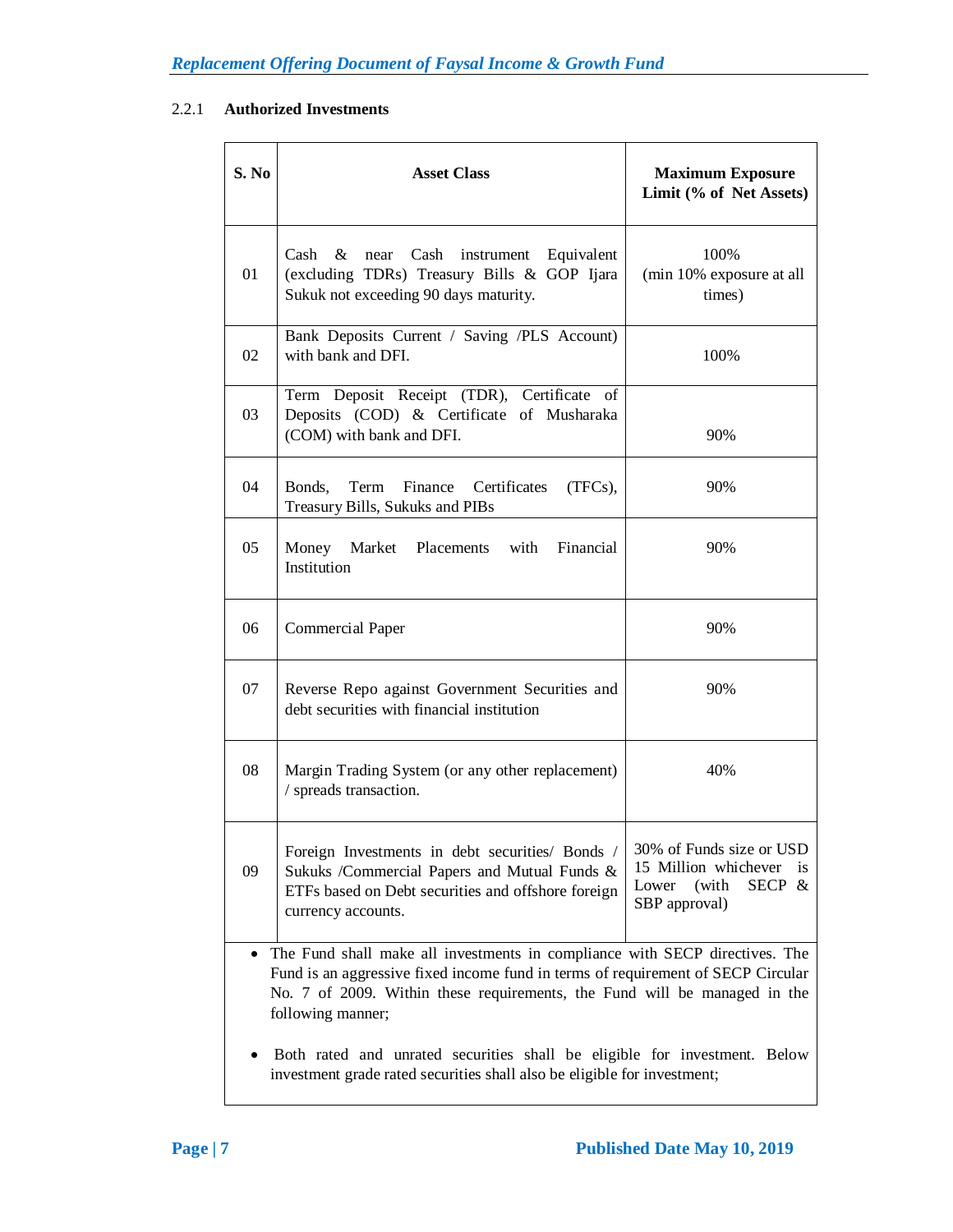### 2.2.1 Authorized Investments

| S. No | Asset Class | Maximum Exposure Limit (% of Net Assets) |
|---|---|---|
| 01 | Cash & near Cash instrument Equivalent (excluding TDRs) Treasury Bills & GOP Ijara Sukuk not exceeding 90 days maturity. | 100% (min 10% exposure at all times) |
| 02 | Bank Deposits Current / Saving /PLS Account) with bank and DFI. | 100% |
| 03 | Term Deposit Receipt (TDR), Certificate of Deposits (COD) & Certificate of Musharaka (COM) with bank and DFI. | 90% |
| 04 | Bonds, Term Finance Certificates (TFCs), Treasury Bills, Sukuks and PIBs | 90% |
| 05 | Money Market Placements with Financial Institution | 90% |
| 06 | Commercial Paper | 90% |
| 07 | Reverse Repo against Government Securities and debt securities with financial institution | 90% |
| 08 | Margin Trading System (or any other replacement) / spreads transaction. | 40% |
| 09 | Foreign Investments in debt securities/ Bonds / Sukuks /Commercial Papers and Mutual Funds & ETFs based on Debt securities and offshore foreign currency accounts. | 30% of Funds size or USD 15 Million whichever is Lower (with SECP & SBP approval) |

- The Fund shall make all investments in compliance with SECP directives. The Fund is an aggressive fixed income fund in terms of requirement of SECP Circular No. 7 of 2009. Within these requirements, the Fund will be managed in the following manner;

- Both rated and unrated securities shall be eligible for investment. Below investment grade rated securities shall also be eligible for investment;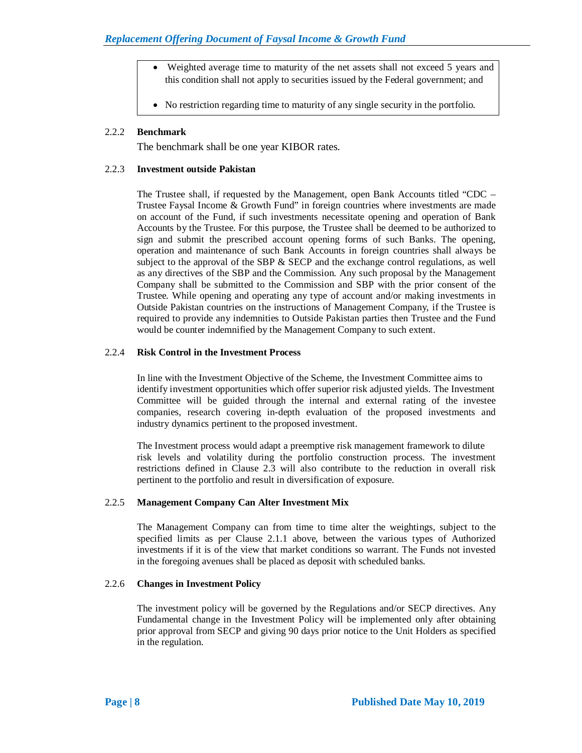- Weighted average time to maturity of the net assets shall not exceed 5 years and this condition shall not apply to securities issued by the Federal government; and

- No restriction regarding time to maturity of any single security in the portfolio.

### 2.2.2 Benchmark

The benchmark shall be one year KIBOR rates.

### 2.2.3 Investment outside Pakistan

The Trustee shall, if requested by the Management, open Bank Accounts titled "CDC – Trustee Faysal Income & Growth Fund" in foreign countries where investments are made on account of the Fund, if such investments necessitate opening and operation of Bank Accounts by the Trustee. For this purpose, the Trustee shall be deemed to be authorized to sign and submit the prescribed account opening forms of such Banks. The opening, operation and maintenance of such Bank Accounts in foreign countries shall always be subject to the approval of the SBP & SECP and the exchange control regulations, as well as any directives of the SBP and the Commission. Any such proposal by the Management Company shall be submitted to the Commission and SBP with the prior consent of the Trustee. While opening and operating any type of account and/or making investments in Outside Pakistan countries on the instructions of Management Company, if the Trustee is required to provide any indemnities to Outside Pakistan parties then Trustee and the Fund would be counter indemnified by the Management Company to such extent.

### 2.2.4 Risk Control in the Investment Process

In line with the Investment Objective of the Scheme, the Investment Committee aims to identify investment opportunities which offer superior risk adjusted yields. The Investment Committee will be guided through the internal and external rating of the investee companies, research covering in-depth evaluation of the proposed investments and industry dynamics pertinent to the proposed investment.

The Investment process would adapt a preemptive risk management framework to dilute risk levels and volatility during the portfolio construction process. The investment restrictions defined in Clause 2.3 will also contribute to the reduction in overall risk pertinent to the portfolio and result in diversification of exposure.

### 2.2.5 Management Company Can Alter Investment Mix

The Management Company can from time to time alter the weightings, subject to the specified limits as per Clause 2.1.1 above, between the various types of Authorized investments if it is of the view that market conditions so warrant. The Funds not invested in the foregoing avenues shall be placed as deposit with scheduled banks.

### 2.2.6 Changes in Investment Policy

The investment policy will be governed by the Regulations and/or SECP directives. Any Fundamental change in the Investment Policy will be implemented only after obtaining prior approval from SECP and giving 90 days prior notice to the Unit Holders as specified in the regulation.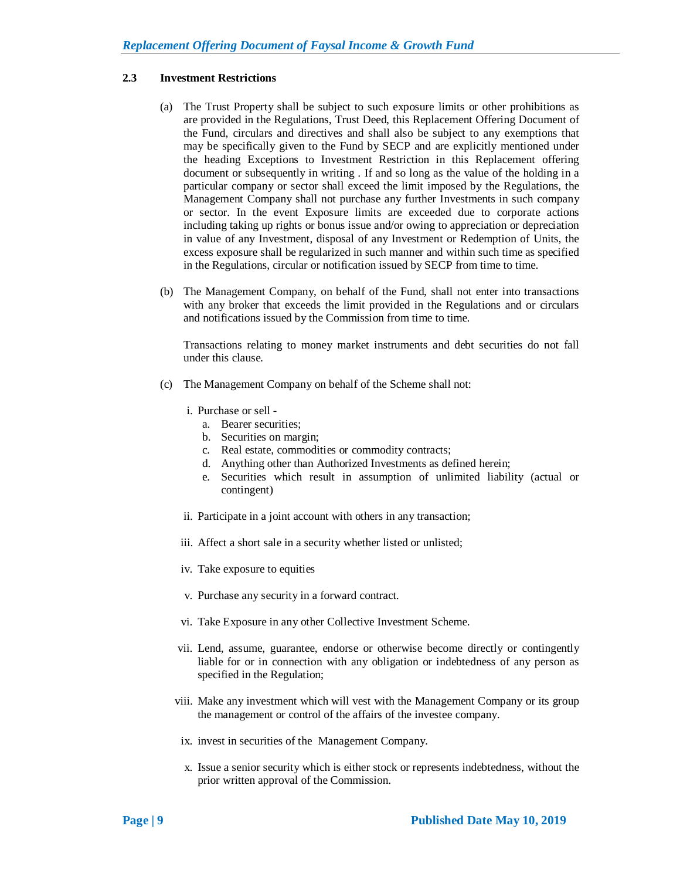### 2.3 Investment Restrictions

(a) The Trust Property shall be subject to such exposure limits or other prohibitions as are provided in the Regulations, Trust Deed, this Replacement Offering Document of the Fund, circulars and directives and shall also be subject to any exemptions that may be specifically given to the Fund by SECP and are explicitly mentioned under the heading Exceptions to Investment Restriction in this Replacement offering document or subsequently in writing . If and so long as the value of the holding in a particular company or sector shall exceed the limit imposed by the Regulations, the Management Company shall not purchase any further Investments in such company or sector. In the event Exposure limits are exceeded due to corporate actions including taking up rights or bonus issue and/or owing to appreciation or depreciation in value of any Investment, disposal of any Investment or Redemption of Units, the excess exposure shall be regularized in such manner and within such time as specified in the Regulations, circular or notification issued by SECP from time to time.

(b) The Management Company, on behalf of the Fund, shall not enter into transactions with any broker that exceeds the limit provided in the Regulations and or circulars and notifications issued by the Commission from time to time.

Transactions relating to money market instruments and debt securities do not fall under this clause.

(c) The Management Company on behalf of the Scheme shall not:

i. Purchase or sell -
   a. Bearer securities;
   b. Securities on margin;
   c. Real estate, commodities or commodity contracts;
   d. Anything other than Authorized Investments as defined herein;
   e. Securities which result in assumption of unlimited liability (actual or contingent)

ii. Participate in a joint account with others in any transaction;

iii. Affect a short sale in a security whether listed or unlisted;

iv. Take exposure to equities

v. Purchase any security in a forward contract.

vi. Take Exposure in any other Collective Investment Scheme.

vii. Lend, assume, guarantee, endorse or otherwise become directly or contingently liable for or in connection with any obligation or indebtedness of any person as specified in the Regulation;

viii. Make any investment which will vest with the Management Company or its group the management or control of the affairs of the investee company.

ix. invest in securities of the Management Company.

x. Issue a senior security which is either stock or represents indebtedness, without the prior written approval of the Commission.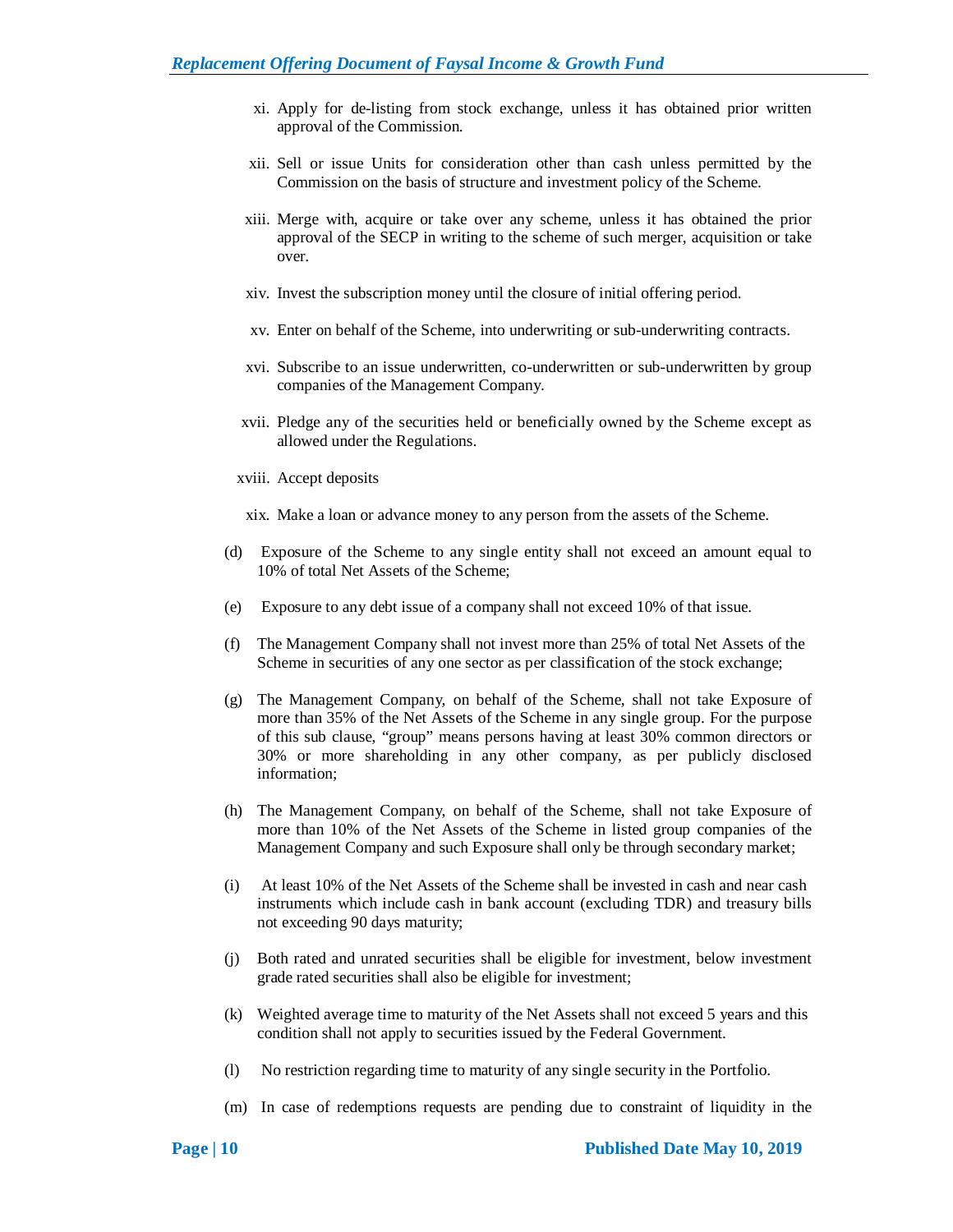xi. Apply for de-listing from stock exchange, unless it has obtained prior written approval of the Commission.

xii. Sell or issue Units for consideration other than cash unless permitted by the Commission on the basis of structure and investment policy of the Scheme.

xiii. Merge with, acquire or take over any scheme, unless it has obtained the prior approval of the SECP in writing to the scheme of such merger, acquisition or take over.

xiv. Invest the subscription money until the closure of initial offering period.

xv. Enter on behalf of the Scheme, into underwriting or sub-underwriting contracts.

xvi. Subscribe to an issue underwritten, co-underwritten or sub-underwritten by group companies of the Management Company.

xvii. Pledge any of the securities held or beneficially owned by the Scheme except as allowed under the Regulations.

xviii. Accept deposits

xix. Make a loan or advance money to any person from the assets of the Scheme.

(d) Exposure of the Scheme to any single entity shall not exceed an amount equal to 10% of total Net Assets of the Scheme;

(e) Exposure to any debt issue of a company shall not exceed 10% of that issue.

(f) The Management Company shall not invest more than 25% of total Net Assets of the Scheme in securities of any one sector as per classification of the stock exchange;

(g) The Management Company, on behalf of the Scheme, shall not take Exposure of more than 35% of the Net Assets of the Scheme in any single group. For the purpose of this sub clause, "group" means persons having at least 30% common directors or 30% or more shareholding in any other company, as per publicly disclosed information;

(h) The Management Company, on behalf of the Scheme, shall not take Exposure of more than 10% of the Net Assets of the Scheme in listed group companies of the Management Company and such Exposure shall only be through secondary market;

(i) At least 10% of the Net Assets of the Scheme shall be invested in cash and near cash instruments which include cash in bank account (excluding TDR) and treasury bills not exceeding 90 days maturity;

(j) Both rated and unrated securities shall be eligible for investment, below investment grade rated securities shall also be eligible for investment;

(k) Weighted average time to maturity of the Net Assets shall not exceed 5 years and this condition shall not apply to securities issued by the Federal Government.

(l) No restriction regarding time to maturity of any single security in the Portfolio.

(m) In case of redemptions requests are pending due to constraint of liquidity in the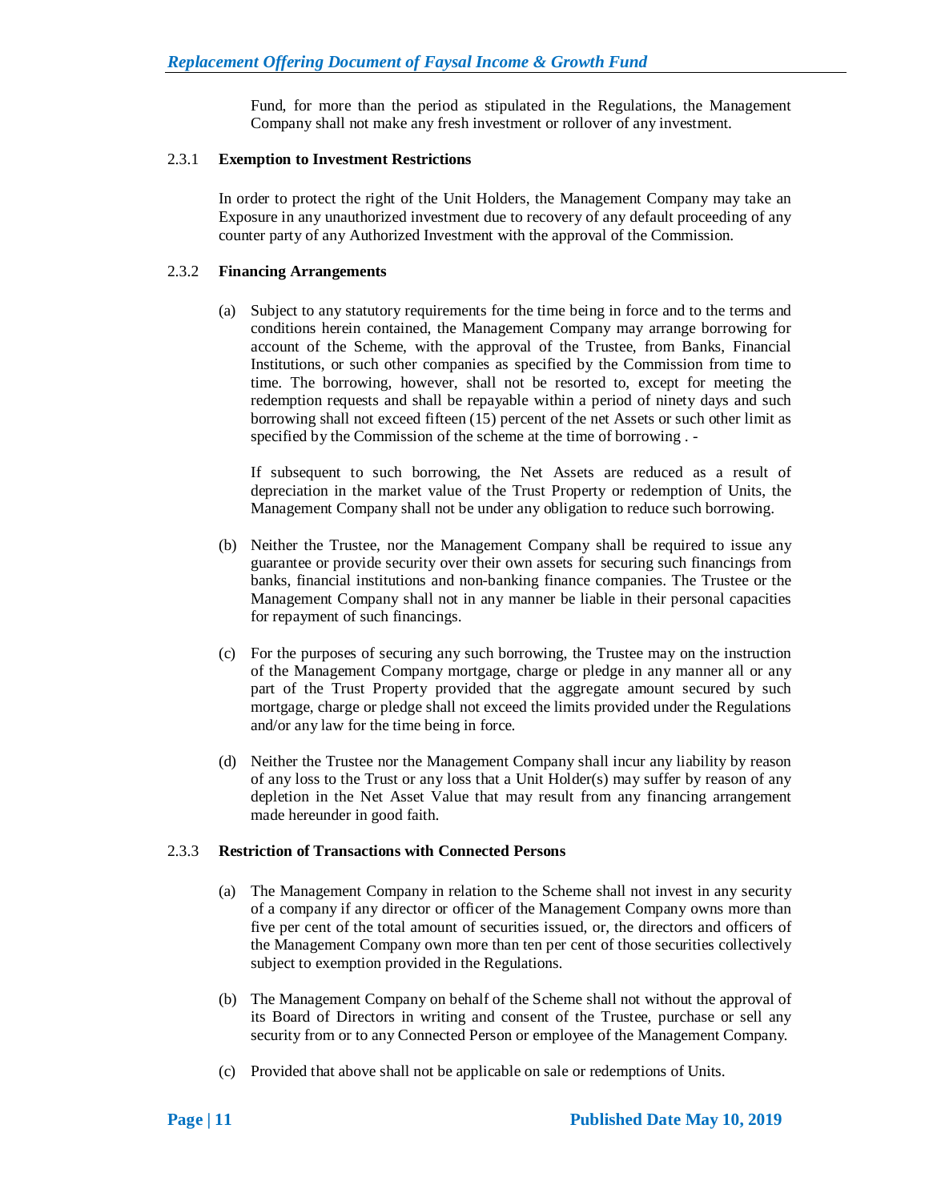Fund, for more than the period as stipulated in the Regulations, the Management Company shall not make any fresh investment or rollover of any investment.

### 2.3.1 Exemption to Investment Restrictions

In order to protect the right of the Unit Holders, the Management Company may take an Exposure in any unauthorized investment due to recovery of any default proceeding of any counter party of any Authorized Investment with the approval of the Commission.

### 2.3.2 Financing Arrangements

(a) Subject to any statutory requirements for the time being in force and to the terms and conditions herein contained, the Management Company may arrange borrowing for account of the Scheme, with the approval of the Trustee, from Banks, Financial Institutions, or such other companies as specified by the Commission from time to time. The borrowing, however, shall not be resorted to, except for meeting the redemption requests and shall be repayable within a period of ninety days and such borrowing shall not exceed fifteen (15) percent of the net Assets or such other limit as specified by the Commission of the scheme at the time of borrowing . -

If subsequent to such borrowing, the Net Assets are reduced as a result of depreciation in the market value of the Trust Property or redemption of Units, the Management Company shall not be under any obligation to reduce such borrowing.

(b) Neither the Trustee, nor the Management Company shall be required to issue any guarantee or provide security over their own assets for securing such financings from banks, financial institutions and non-banking finance companies. The Trustee or the Management Company shall not in any manner be liable in their personal capacities for repayment of such financings.

(c) For the purposes of securing any such borrowing, the Trustee may on the instruction of the Management Company mortgage, charge or pledge in any manner all or any part of the Trust Property provided that the aggregate amount secured by such mortgage, charge or pledge shall not exceed the limits provided under the Regulations and/or any law for the time being in force.

(d) Neither the Trustee nor the Management Company shall incur any liability by reason of any loss to the Trust or any loss that a Unit Holder(s) may suffer by reason of any depletion in the Net Asset Value that may result from any financing arrangement made hereunder in good faith.

### 2.3.3 Restriction of Transactions with Connected Persons

(a) The Management Company in relation to the Scheme shall not invest in any security of a company if any director or officer of the Management Company owns more than five per cent of the total amount of securities issued, or, the directors and officers of the Management Company own more than ten per cent of those securities collectively subject to exemption provided in the Regulations.

(b) The Management Company on behalf of the Scheme shall not without the approval of its Board of Directors in writing and consent of the Trustee, purchase or sell any security from or to any Connected Person or employee of the Management Company.

(c) Provided that above shall not be applicable on sale or redemptions of Units.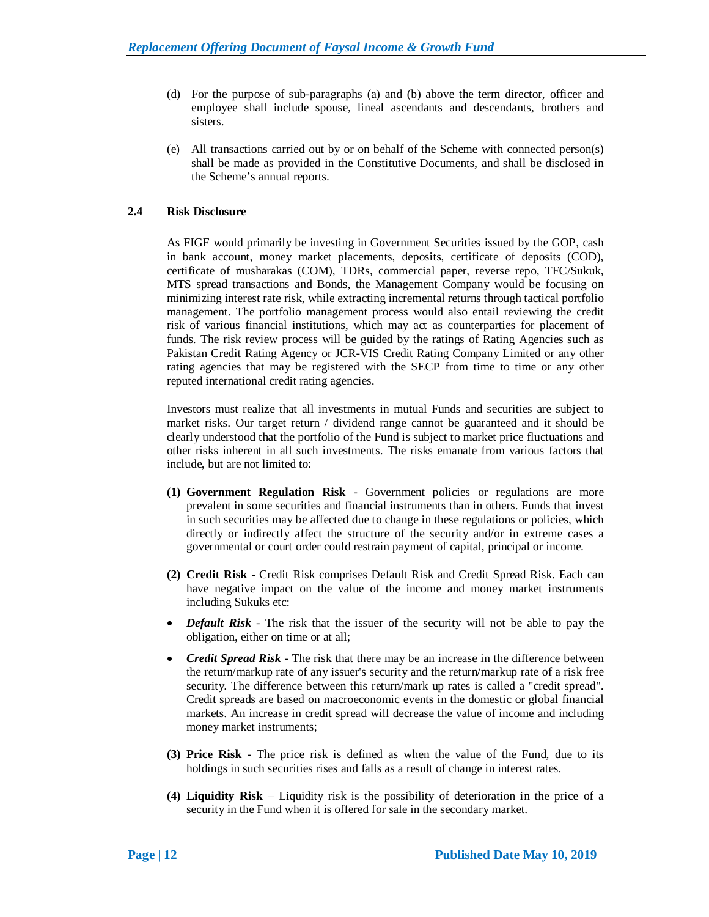(d) For the purpose of sub-paragraphs (a) and (b) above the term director, officer and employee shall include spouse, lineal ascendants and descendants, brothers and sisters.

(e) All transactions carried out by or on behalf of the Scheme with connected person(s) shall be made as provided in the Constitutive Documents, and shall be disclosed in the Scheme's annual reports.

### 2.4 Risk Disclosure

As FIGF would primarily be investing in Government Securities issued by the GOP, cash in bank account, money market placements, deposits, certificate of deposits (COD), certificate of musharakas (COM), TDRs, commercial paper, reverse repo, TFC/Sukuk, MTS spread transactions and Bonds, the Management Company would be focusing on minimizing interest rate risk, while extracting incremental returns through tactical portfolio management. The portfolio management process would also entail reviewing the credit risk of various financial institutions, which may act as counterparties for placement of funds. The risk review process will be guided by the ratings of Rating Agencies such as Pakistan Credit Rating Agency or JCR-VIS Credit Rating Company Limited or any other rating agencies that may be registered with the SECP from time to time or any other reputed international credit rating agencies.

Investors must realize that all investments in mutual Funds and securities are subject to market risks. Our target return / dividend range cannot be guaranteed and it should be clearly understood that the portfolio of the Fund is subject to market price fluctuations and other risks inherent in all such investments. The risks emanate from various factors that include, but are not limited to:

**(1) Government Regulation Risk** - Government policies or regulations are more prevalent in some securities and financial instruments than in others. Funds that invest in such securities may be affected due to change in these regulations or policies, which directly or indirectly affect the structure of the security and/or in extreme cases a governmental or court order could restrain payment of capital, principal or income.

**(2) Credit Risk** - Credit Risk comprises Default Risk and Credit Spread Risk. Each can have negative impact on the value of the income and money market instruments including Sukuks etc:

- ***Default Risk*** - The risk that the issuer of the security will not be able to pay the obligation, either on time or at all;
- ***Credit Spread Risk*** - The risk that there may be an increase in the difference between the return/markup rate of any issuer's security and the return/markup rate of a risk free security. The difference between this return/mark up rates is called a "credit spread". Credit spreads are based on macroeconomic events in the domestic or global financial markets. An increase in credit spread will decrease the value of income and including money market instruments;

**(3) Price Risk** - The price risk is defined as when the value of the Fund, due to its holdings in such securities rises and falls as a result of change in interest rates.

**(4) Liquidity Risk** – Liquidity risk is the possibility of deterioration in the price of a security in the Fund when it is offered for sale in the secondary market.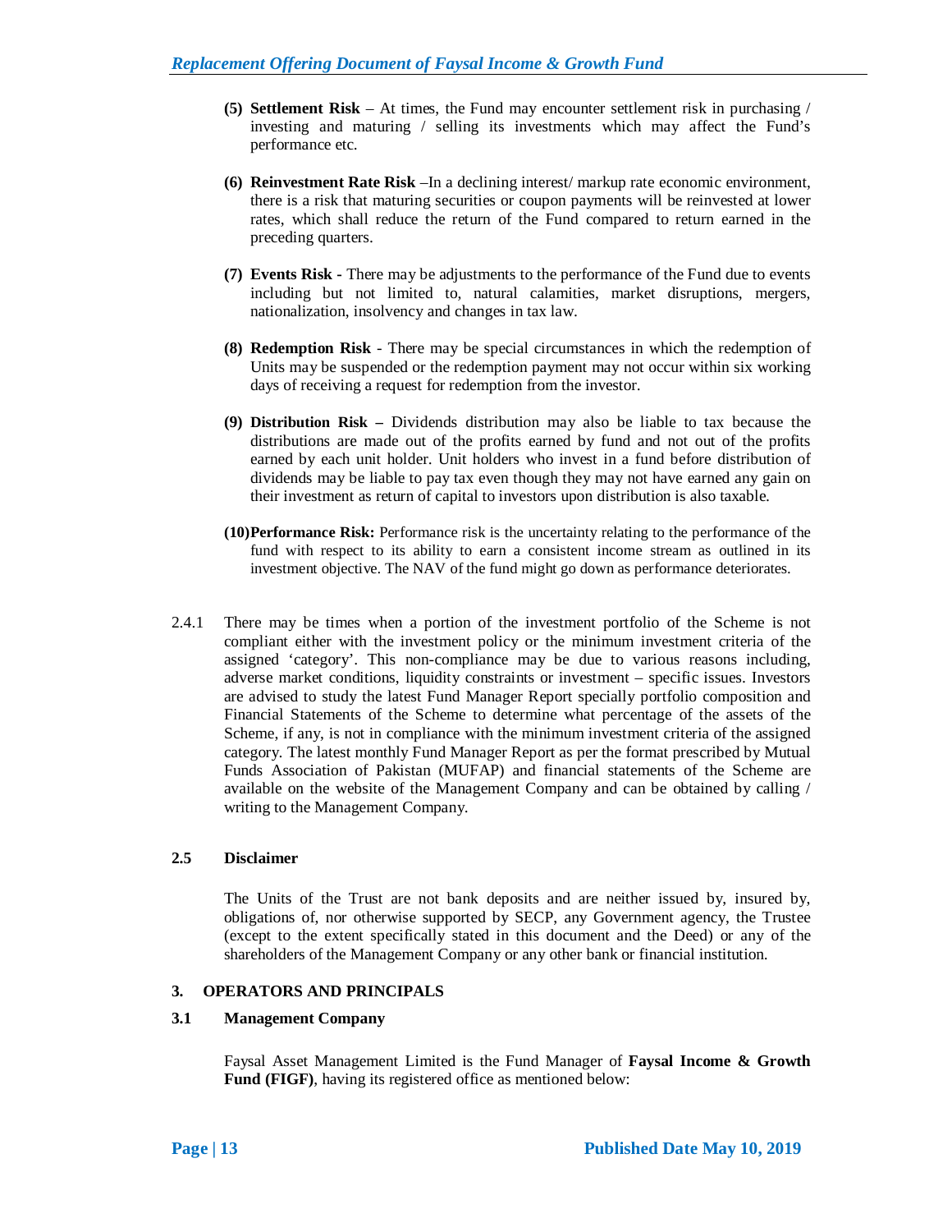**(5) Settlement Risk** – At times, the Fund may encounter settlement risk in purchasing / investing and maturing / selling its investments which may affect the Fund's performance etc.

**(6) Reinvestment Rate Risk** –In a declining interest/ markup rate economic environment, there is a risk that maturing securities or coupon payments will be reinvested at lower rates, which shall reduce the return of the Fund compared to return earned in the preceding quarters.

**(7) Events Risk -** There may be adjustments to the performance of the Fund due to events including but not limited to, natural calamities, market disruptions, mergers, nationalization, insolvency and changes in tax law.

**(8) Redemption Risk** - There may be special circumstances in which the redemption of Units may be suspended or the redemption payment may not occur within six working days of receiving a request for redemption from the investor.

**(9) Distribution Risk –** Dividends distribution may also be liable to tax because the distributions are made out of the profits earned by fund and not out of the profits earned by each unit holder. Unit holders who invest in a fund before distribution of dividends may be liable to pay tax even though they may not have earned any gain on their investment as return of capital to investors upon distribution is also taxable.

**(10) Performance Risk:** Performance risk is the uncertainty relating to the performance of the fund with respect to its ability to earn a consistent income stream as outlined in its investment objective. The NAV of the fund might go down as performance deteriorates.

2.4.1 There may be times when a portion of the investment portfolio of the Scheme is not compliant either with the investment policy or the minimum investment criteria of the assigned 'category'. This non-compliance may be due to various reasons including, adverse market conditions, liquidity constraints or investment – specific issues. Investors are advised to study the latest Fund Manager Report specially portfolio composition and Financial Statements of the Scheme to determine what percentage of the assets of the Scheme, if any, is not in compliance with the minimum investment criteria of the assigned category. The latest monthly Fund Manager Report as per the format prescribed by Mutual Funds Association of Pakistan (MUFAP) and financial statements of the Scheme are available on the website of the Management Company and can be obtained by calling / writing to the Management Company.

### 2.5 Disclaimer

The Units of the Trust are not bank deposits and are neither issued by, insured by, obligations of, nor otherwise supported by SECP, any Government agency, the Trustee (except to the extent specifically stated in this document and the Deed) or any of the shareholders of the Management Company or any other bank or financial institution.

## 3. OPERATORS AND PRINCIPALS

### 3.1 Management Company

Faysal Asset Management Limited is the Fund Manager of **Faysal Income & Growth Fund (FIGF)**, having its registered office as mentioned below: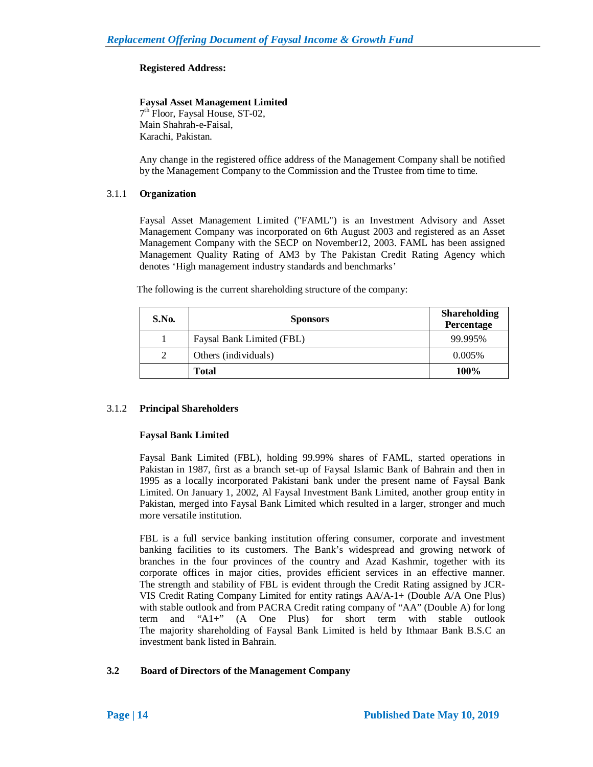**Registered Address:**

**Faysal Asset Management Limited**
7th Floor, Faysal House, ST-02,
Main Shahrah-e-Faisal,
Karachi, Pakistan.

Any change in the registered office address of the Management Company shall be notified by the Management Company to the Commission and the Trustee from time to time.

### 3.1.1 Organization

Faysal Asset Management Limited ("FAML") is an Investment Advisory and Asset Management Company was incorporated on 6th August 2003 and registered as an Asset Management Company with the SECP on November12, 2003. FAML has been assigned Management Quality Rating of AM3 by The Pakistan Credit Rating Agency which denotes 'High management industry standards and benchmarks'

The following is the current shareholding structure of the company:

| S.No. | Sponsors | Shareholding Percentage |
|---|---|---|
| 1 | Faysal Bank Limited (FBL) | 99.995% |
| 2 | Others (individuals) | 0.005% |
| | **Total** | **100%** |

### 3.1.2 Principal Shareholders

**Faysal Bank Limited**

Faysal Bank Limited (FBL), holding 99.99% shares of FAML, started operations in Pakistan in 1987, first as a branch set-up of Faysal Islamic Bank of Bahrain and then in 1995 as a locally incorporated Pakistani bank under the present name of Faysal Bank Limited. On January 1, 2002, Al Faysal Investment Bank Limited, another group entity in Pakistan, merged into Faysal Bank Limited which resulted in a larger, stronger and much more versatile institution.

FBL is a full service banking institution offering consumer, corporate and investment banking facilities to its customers. The Bank's widespread and growing network of branches in the four provinces of the country and Azad Kashmir, together with its corporate offices in major cities, provides efficient services in an effective manner. The strength and stability of FBL is evident through the Credit Rating assigned by JCR-VIS Credit Rating Company Limited for entity ratings AA/A-1+ (Double A/A One Plus) with stable outlook and from PACRA Credit rating company of "AA" (Double A) for long term and "A1+" (A One Plus) for short term with stable outlook The majority shareholding of Faysal Bank Limited is held by Ithmaar Bank B.S.C an investment bank listed in Bahrain.

## 3.2 Board of Directors of the Management Company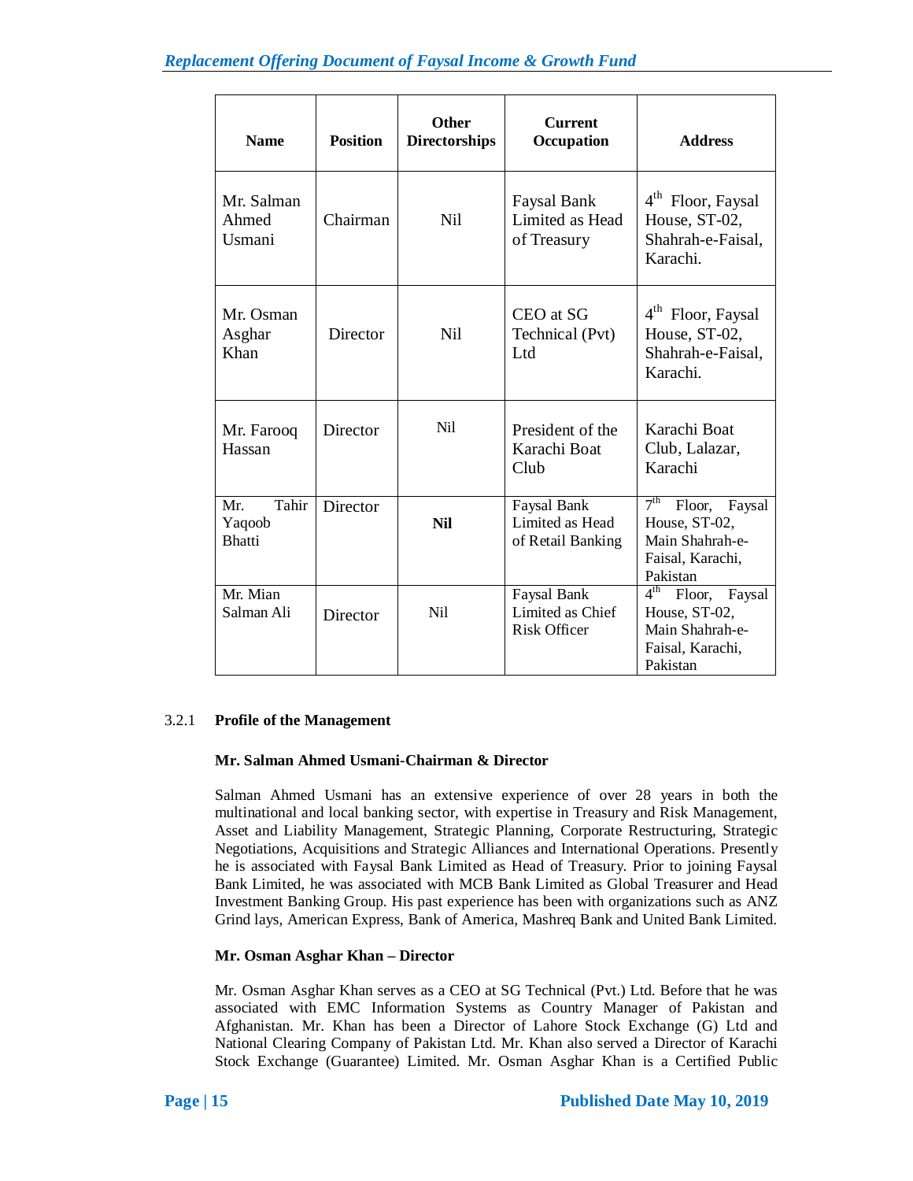| Name | Position | Other Directorships | Current Occupation | Address |
|---|---|---|---|---|
| Mr. Salman Ahmed Usmani | Chairman | Nil | Faysal Bank Limited as Head of Treasury | 4th Floor, Faysal House, ST-02, Shahrah-e-Faisal, Karachi. |
| Mr. Osman Asghar Khan | Director | Nil | CEO at SG Technical (Pvt) Ltd | 4th Floor, Faysal House, ST-02, Shahrah-e-Faisal, Karachi. |
| Mr. Farooq Hassan | Director | Nil | President of the Karachi Boat Club | Karachi Boat Club, Lalazar, Karachi |
| Mr. Tahir Yaqoob Bhatti | Director | **Nil** | Faysal Bank Limited as Head of Retail Banking | 7th Floor, Faysal House, ST-02, Main Shahrah-e-Faisal, Karachi, Pakistan |
| Mr. Mian Salman Ali | Director | Nil | Faysal Bank Limited as Chief Risk Officer | 4th Floor, Faysal House, ST-02, Main Shahrah-e-Faisal, Karachi, Pakistan |

3.2.1 **Profile of the Management**

**Mr. Salman Ahmed Usmani-Chairman & Director**

Salman Ahmed Usmani has an extensive experience of over 28 years in both the multinational and local banking sector, with expertise in Treasury and Risk Management, Asset and Liability Management, Strategic Planning, Corporate Restructuring, Strategic Negotiations, Acquisitions and Strategic Alliances and International Operations. Presently he is associated with Faysal Bank Limited as Head of Treasury. Prior to joining Faysal Bank Limited, he was associated with MCB Bank Limited as Global Treasurer and Head Investment Banking Group. His past experience has been with organizations such as ANZ Grind lays, American Express, Bank of America, Mashreq Bank and United Bank Limited.

**Mr. Osman Asghar Khan – Director**

Mr. Osman Asghar Khan serves as a CEO at SG Technical (Pvt.) Ltd. Before that he was associated with EMC Information Systems as Country Manager of Pakistan and Afghanistan. Mr. Khan has been a Director of Lahore Stock Exchange (G) Ltd and National Clearing Company of Pakistan Ltd. Mr. Khan also served a Director of Karachi Stock Exchange (Guarantee) Limited. Mr. Osman Asghar Khan is a Certified Public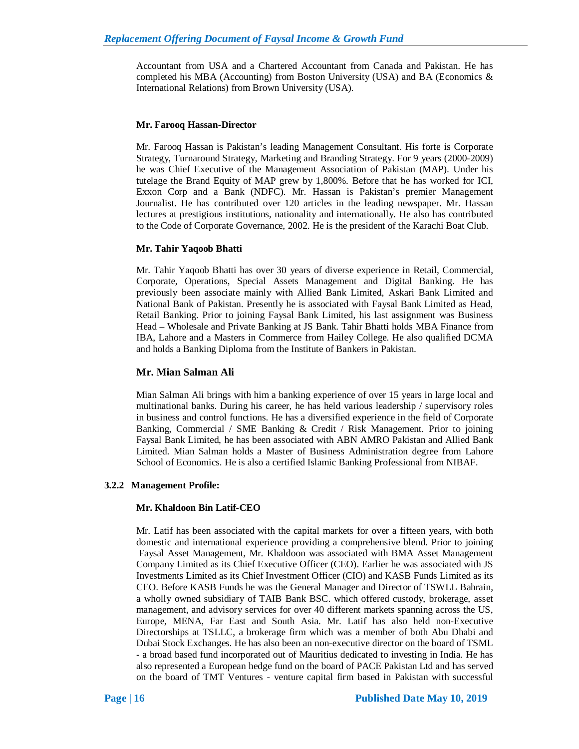Accountant from USA and a Chartered Accountant from Canada and Pakistan. He has completed his MBA (Accounting) from Boston University (USA) and BA (Economics & International Relations) from Brown University (USA).

**Mr. Farooq Hassan-Director**

Mr. Farooq Hassan is Pakistan's leading Management Consultant. His forte is Corporate Strategy, Turnaround Strategy, Marketing and Branding Strategy. For 9 years (2000-2009) he was Chief Executive of the Management Association of Pakistan (MAP). Under his tutelage the Brand Equity of MAP grew by 1,800%. Before that he has worked for ICI, Exxon Corp and a Bank (NDFC). Mr. Hassan is Pakistan's premier Management Journalist. He has contributed over 120 articles in the leading newspaper. Mr. Hassan lectures at prestigious institutions, nationality and internationally. He also has contributed to the Code of Corporate Governance, 2002. He is the president of the Karachi Boat Club.

**Mr. Tahir Yaqoob Bhatti**

Mr. Tahir Yaqoob Bhatti has over 30 years of diverse experience in Retail, Commercial, Corporate, Operations, Special Assets Management and Digital Banking. He has previously been associate mainly with Allied Bank Limited, Askari Bank Limited and National Bank of Pakistan. Presently he is associated with Faysal Bank Limited as Head, Retail Banking. Prior to joining Faysal Bank Limited, his last assignment was Business Head – Wholesale and Private Banking at JS Bank. Tahir Bhatti holds MBA Finance from IBA, Lahore and a Masters in Commerce from Hailey College. He also qualified DCMA and holds a Banking Diploma from the Institute of Bankers in Pakistan.

**Mr. Mian Salman Ali**

Mian Salman Ali brings with him a banking experience of over 15 years in large local and multinational banks. During his career, he has held various leadership / supervisory roles in business and control functions. He has a diversified experience in the field of Corporate Banking, Commercial / SME Banking & Credit / Risk Management. Prior to joining Faysal Bank Limited, he has been associated with ABN AMRO Pakistan and Allied Bank Limited. Mian Salman holds a Master of Business Administration degree from Lahore School of Economics. He is also a certified Islamic Banking Professional from NIBAF.

### 3.2.2 Management Profile:

**Mr. Khaldoon Bin Latif-CEO**

Mr. Latif has been associated with the capital markets for over a fifteen years, with both domestic and international experience providing a comprehensive blend. Prior to joining Faysal Asset Management, Mr. Khaldoon was associated with BMA Asset Management Company Limited as its Chief Executive Officer (CEO). Earlier he was associated with JS Investments Limited as its Chief Investment Officer (CIO) and KASB Funds Limited as its CEO. Before KASB Funds he was the General Manager and Director of TSWLL Bahrain, a wholly owned subsidiary of TAIB Bank BSC. which offered custody, brokerage, asset management, and advisory services for over 40 different markets spanning across the US, Europe, MENA, Far East and South Asia. Mr. Latif has also held non-Executive Directorships at TSLLC, a brokerage firm which was a member of both Abu Dhabi and Dubai Stock Exchanges. He has also been an non-executive director on the board of TSML - a broad based fund incorporated out of Mauritius dedicated to investing in India. He has also represented a European hedge fund on the board of PACE Pakistan Ltd and has served on the board of TMT Ventures - venture capital firm based in Pakistan with successful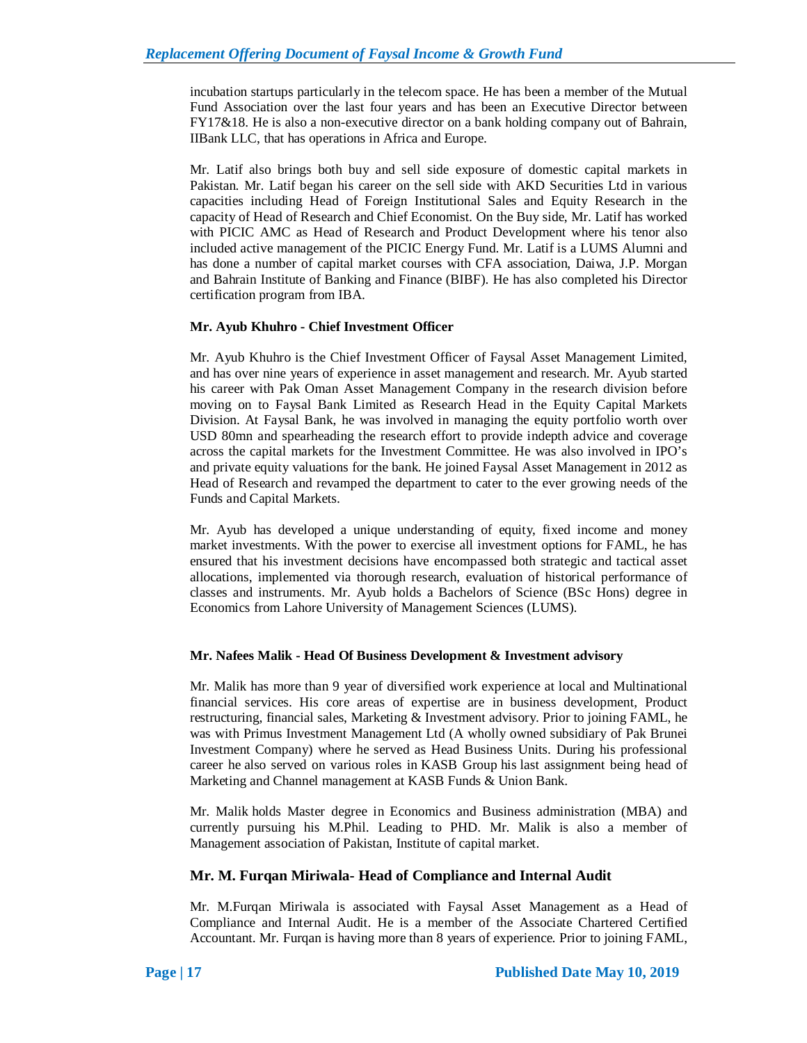incubation startups particularly in the telecom space. He has been a member of the Mutual Fund Association over the last four years and has been an Executive Director between FY17&18. He is also a non-executive director on a bank holding company out of Bahrain, IIBank LLC, that has operations in Africa and Europe.

Mr. Latif also brings both buy and sell side exposure of domestic capital markets in Pakistan. Mr. Latif began his career on the sell side with AKD Securities Ltd in various capacities including Head of Foreign Institutional Sales and Equity Research in the capacity of Head of Research and Chief Economist. On the Buy side, Mr. Latif has worked with PICIC AMC as Head of Research and Product Development where his tenor also included active management of the PICIC Energy Fund. Mr. Latif is a LUMS Alumni and has done a number of capital market courses with CFA association, Daiwa, J.P. Morgan and Bahrain Institute of Banking and Finance (BIBF). He has also completed his Director certification program from IBA.

**Mr. Ayub Khuhro - Chief Investment Officer**

Mr. Ayub Khuhro is the Chief Investment Officer of Faysal Asset Management Limited, and has over nine years of experience in asset management and research. Mr. Ayub started his career with Pak Oman Asset Management Company in the research division before moving on to Faysal Bank Limited as Research Head in the Equity Capital Markets Division. At Faysal Bank, he was involved in managing the equity portfolio worth over USD 80mn and spearheading the research effort to provide indepth advice and coverage across the capital markets for the Investment Committee. He was also involved in IPO's and private equity valuations for the bank. He joined Faysal Asset Management in 2012 as Head of Research and revamped the department to cater to the ever growing needs of the Funds and Capital Markets.

Mr. Ayub has developed a unique understanding of equity, fixed income and money market investments. With the power to exercise all investment options for FAML, he has ensured that his investment decisions have encompassed both strategic and tactical asset allocations, implemented via thorough research, evaluation of historical performance of classes and instruments. Mr. Ayub holds a Bachelors of Science (BSc Hons) degree in Economics from Lahore University of Management Sciences (LUMS).

**Mr. Nafees Malik - Head Of Business Development & Investment advisory**

Mr. Malik has more than 9 year of diversified work experience at local and Multinational financial services. His core areas of expertise are in business development, Product restructuring, financial sales, Marketing & Investment advisory. Prior to joining FAML, he was with Primus Investment Management Ltd (A wholly owned subsidiary of Pak Brunei Investment Company) where he served as Head Business Units. During his professional career he also served on various roles in KASB Group his last assignment being head of Marketing and Channel management at KASB Funds & Union Bank.

Mr. Malik holds Master degree in Economics and Business administration (MBA) and currently pursuing his M.Phil. Leading to PHD. Mr. Malik is also a member of Management association of Pakistan, Institute of capital market.

### Mr. M. Furqan Miriwala- Head of Compliance and Internal Audit

Mr. M.Furqan Miriwala is associated with Faysal Asset Management as a Head of Compliance and Internal Audit. He is a member of the Associate Chartered Certified Accountant. Mr. Furqan is having more than 8 years of experience. Prior to joining FAML,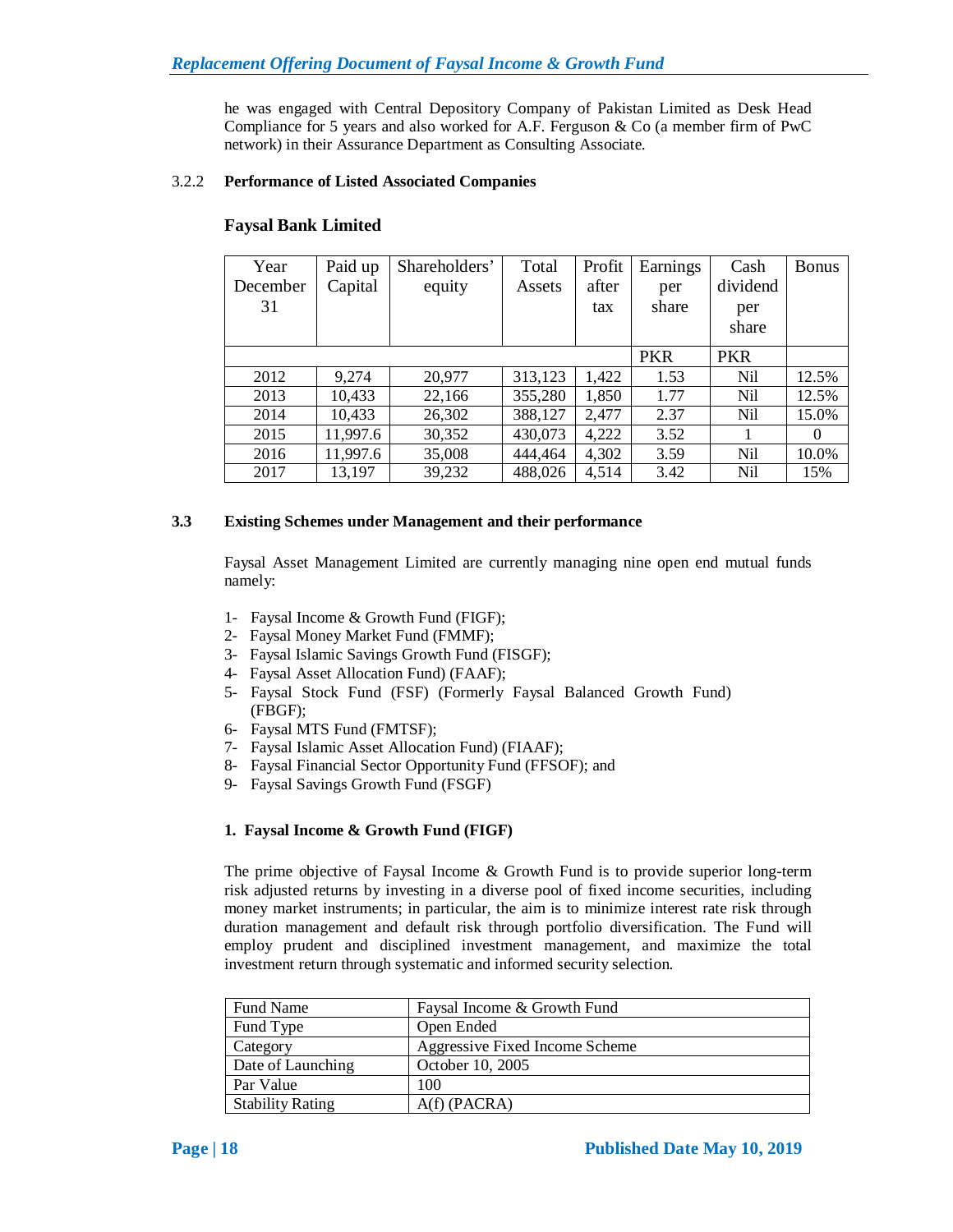he was engaged with Central Depository Company of Pakistan Limited as Desk Head Compliance for 5 years and also worked for A.F. Ferguson & Co (a member firm of PwC network) in their Assurance Department as Consulting Associate.

### 3.2.2 Performance of Listed Associated Companies

**Faysal Bank Limited**

| Year December 31 | Paid up Capital | Shareholders' equity | Total Assets | Profit after tax | Earnings per share | Cash dividend per share | Bonus |
|---|---|---|---|---|---|---|---|
| | | | | | PKR | PKR | |
| 2012 | 9,274 | 20,977 | 313,123 | 1,422 | 1.53 | Nil | 12.5% |
| 2013 | 10,433 | 22,166 | 355,280 | 1,850 | 1.77 | Nil | 12.5% |
| 2014 | 10,433 | 26,302 | 388,127 | 2,477 | 2.37 | Nil | 15.0% |
| 2015 | 11,997.6 | 30,352 | 430,073 | 4,222 | 3.52 | 1 | 0 |
| 2016 | 11,997.6 | 35,008 | 444,464 | 4,302 | 3.59 | Nil | 10.0% |
| 2017 | 13,197 | 39,232 | 488,026 | 4,514 | 3.42 | Nil | 15% |

## 3.3 Existing Schemes under Management and their performance

Faysal Asset Management Limited are currently managing nine open end mutual funds namely:

1- Faysal Income & Growth Fund (FIGF);
2- Faysal Money Market Fund (FMMF);
3- Faysal Islamic Savings Growth Fund (FISGF);
4- Faysal Asset Allocation Fund) (FAAF);
5- Faysal Stock Fund (FSF) (Formerly Faysal Balanced Growth Fund) (FBGF);
6- Faysal MTS Fund (FMTSF);
7- Faysal Islamic Asset Allocation Fund) (FIAAF);
8- Faysal Financial Sector Opportunity Fund (FFSOF); and
9- Faysal Savings Growth Fund (FSGF)

**1. Faysal Income & Growth Fund (FIGF)**

The prime objective of Faysal Income & Growth Fund is to provide superior long-term risk adjusted returns by investing in a diverse pool of fixed income securities, including money market instruments; in particular, the aim is to minimize interest rate risk through duration management and default risk through portfolio diversification. The Fund will employ prudent and disciplined investment management, and maximize the total investment return through systematic and informed security selection.

| | |
|---|---|
| Fund Name | Faysal Income & Growth Fund |
| Fund Type | Open Ended |
| Category | Aggressive Fixed Income Scheme |
| Date of Launching | October 10, 2005 |
| Par Value | 100 |
| Stability Rating | A(f) (PACRA) |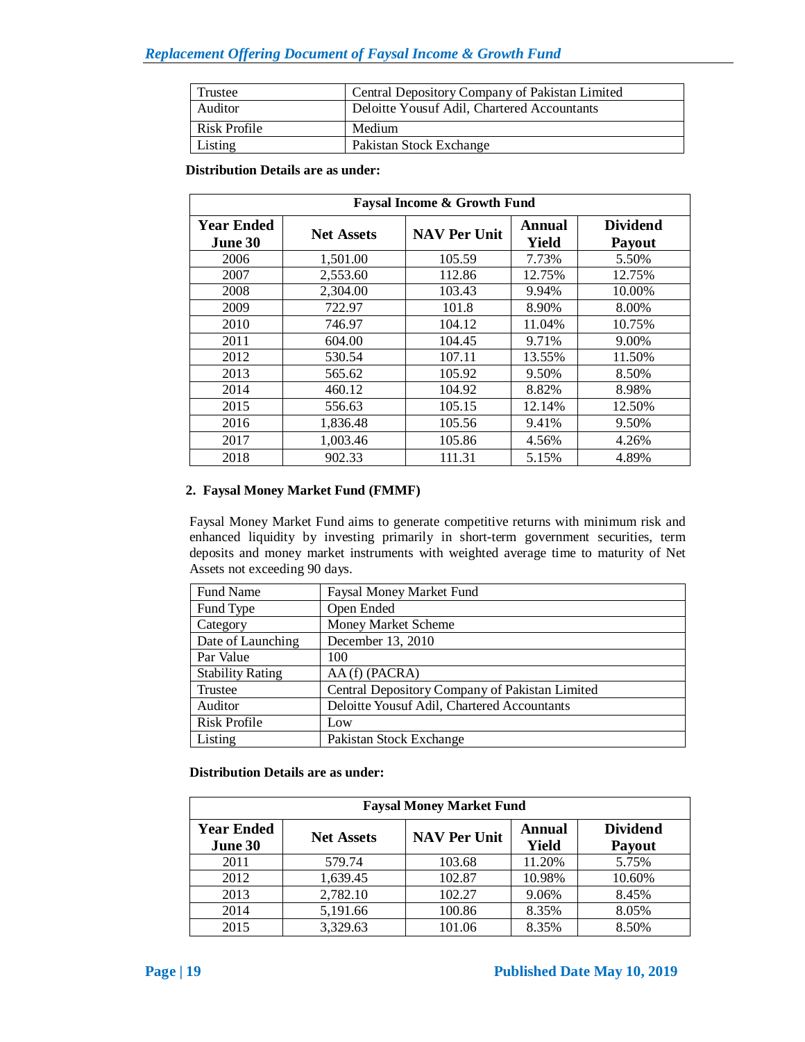| | |
|---|---|
| Trustee | Central Depository Company of Pakistan Limited |
| Auditor | Deloitte Yousuf Adil, Chartered Accountants |
| Risk Profile | Medium |
| Listing | Pakistan Stock Exchange |

**Distribution Details are as under:**

| Faysal Income & Growth Fund | | | | |
|---|---|---|---|---|
| **Year Ended June 30** | **Net Assets** | **NAV Per Unit** | **Annual Yield** | **Dividend Payout** |
| 2006 | 1,501.00 | 105.59 | 7.73% | 5.50% |
| 2007 | 2,553.60 | 112.86 | 12.75% | 12.75% |
| 2008 | 2,304.00 | 103.43 | 9.94% | 10.00% |
| 2009 | 722.97 | 101.8 | 8.90% | 8.00% |
| 2010 | 746.97 | 104.12 | 11.04% | 10.75% |
| 2011 | 604.00 | 104.45 | 9.71% | 9.00% |
| 2012 | 530.54 | 107.11 | 13.55% | 11.50% |
| 2013 | 565.62 | 105.92 | 9.50% | 8.50% |
| 2014 | 460.12 | 104.92 | 8.82% | 8.98% |
| 2015 | 556.63 | 105.15 | 12.14% | 12.50% |
| 2016 | 1,836.48 | 105.56 | 9.41% | 9.50% |
| 2017 | 1,003.46 | 105.86 | 4.56% | 4.26% |
| 2018 | 902.33 | 111.31 | 5.15% | 4.89% |

**2. Faysal Money Market Fund (FMMF)**

Faysal Money Market Fund aims to generate competitive returns with minimum risk and enhanced liquidity by investing primarily in short-term government securities, term deposits and money market instruments with weighted average time to maturity of Net Assets not exceeding 90 days.

| | |
|---|---|
| Fund Name | Faysal Money Market Fund |
| Fund Type | Open Ended |
| Category | Money Market Scheme |
| Date of Launching | December 13, 2010 |
| Par Value | 100 |
| Stability Rating | AA (f) (PACRA) |
| Trustee | Central Depository Company of Pakistan Limited |
| Auditor | Deloitte Yousuf Adil, Chartered Accountants |
| Risk Profile | Low |
| Listing | Pakistan Stock Exchange |

**Distribution Details are as under:**

| Faysal Money Market Fund | | | | |
|---|---|---|---|---|
| **Year Ended June 30** | **Net Assets** | **NAV Per Unit** | **Annual Yield** | **Dividend Payout** |
| 2011 | 579.74 | 103.68 | 11.20% | 5.75% |
| 2012 | 1,639.45 | 102.87 | 10.98% | 10.60% |
| 2013 | 2,782.10 | 102.27 | 9.06% | 8.45% |
| 2014 | 5,191.66 | 100.86 | 8.35% | 8.05% |
| 2015 | 3,329.63 | 101.06 | 8.35% | 8.50% |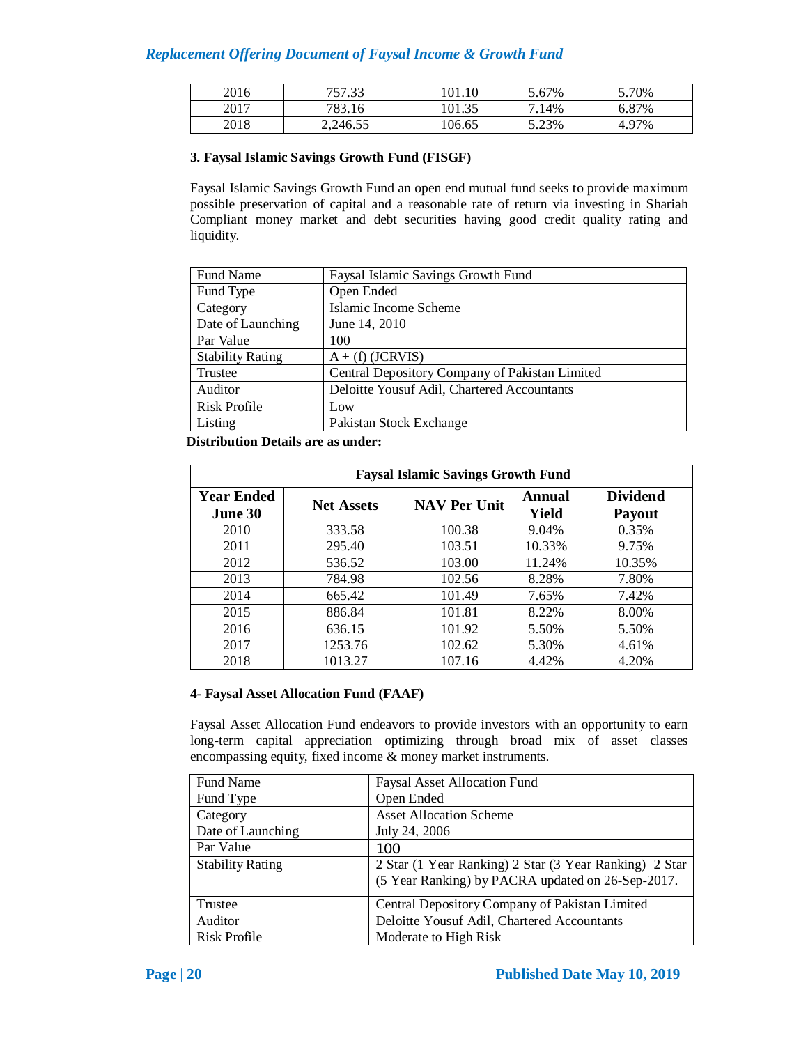| | | | | |
|---|---|---|---|---|
| 2016 | 757.33 | 101.10 | 5.67% | 5.70% |
| 2017 | 783.16 | 101.35 | 7.14% | 6.87% |
| 2018 | 2,246.55 | 106.65 | 5.23% | 4.97% |

**3. Faysal Islamic Savings Growth Fund (FISGF)**

Faysal Islamic Savings Growth Fund an open end mutual fund seeks to provide maximum possible preservation of capital and a reasonable rate of return via investing in Shariah Compliant money market and debt securities having good credit quality rating and liquidity.

| | |
|---|---|
| Fund Name | Faysal Islamic Savings Growth Fund |
| Fund Type | Open Ended |
| Category | Islamic Income Scheme |
| Date of Launching | June 14, 2010 |
| Par Value | 100 |
| Stability Rating | A + (f) (JCRVIS) |
| Trustee | Central Depository Company of Pakistan Limited |
| Auditor | Deloitte Yousuf Adil, Chartered Accountants |
| Risk Profile | Low |
| Listing | Pakistan Stock Exchange |

**Distribution Details are as under:**

| Faysal Islamic Savings Growth Fund | | | | |
|---|---|---|---|---|
| **Year Ended June 30** | **Net Assets** | **NAV Per Unit** | **Annual Yield** | **Dividend Payout** |
| 2010 | 333.58 | 100.38 | 9.04% | 0.35% |
| 2011 | 295.40 | 103.51 | 10.33% | 9.75% |
| 2012 | 536.52 | 103.00 | 11.24% | 10.35% |
| 2013 | 784.98 | 102.56 | 8.28% | 7.80% |
| 2014 | 665.42 | 101.49 | 7.65% | 7.42% |
| 2015 | 886.84 | 101.81 | 8.22% | 8.00% |
| 2016 | 636.15 | 101.92 | 5.50% | 5.50% |
| 2017 | 1253.76 | 102.62 | 5.30% | 4.61% |
| 2018 | 1013.27 | 107.16 | 4.42% | 4.20% |

**4- Faysal Asset Allocation Fund (FAAF)**

Faysal Asset Allocation Fund endeavors to provide investors with an opportunity to earn long-term capital appreciation optimizing through broad mix of asset classes encompassing equity, fixed income & money market instruments.

| | |
|---|---|
| Fund Name | Faysal Asset Allocation Fund |
| Fund Type | Open Ended |
| Category | Asset Allocation Scheme |
| Date of Launching | July 24, 2006 |
| Par Value | 100 |
| Stability Rating | 2 Star (1 Year Ranking) 2 Star (3 Year Ranking) 2 Star (5 Year Ranking) by PACRA updated on 26-Sep-2017. |
| Trustee | Central Depository Company of Pakistan Limited |
| Auditor | Deloitte Yousuf Adil, Chartered Accountants |
| Risk Profile | Moderate to High Risk |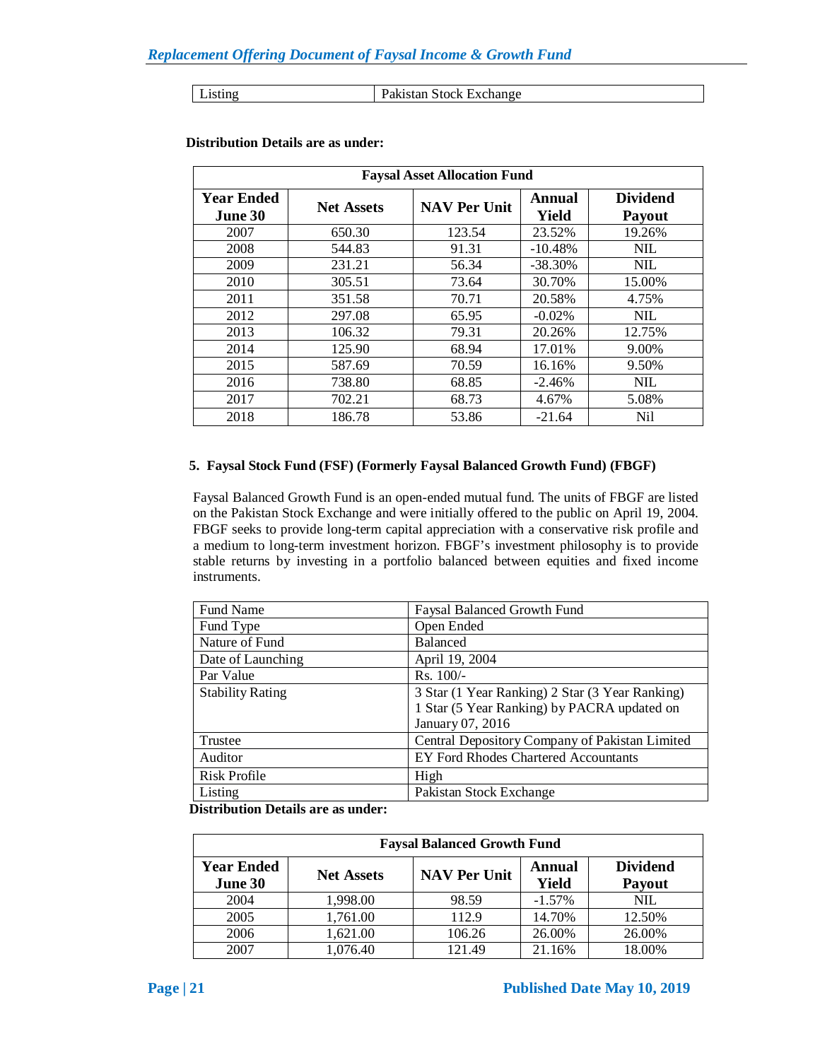| | |
|---|---|
| Listing | Pakistan Stock Exchange |

**Distribution Details are as under:**

| Faysal Asset Allocation Fund | | | | |
|---|---|---|---|---|
| **Year Ended June 30** | **Net Assets** | **NAV Per Unit** | **Annual Yield** | **Dividend Payout** |
| 2007 | 650.30 | 123.54 | 23.52% | 19.26% |
| 2008 | 544.83 | 91.31 | -10.48% | NIL |
| 2009 | 231.21 | 56.34 | -38.30% | NIL |
| 2010 | 305.51 | 73.64 | 30.70% | 15.00% |
| 2011 | 351.58 | 70.71 | 20.58% | 4.75% |
| 2012 | 297.08 | 65.95 | -0.02% | NIL |
| 2013 | 106.32 | 79.31 | 20.26% | 12.75% |
| 2014 | 125.90 | 68.94 | 17.01% | 9.00% |
| 2015 | 587.69 | 70.59 | 16.16% | 9.50% |
| 2016 | 738.80 | 68.85 | -2.46% | NIL |
| 2017 | 702.21 | 68.73 | 4.67% | 5.08% |
| 2018 | 186.78 | 53.86 | -21.64 | Nil |

**5. Faysal Stock Fund (FSF) (Formerly Faysal Balanced Growth Fund) (FBGF)**

Faysal Balanced Growth Fund is an open-ended mutual fund. The units of FBGF are listed on the Pakistan Stock Exchange and were initially offered to the public on April 19, 2004. FBGF seeks to provide long-term capital appreciation with a conservative risk profile and a medium to long-term investment horizon. FBGF's investment philosophy is to provide stable returns by investing in a portfolio balanced between equities and fixed income instruments.

| | |
|---|---|
| Fund Name | Faysal Balanced Growth Fund |
| Fund Type | Open Ended |
| Nature of Fund | Balanced |
| Date of Launching | April 19, 2004 |
| Par Value | Rs. 100/- |
| Stability Rating | 3 Star (1 Year Ranking) 2 Star (3 Year Ranking) 1 Star (5 Year Ranking) by PACRA updated on January 07, 2016 |
| Trustee | Central Depository Company of Pakistan Limited |
| Auditor | EY Ford Rhodes Chartered Accountants |
| Risk Profile | High |
| Listing | Pakistan Stock Exchange |

**Distribution Details are as under:**

| Faysal Balanced Growth Fund | | | | |
|---|---|---|---|---|
| **Year Ended June 30** | **Net Assets** | **NAV Per Unit** | **Annual Yield** | **Dividend Payout** |
| 2004 | 1,998.00 | 98.59 | -1.57% | NIL |
| 2005 | 1,761.00 | 112.9 | 14.70% | 12.50% |
| 2006 | 1,621.00 | 106.26 | 26.00% | 26.00% |
| 2007 | 1,076.40 | 121.49 | 21.16% | 18.00% |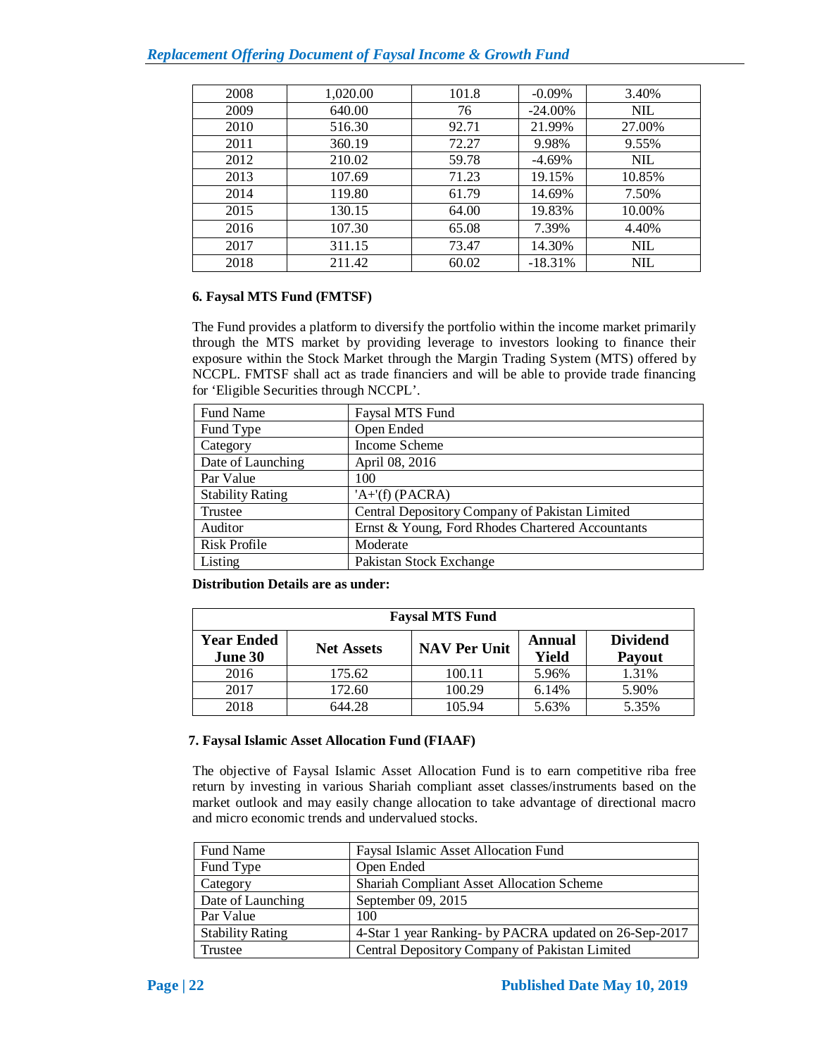| | | | | |
|---|---|---|---|---|
| 2008 | 1,020.00 | 101.8 | -0.09% | 3.40% |
| 2009 | 640.00 | 76 | -24.00% | NIL |
| 2010 | 516.30 | 92.71 | 21.99% | 27.00% |
| 2011 | 360.19 | 72.27 | 9.98% | 9.55% |
| 2012 | 210.02 | 59.78 | -4.69% | NIL |
| 2013 | 107.69 | 71.23 | 19.15% | 10.85% |
| 2014 | 119.80 | 61.79 | 14.69% | 7.50% |
| 2015 | 130.15 | 64.00 | 19.83% | 10.00% |
| 2016 | 107.30 | 65.08 | 7.39% | 4.40% |
| 2017 | 311.15 | 73.47 | 14.30% | NIL |
| 2018 | 211.42 | 60.02 | -18.31% | NIL |

**6. Faysal MTS Fund (FMTSF)**

The Fund provides a platform to diversify the portfolio within the income market primarily through the MTS market by providing leverage to investors looking to finance their exposure within the Stock Market through the Margin Trading System (MTS) offered by NCCPL. FMTSF shall act as trade financiers and will be able to provide trade financing for 'Eligible Securities through NCCPL'.

| | |
|---|---|
| Fund Name | Faysal MTS Fund |
| Fund Type | Open Ended |
| Category | Income Scheme |
| Date of Launching | April 08, 2016 |
| Par Value | 100 |
| Stability Rating | 'A+'(f) (PACRA) |
| Trustee | Central Depository Company of Pakistan Limited |
| Auditor | Ernst & Young, Ford Rhodes Chartered Accountants |
| Risk Profile | Moderate |
| Listing | Pakistan Stock Exchange |

**Distribution Details are as under:**

| Faysal MTS Fund | | | | |
|---|---|---|---|---|
| **Year Ended June 30** | **Net Assets** | **NAV Per Unit** | **Annual Yield** | **Dividend Payout** |
| 2016 | 175.62 | 100.11 | 5.96% | 1.31% |
| 2017 | 172.60 | 100.29 | 6.14% | 5.90% |
| 2018 | 644.28 | 105.94 | 5.63% | 5.35% |

**7. Faysal Islamic Asset Allocation Fund (FIAAF)**

The objective of Faysal Islamic Asset Allocation Fund is to earn competitive riba free return by investing in various Shariah compliant asset classes/instruments based on the market outlook and may easily change allocation to take advantage of directional macro and micro economic trends and undervalued stocks.

| | |
|---|---|
| Fund Name | Faysal Islamic Asset Allocation Fund |
| Fund Type | Open Ended |
| Category | Shariah Compliant Asset Allocation Scheme |
| Date of Launching | September 09, 2015 |
| Par Value | 100 |
| Stability Rating | 4-Star 1 year Ranking- by PACRA updated on 26-Sep-2017 |
| Trustee | Central Depository Company of Pakistan Limited |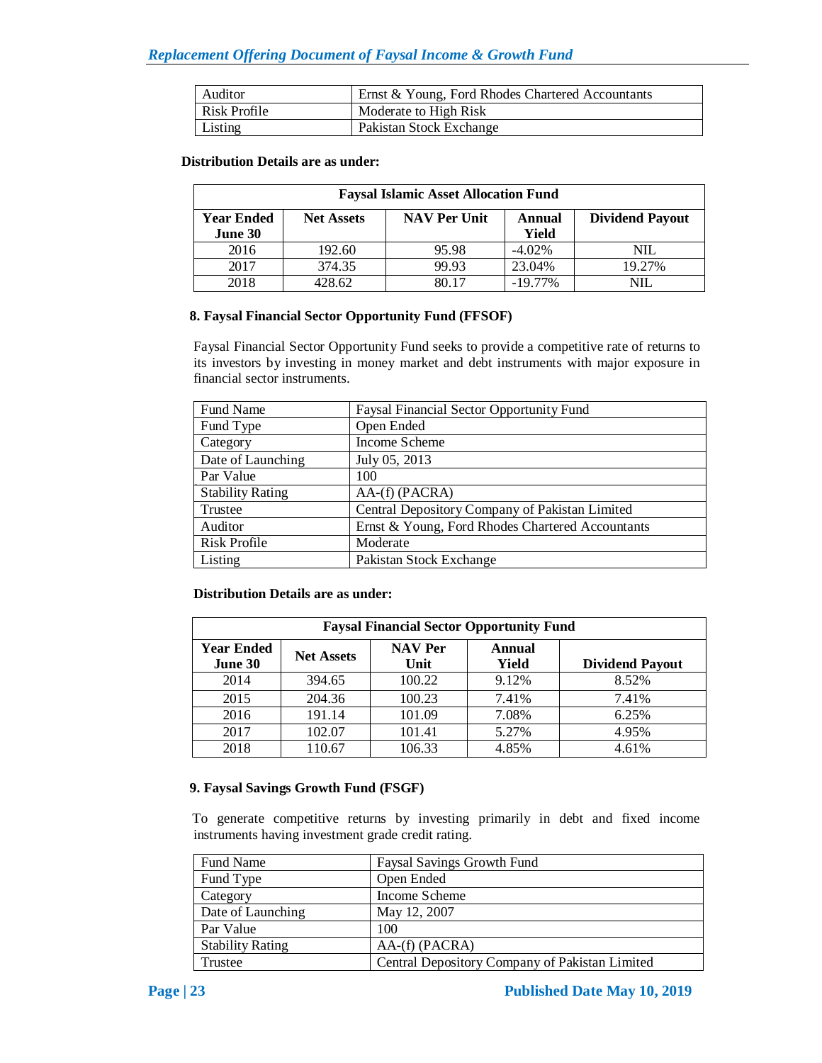| | |
|---|---|
| Auditor | Ernst & Young, Ford Rhodes Chartered Accountants |
| Risk Profile | Moderate to High Risk |
| Listing | Pakistan Stock Exchange |

**Distribution Details are as under:**

| Faysal Islamic Asset Allocation Fund | | | | |
|---|---|---|---|---|
| **Year Ended June 30** | **Net Assets** | **NAV Per Unit** | **Annual Yield** | **Dividend Payout** |
| 2016 | 192.60 | 95.98 | -4.02% | NIL |
| 2017 | 374.35 | 99.93 | 23.04% | 19.27% |
| 2018 | 428.62 | 80.17 | -19.77% | NIL |

### 8. Faysal Financial Sector Opportunity Fund (FFSOF)

Faysal Financial Sector Opportunity Fund seeks to provide a competitive rate of returns to its investors by investing in money market and debt instruments with major exposure in financial sector instruments.

| | |
|---|---|
| Fund Name | Faysal Financial Sector Opportunity Fund |
| Fund Type | Open Ended |
| Category | Income Scheme |
| Date of Launching | July 05, 2013 |
| Par Value | 100 |
| Stability Rating | AA-(f) (PACRA) |
| Trustee | Central Depository Company of Pakistan Limited |
| Auditor | Ernst & Young, Ford Rhodes Chartered Accountants |
| Risk Profile | Moderate |
| Listing | Pakistan Stock Exchange |

**Distribution Details are as under:**

| Faysal Financial Sector Opportunity Fund | | | | |
|---|---|---|---|---|
| **Year Ended June 30** | **Net Assets** | **NAV Per Unit** | **Annual Yield** | **Dividend Payout** |
| 2014 | 394.65 | 100.22 | 9.12% | 8.52% |
| 2015 | 204.36 | 100.23 | 7.41% | 7.41% |
| 2016 | 191.14 | 101.09 | 7.08% | 6.25% |
| 2017 | 102.07 | 101.41 | 5.27% | 4.95% |
| 2018 | 110.67 | 106.33 | 4.85% | 4.61% |

### 9. Faysal Savings Growth Fund (FSGF)

To generate competitive returns by investing primarily in debt and fixed income instruments having investment grade credit rating.

| | |
|---|---|
| Fund Name | Faysal Savings Growth Fund |
| Fund Type | Open Ended |
| Category | Income Scheme |
| Date of Launching | May 12, 2007 |
| Par Value | 100 |
| Stability Rating | AA-(f) (PACRA) |
| Trustee | Central Depository Company of Pakistan Limited |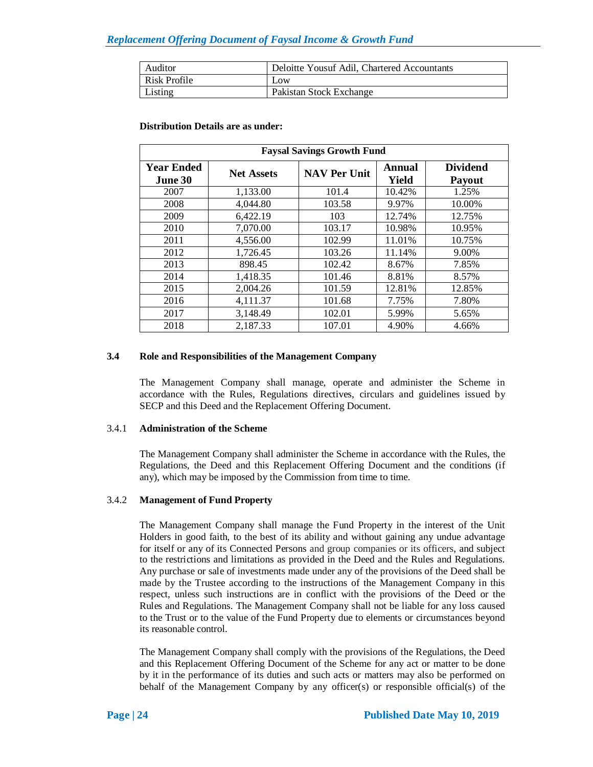| | |
|---|---|
| Auditor | Deloitte Yousuf Adil, Chartered Accountants |
| Risk Profile | Low |
| Listing | Pakistan Stock Exchange |

**Distribution Details are as under:**

| Faysal Savings Growth Fund | | | | |
|---|---|---|---|---|
| **Year Ended June 30** | **Net Assets** | **NAV Per Unit** | **Annual Yield** | **Dividend Payout** |
| 2007 | 1,133.00 | 101.4 | 10.42% | 1.25% |
| 2008 | 4,044.80 | 103.58 | 9.97% | 10.00% |
| 2009 | 6,422.19 | 103 | 12.74% | 12.75% |
| 2010 | 7,070.00 | 103.17 | 10.98% | 10.95% |
| 2011 | 4,556.00 | 102.99 | 11.01% | 10.75% |
| 2012 | 1,726.45 | 103.26 | 11.14% | 9.00% |
| 2013 | 898.45 | 102.42 | 8.67% | 7.85% |
| 2014 | 1,418.35 | 101.46 | 8.81% | 8.57% |
| 2015 | 2,004.26 | 101.59 | 12.81% | 12.85% |
| 2016 | 4,111.37 | 101.68 | 7.75% | 7.80% |
| 2017 | 3,148.49 | 102.01 | 5.99% | 5.65% |
| 2018 | 2,187.33 | 107.01 | 4.90% | 4.66% |

### 3.4 Role and Responsibilities of the Management Company

The Management Company shall manage, operate and administer the Scheme in accordance with the Rules, Regulations directives, circulars and guidelines issued by SECP and this Deed and the Replacement Offering Document.

#### 3.4.1 Administration of the Scheme

The Management Company shall administer the Scheme in accordance with the Rules, the Regulations, the Deed and this Replacement Offering Document and the conditions (if any), which may be imposed by the Commission from time to time.

#### 3.4.2 Management of Fund Property

The Management Company shall manage the Fund Property in the interest of the Unit Holders in good faith, to the best of its ability and without gaining any undue advantage for itself or any of its Connected Persons and group companies or its officers, and subject to the restrictions and limitations as provided in the Deed and the Rules and Regulations. Any purchase or sale of investments made under any of the provisions of the Deed shall be made by the Trustee according to the instructions of the Management Company in this respect, unless such instructions are in conflict with the provisions of the Deed or the Rules and Regulations. The Management Company shall not be liable for any loss caused to the Trust or to the value of the Fund Property due to elements or circumstances beyond its reasonable control.

The Management Company shall comply with the provisions of the Regulations, the Deed and this Replacement Offering Document of the Scheme for any act or matter to be done by it in the performance of its duties and such acts or matters may also be performed on behalf of the Management Company by any officer(s) or responsible official(s) of the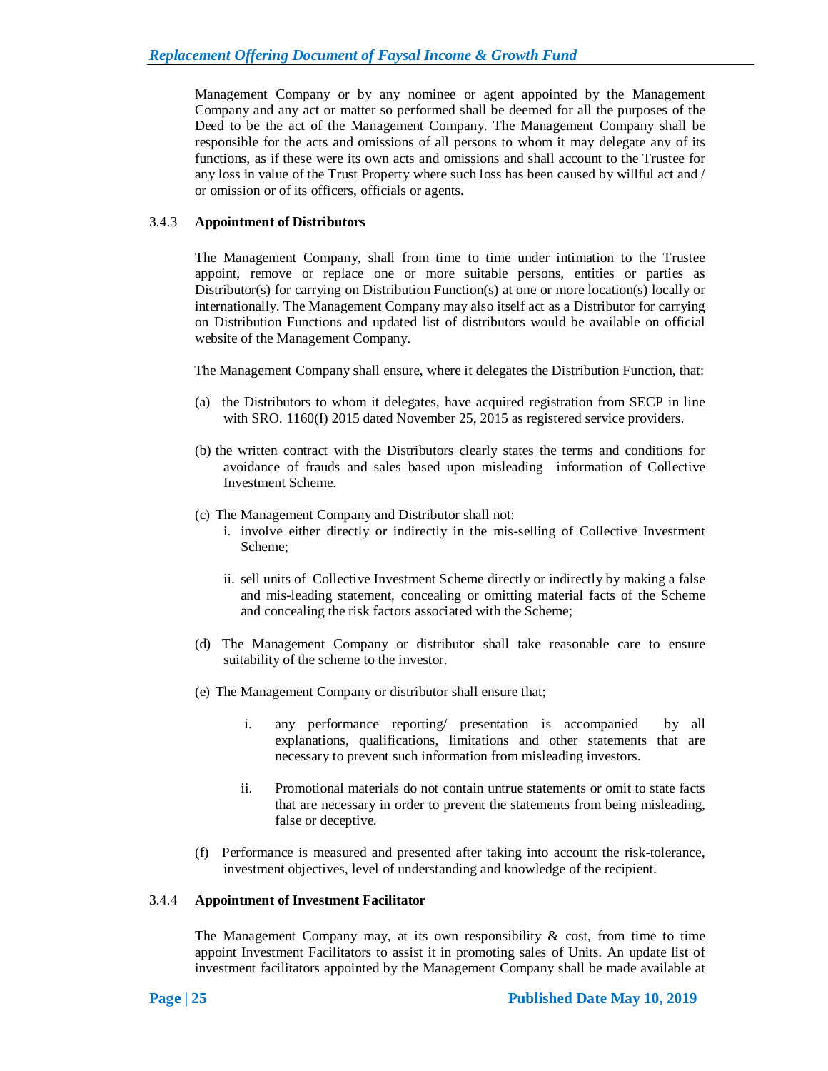Management Company or by any nominee or agent appointed by the Management Company and any act or matter so performed shall be deemed for all the purposes of the Deed to be the act of the Management Company. The Management Company shall be responsible for the acts and omissions of all persons to whom it may delegate any of its functions, as if these were its own acts and omissions and shall account to the Trustee for any loss in value of the Trust Property where such loss has been caused by willful act and / or omission or of its officers, officials or agents.

3.4.3 **Appointment of Distributors**

The Management Company, shall from time to time under intimation to the Trustee appoint, remove or replace one or more suitable persons, entities or parties as Distributor(s) for carrying on Distribution Function(s) at one or more location(s) locally or internationally. The Management Company may also itself act as a Distributor for carrying on Distribution Functions and updated list of distributors would be available on official website of the Management Company.

The Management Company shall ensure, where it delegates the Distribution Function, that:

(a) the Distributors to whom it delegates, have acquired registration from SECP in line with SRO. 1160(I) 2015 dated November 25, 2015 as registered service providers.

(b) the written contract with the Distributors clearly states the terms and conditions for avoidance of frauds and sales based upon misleading information of Collective Investment Scheme.

(c) The Management Company and Distributor shall not:
   i. involve either directly or indirectly in the mis-selling of Collective Investment Scheme;

   ii. sell units of Collective Investment Scheme directly or indirectly by making a false and mis-leading statement, concealing or omitting material facts of the Scheme and concealing the risk factors associated with the Scheme;

(d) The Management Company or distributor shall take reasonable care to ensure suitability of the scheme to the investor.

(e) The Management Company or distributor shall ensure that;

   i. any performance reporting/ presentation is accompanied by all explanations, qualifications, limitations and other statements that are necessary to prevent such information from misleading investors.

   ii. Promotional materials do not contain untrue statements or omit to state facts that are necessary in order to prevent the statements from being misleading, false or deceptive.

(f) Performance is measured and presented after taking into account the risk-tolerance, investment objectives, level of understanding and knowledge of the recipient.

3.4.4 **Appointment of Investment Facilitator**

The Management Company may, at its own responsibility & cost, from time to time appoint Investment Facilitators to assist it in promoting sales of Units. An update list of investment facilitators appointed by the Management Company shall be made available at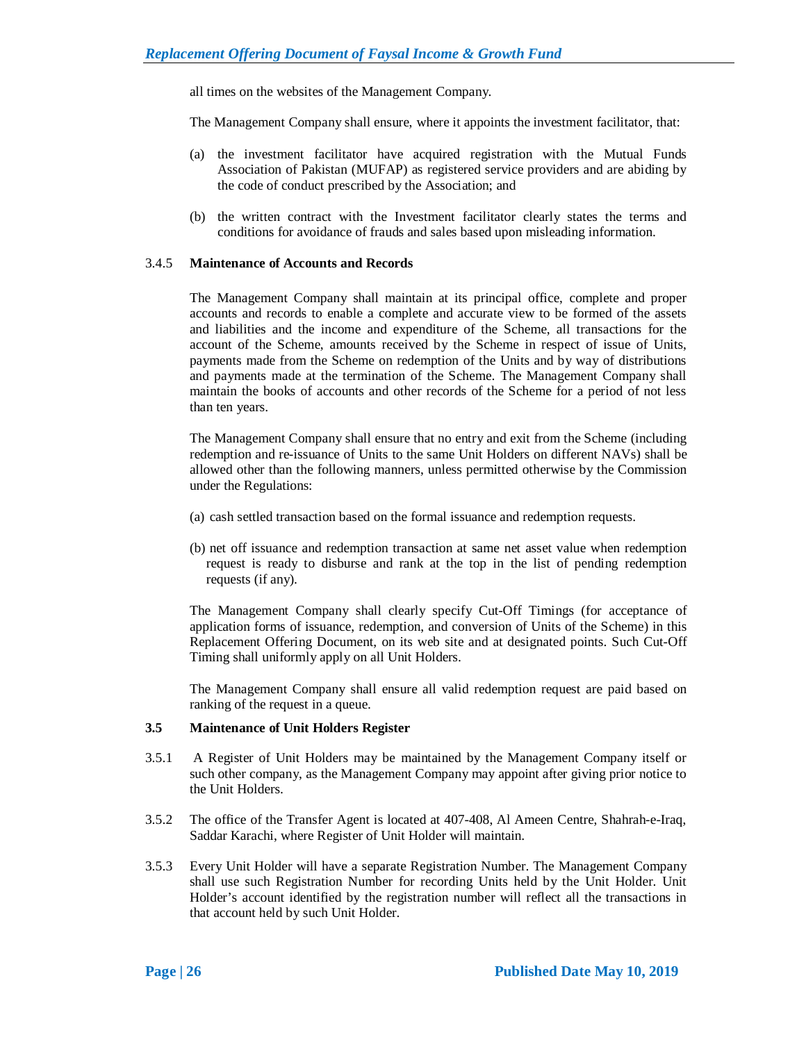all times on the websites of the Management Company.

The Management Company shall ensure, where it appoints the investment facilitator, that:

(a) the investment facilitator have acquired registration with the Mutual Funds Association of Pakistan (MUFAP) as registered service providers and are abiding by the code of conduct prescribed by the Association; and

(b) the written contract with the Investment facilitator clearly states the terms and conditions for avoidance of frauds and sales based upon misleading information.

3.4.5 **Maintenance of Accounts and Records**

The Management Company shall maintain at its principal office, complete and proper accounts and records to enable a complete and accurate view to be formed of the assets and liabilities and the income and expenditure of the Scheme, all transactions for the account of the Scheme, amounts received by the Scheme in respect of issue of Units, payments made from the Scheme on redemption of the Units and by way of distributions and payments made at the termination of the Scheme. The Management Company shall maintain the books of accounts and other records of the Scheme for a period of not less than ten years.

The Management Company shall ensure that no entry and exit from the Scheme (including redemption and re-issuance of Units to the same Unit Holders on different NAVs) shall be allowed other than the following manners, unless permitted otherwise by the Commission under the Regulations:

(a) cash settled transaction based on the formal issuance and redemption requests.

(b) net off issuance and redemption transaction at same net asset value when redemption request is ready to disburse and rank at the top in the list of pending redemption requests (if any).

The Management Company shall clearly specify Cut-Off Timings (for acceptance of application forms of issuance, redemption, and conversion of Units of the Scheme) in this Replacement Offering Document, on its web site and at designated points. Such Cut-Off Timing shall uniformly apply on all Unit Holders.

The Management Company shall ensure all valid redemption request are paid based on ranking of the request in a queue.

### 3.5 Maintenance of Unit Holders Register

3.5.1 A Register of Unit Holders may be maintained by the Management Company itself or such other company, as the Management Company may appoint after giving prior notice to the Unit Holders.

3.5.2 The office of the Transfer Agent is located at 407-408, Al Ameen Centre, Shahrah-e-Iraq, Saddar Karachi, where Register of Unit Holder will maintain.

3.5.3 Every Unit Holder will have a separate Registration Number. The Management Company shall use such Registration Number for recording Units held by the Unit Holder. Unit Holder's account identified by the registration number will reflect all the transactions in that account held by such Unit Holder.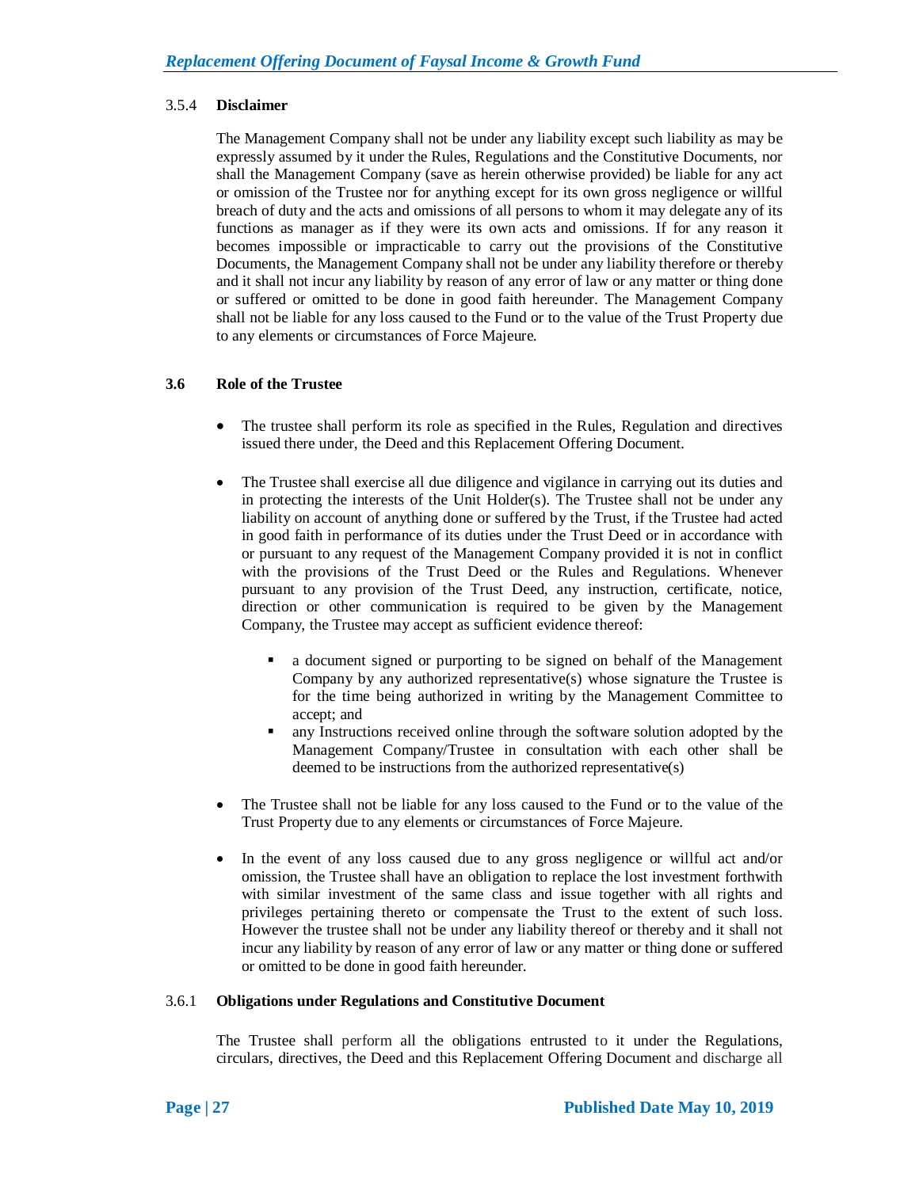#### 3.5.4 Disclaimer

The Management Company shall not be under any liability except such liability as may be expressly assumed by it under the Rules, Regulations and the Constitutive Documents, nor shall the Management Company (save as herein otherwise provided) be liable for any act or omission of the Trustee nor for anything except for its own gross negligence or willful breach of duty and the acts and omissions of all persons to whom it may delegate any of its functions as manager as if they were its own acts and omissions. If for any reason it becomes impossible or impracticable to carry out the provisions of the Constitutive Documents, the Management Company shall not be under any liability therefore or thereby and it shall not incur any liability by reason of any error of law or any matter or thing done or suffered or omitted to be done in good faith hereunder. The Management Company shall not be liable for any loss caused to the Fund or to the value of the Trust Property due to any elements or circumstances of Force Majeure.

### 3.6 Role of the Trustee

- The trustee shall perform its role as specified in the Rules, Regulation and directives issued there under, the Deed and this Replacement Offering Document.
- The Trustee shall exercise all due diligence and vigilance in carrying out its duties and in protecting the interests of the Unit Holder(s). The Trustee shall not be under any liability on account of anything done or suffered by the Trust, if the Trustee had acted in good faith in performance of its duties under the Trust Deed or in accordance with or pursuant to any request of the Management Company provided it is not in conflict with the provisions of the Trust Deed or the Rules and Regulations. Whenever pursuant to any provision of the Trust Deed, any instruction, certificate, notice, direction or other communication is required to be given by the Management Company, the Trustee may accept as sufficient evidence thereof:
    - a document signed or purporting to be signed on behalf of the Management Company by any authorized representative(s) whose signature the Trustee is for the time being authorized in writing by the Management Committee to accept; and
    - any Instructions received online through the software solution adopted by the Management Company/Trustee in consultation with each other shall be deemed to be instructions from the authorized representative(s)
- The Trustee shall not be liable for any loss caused to the Fund or to the value of the Trust Property due to any elements or circumstances of Force Majeure.
- In the event of any loss caused due to any gross negligence or willful act and/or omission, the Trustee shall have an obligation to replace the lost investment forthwith with similar investment of the same class and issue together with all rights and privileges pertaining thereto or compensate the Trust to the extent of such loss. However the trustee shall not be under any liability thereof or thereby and it shall not incur any liability by reason of any error of law or any matter or thing done or suffered or omitted to be done in good faith hereunder.

#### 3.6.1 Obligations under Regulations and Constitutive Document

The Trustee shall perform all the obligations entrusted to it under the Regulations, circulars, directives, the Deed and this Replacement Offering Document and discharge all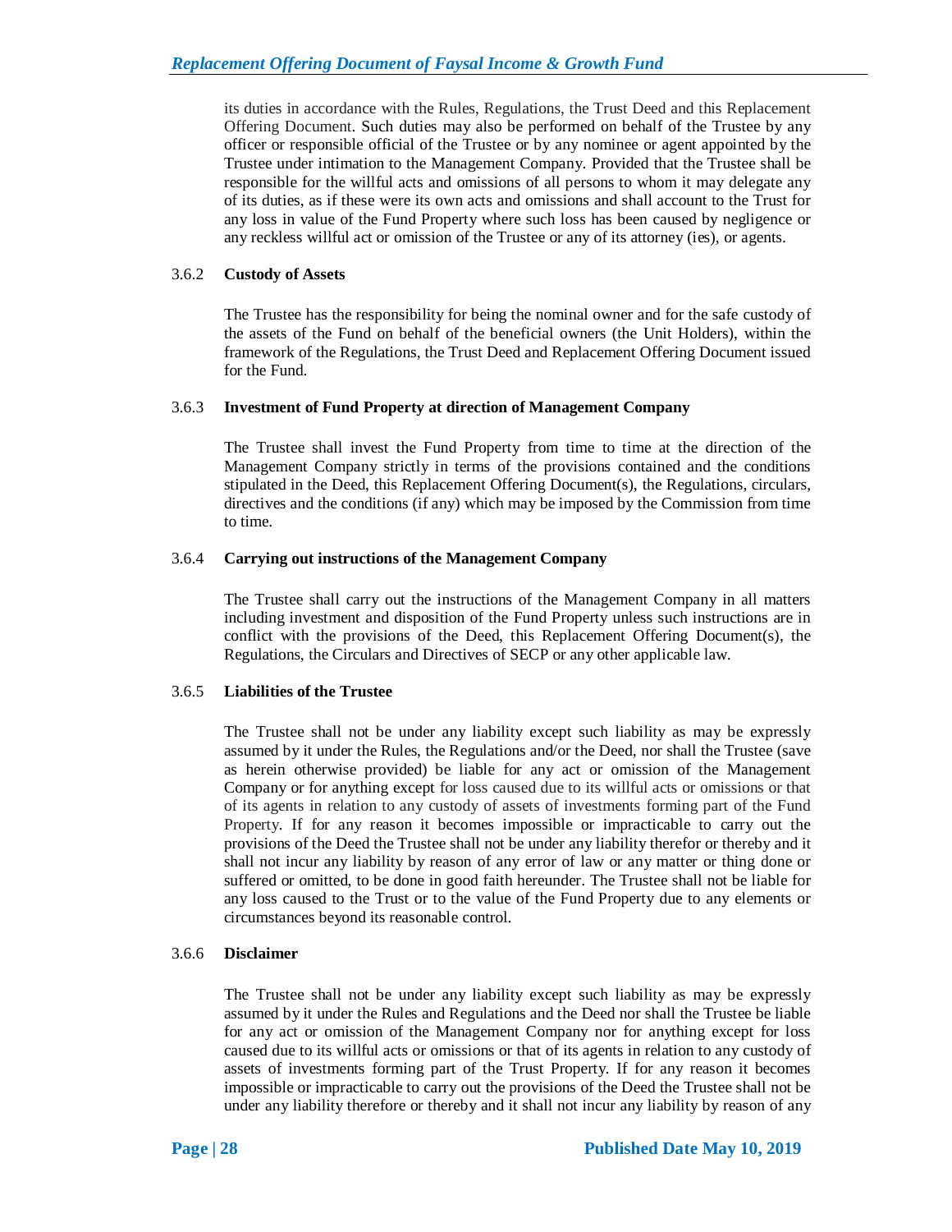its duties in accordance with the Rules, Regulations, the Trust Deed and this Replacement Offering Document. Such duties may also be performed on behalf of the Trustee by any officer or responsible official of the Trustee or by any nominee or agent appointed by the Trustee under intimation to the Management Company. Provided that the Trustee shall be responsible for the willful acts and omissions of all persons to whom it may delegate any of its duties, as if these were its own acts and omissions and shall account to the Trust for any loss in value of the Fund Property where such loss has been caused by negligence or any reckless willful act or omission of the Trustee or any of its attorney (ies), or agents.

3.6.2 **Custody of Assets**

The Trustee has the responsibility for being the nominal owner and for the safe custody of the assets of the Fund on behalf of the beneficial owners (the Unit Holders), within the framework of the Regulations, the Trust Deed and Replacement Offering Document issued for the Fund.

3.6.3 **Investment of Fund Property at direction of Management Company**

The Trustee shall invest the Fund Property from time to time at the direction of the Management Company strictly in terms of the provisions contained and the conditions stipulated in the Deed, this Replacement Offering Document(s), the Regulations, circulars, directives and the conditions (if any) which may be imposed by the Commission from time to time.

3.6.4 **Carrying out instructions of the Management Company**

The Trustee shall carry out the instructions of the Management Company in all matters including investment and disposition of the Fund Property unless such instructions are in conflict with the provisions of the Deed, this Replacement Offering Document(s), the Regulations, the Circulars and Directives of SECP or any other applicable law.

3.6.5 **Liabilities of the Trustee**

The Trustee shall not be under any liability except such liability as may be expressly assumed by it under the Rules, the Regulations and/or the Deed, nor shall the Trustee (save as herein otherwise provided) be liable for any act or omission of the Management Company or for anything except for loss caused due to its willful acts or omissions or that of its agents in relation to any custody of assets of investments forming part of the Fund Property. If for any reason it becomes impossible or impracticable to carry out the provisions of the Deed the Trustee shall not be under any liability therefor or thereby and it shall not incur any liability by reason of any error of law or any matter or thing done or suffered or omitted, to be done in good faith hereunder. The Trustee shall not be liable for any loss caused to the Trust or to the value of the Fund Property due to any elements or circumstances beyond its reasonable control.

3.6.6 **Disclaimer**

The Trustee shall not be under any liability except such liability as may be expressly assumed by it under the Rules and Regulations and the Deed nor shall the Trustee be liable for any act or omission of the Management Company nor for anything except for loss caused due to its willful acts or omissions or that of its agents in relation to any custody of assets of investments forming part of the Trust Property. If for any reason it becomes impossible or impracticable to carry out the provisions of the Deed the Trustee shall not be under any liability therefore or thereby and it shall not incur any liability by reason of any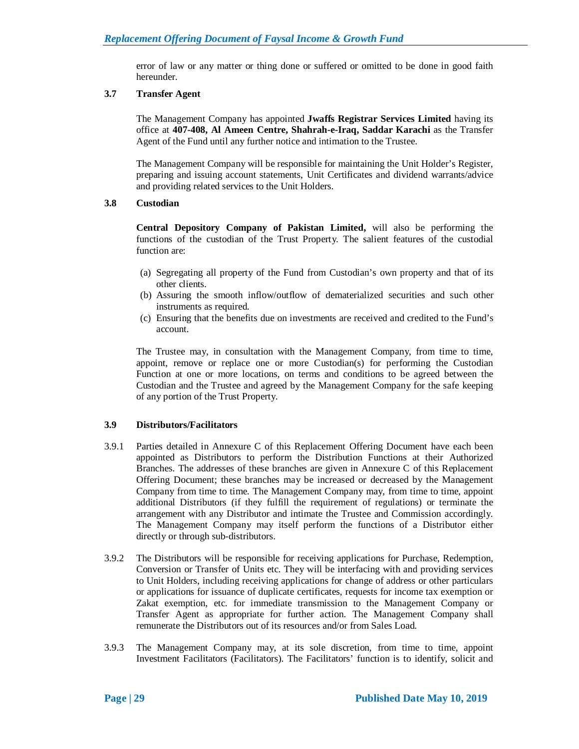error of law or any matter or thing done or suffered or omitted to be done in good faith hereunder.

### 3.7 Transfer Agent

The Management Company has appointed **Jwaffs Registrar Services Limited** having its office at **407-408, Al Ameen Centre, Shahrah-e-Iraq, Saddar Karachi** as the Transfer Agent of the Fund until any further notice and intimation to the Trustee.

The Management Company will be responsible for maintaining the Unit Holder's Register, preparing and issuing account statements, Unit Certificates and dividend warrants/advice and providing related services to the Unit Holders.

### 3.8 Custodian

**Central Depository Company of Pakistan Limited,** will also be performing the functions of the custodian of the Trust Property. The salient features of the custodial function are:

(a) Segregating all property of the Fund from Custodian's own property and that of its other clients.
(b) Assuring the smooth inflow/outflow of dematerialized securities and such other instruments as required.
(c) Ensuring that the benefits due on investments are received and credited to the Fund's account.

The Trustee may, in consultation with the Management Company, from time to time, appoint, remove or replace one or more Custodian(s) for performing the Custodian Function at one or more locations, on terms and conditions to be agreed between the Custodian and the Trustee and agreed by the Management Company for the safe keeping of any portion of the Trust Property.

### 3.9 Distributors/Facilitators

3.9.1 Parties detailed in Annexure C of this Replacement Offering Document have each been appointed as Distributors to perform the Distribution Functions at their Authorized Branches. The addresses of these branches are given in Annexure C of this Replacement Offering Document; these branches may be increased or decreased by the Management Company from time to time. The Management Company may, from time to time, appoint additional Distributors (if they fulfill the requirement of regulations) or terminate the arrangement with any Distributor and intimate the Trustee and Commission accordingly. The Management Company may itself perform the functions of a Distributor either directly or through sub-distributors.

3.9.2 The Distributors will be responsible for receiving applications for Purchase, Redemption, Conversion or Transfer of Units etc. They will be interfacing with and providing services to Unit Holders, including receiving applications for change of address or other particulars or applications for issuance of duplicate certificates, requests for income tax exemption or Zakat exemption, etc. for immediate transmission to the Management Company or Transfer Agent as appropriate for further action. The Management Company shall remunerate the Distributors out of its resources and/or from Sales Load.

3.9.3 The Management Company may, at its sole discretion, from time to time, appoint Investment Facilitators (Facilitators). The Facilitators' function is to identify, solicit and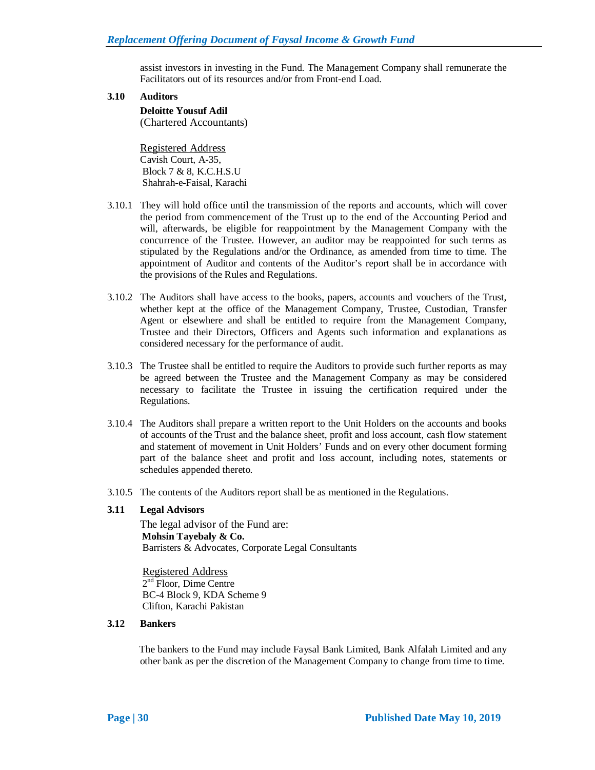assist investors in investing in the Fund. The Management Company shall remunerate the Facilitators out of its resources and/or from Front-end Load.

### 3.10 Auditors

**Deloitte Yousuf Adil**
(Chartered Accountants)

Registered Address
Cavish Court, A-35,
Block 7 & 8, K.C.H.S.U
Shahrah-e-Faisal, Karachi

3.10.1 They will hold office until the transmission of the reports and accounts, which will cover the period from commencement of the Trust up to the end of the Accounting Period and will, afterwards, be eligible for reappointment by the Management Company with the concurrence of the Trustee. However, an auditor may be reappointed for such terms as stipulated by the Regulations and/or the Ordinance, as amended from time to time. The appointment of Auditor and contents of the Auditor's report shall be in accordance with the provisions of the Rules and Regulations.

3.10.2 The Auditors shall have access to the books, papers, accounts and vouchers of the Trust, whether kept at the office of the Management Company, Trustee, Custodian, Transfer Agent or elsewhere and shall be entitled to require from the Management Company, Trustee and their Directors, Officers and Agents such information and explanations as considered necessary for the performance of audit.

3.10.3 The Trustee shall be entitled to require the Auditors to provide such further reports as may be agreed between the Trustee and the Management Company as may be considered necessary to facilitate the Trustee in issuing the certification required under the Regulations.

3.10.4 The Auditors shall prepare a written report to the Unit Holders on the accounts and books of accounts of the Trust and the balance sheet, profit and loss account, cash flow statement and statement of movement in Unit Holders' Funds and on every other document forming part of the balance sheet and profit and loss account, including notes, statements or schedules appended thereto.

3.10.5 The contents of the Auditors report shall be as mentioned in the Regulations.

### 3.11 Legal Advisors

The legal advisor of the Fund are:
**Mohsin Tayebaly & Co.**
Barristers & Advocates, Corporate Legal Consultants

Registered Address
2nd Floor, Dime Centre
BC-4 Block 9, KDA Scheme 9
Clifton, Karachi Pakistan

### 3.12 Bankers

The bankers to the Fund may include Faysal Bank Limited, Bank Alfalah Limited and any other bank as per the discretion of the Management Company to change from time to time.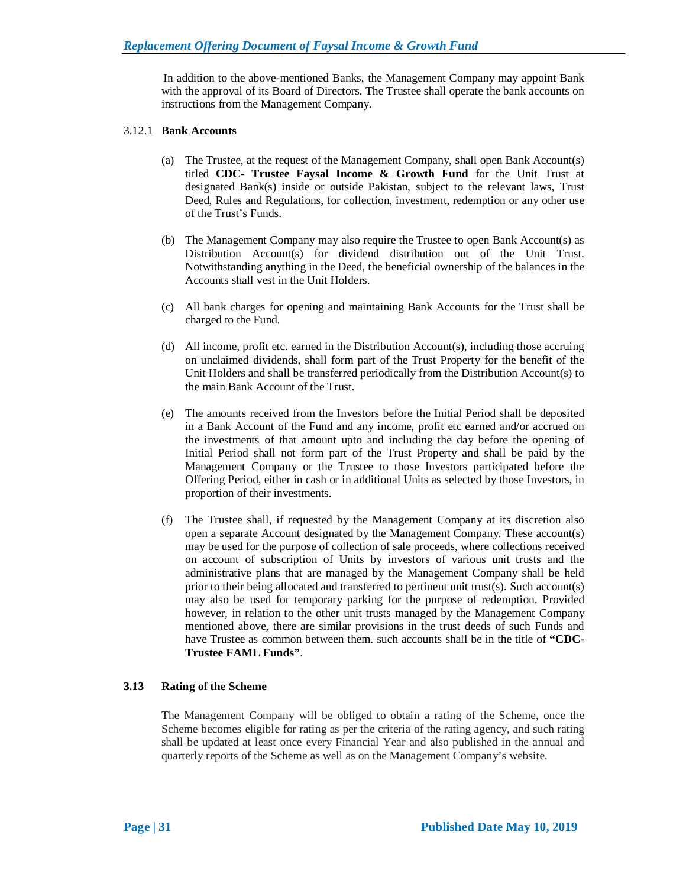In addition to the above-mentioned Banks, the Management Company may appoint Bank with the approval of its Board of Directors. The Trustee shall operate the bank accounts on instructions from the Management Company.

#### 3.12.1 Bank Accounts

(a) The Trustee, at the request of the Management Company, shall open Bank Account(s) titled **CDC- Trustee Faysal Income & Growth Fund** for the Unit Trust at designated Bank(s) inside or outside Pakistan, subject to the relevant laws, Trust Deed, Rules and Regulations, for collection, investment, redemption or any other use of the Trust's Funds.

(b) The Management Company may also require the Trustee to open Bank Account(s) as Distribution Account(s) for dividend distribution out of the Unit Trust. Notwithstanding anything in the Deed, the beneficial ownership of the balances in the Accounts shall vest in the Unit Holders.

(c) All bank charges for opening and maintaining Bank Accounts for the Trust shall be charged to the Fund.

(d) All income, profit etc. earned in the Distribution Account(s), including those accruing on unclaimed dividends, shall form part of the Trust Property for the benefit of the Unit Holders and shall be transferred periodically from the Distribution Account(s) to the main Bank Account of the Trust.

(e) The amounts received from the Investors before the Initial Period shall be deposited in a Bank Account of the Fund and any income, profit etc earned and/or accrued on the investments of that amount upto and including the day before the opening of Initial Period shall not form part of the Trust Property and shall be paid by the Management Company or the Trustee to those Investors participated before the Offering Period, either in cash or in additional Units as selected by those Investors, in proportion of their investments.

(f) The Trustee shall, if requested by the Management Company at its discretion also open a separate Account designated by the Management Company. These account(s) may be used for the purpose of collection of sale proceeds, where collections received on account of subscription of Units by investors of various unit trusts and the administrative plans that are managed by the Management Company shall be held prior to their being allocated and transferred to pertinent unit trust(s). Such account(s) may also be used for temporary parking for the purpose of redemption. Provided however, in relation to the other unit trusts managed by the Management Company mentioned above, there are similar provisions in the trust deeds of such Funds and have Trustee as common between them. such accounts shall be in the title of **"CDC-Trustee FAML Funds"**.

### 3.13 Rating of the Scheme

The Management Company will be obliged to obtain a rating of the Scheme, once the Scheme becomes eligible for rating as per the criteria of the rating agency, and such rating shall be updated at least once every Financial Year and also published in the annual and quarterly reports of the Scheme as well as on the Management Company's website.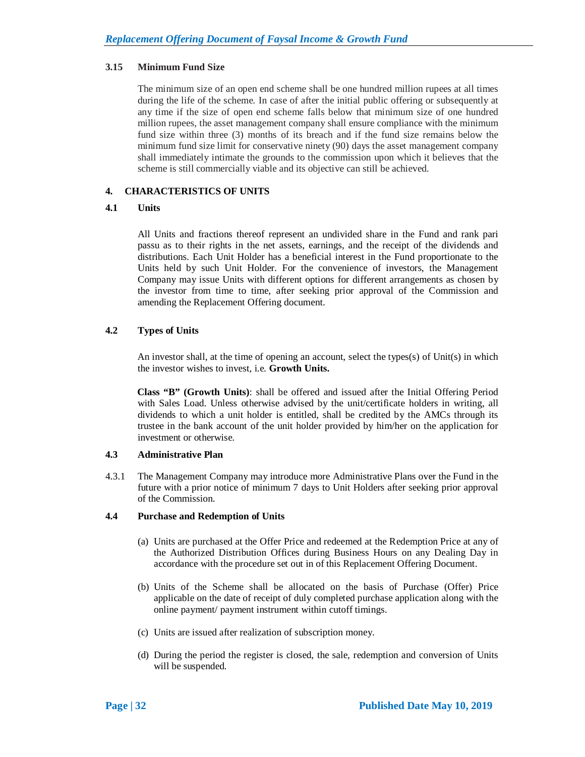### 3.15 Minimum Fund Size

The minimum size of an open end scheme shall be one hundred million rupees at all times during the life of the scheme. In case of after the initial public offering or subsequently at any time if the size of open end scheme falls below that minimum size of one hundred million rupees, the asset management company shall ensure compliance with the minimum fund size within three (3) months of its breach and if the fund size remains below the minimum fund size limit for conservative ninety (90) days the asset management company shall immediately intimate the grounds to the commission upon which it believes that the scheme is still commercially viable and its objective can still be achieved.

## 4. CHARACTERISTICS OF UNITS

### 4.1 Units

All Units and fractions thereof represent an undivided share in the Fund and rank pari passu as to their rights in the net assets, earnings, and the receipt of the dividends and distributions. Each Unit Holder has a beneficial interest in the Fund proportionate to the Units held by such Unit Holder. For the convenience of investors, the Management Company may issue Units with different options for different arrangements as chosen by the investor from time to time, after seeking prior approval of the Commission and amending the Replacement Offering document.

### 4.2 Types of Units

An investor shall, at the time of opening an account, select the types(s) of Unit(s) in which the investor wishes to invest, i.e. **Growth Units.**

**Class "B" (Growth Units)**: shall be offered and issued after the Initial Offering Period with Sales Load. Unless otherwise advised by the unit/certificate holders in writing, all dividends to which a unit holder is entitled, shall be credited by the AMCs through its trustee in the bank account of the unit holder provided by him/her on the application for investment or otherwise.

### 4.3 Administrative Plan

4.3.1 The Management Company may introduce more Administrative Plans over the Fund in the future with a prior notice of minimum 7 days to Unit Holders after seeking prior approval of the Commission.

### 4.4 Purchase and Redemption of Units

(a) Units are purchased at the Offer Price and redeemed at the Redemption Price at any of the Authorized Distribution Offices during Business Hours on any Dealing Day in accordance with the procedure set out in of this Replacement Offering Document.

(b) Units of the Scheme shall be allocated on the basis of Purchase (Offer) Price applicable on the date of receipt of duly completed purchase application along with the online payment/ payment instrument within cutoff timings.

(c) Units are issued after realization of subscription money.

(d) During the period the register is closed, the sale, redemption and conversion of Units will be suspended.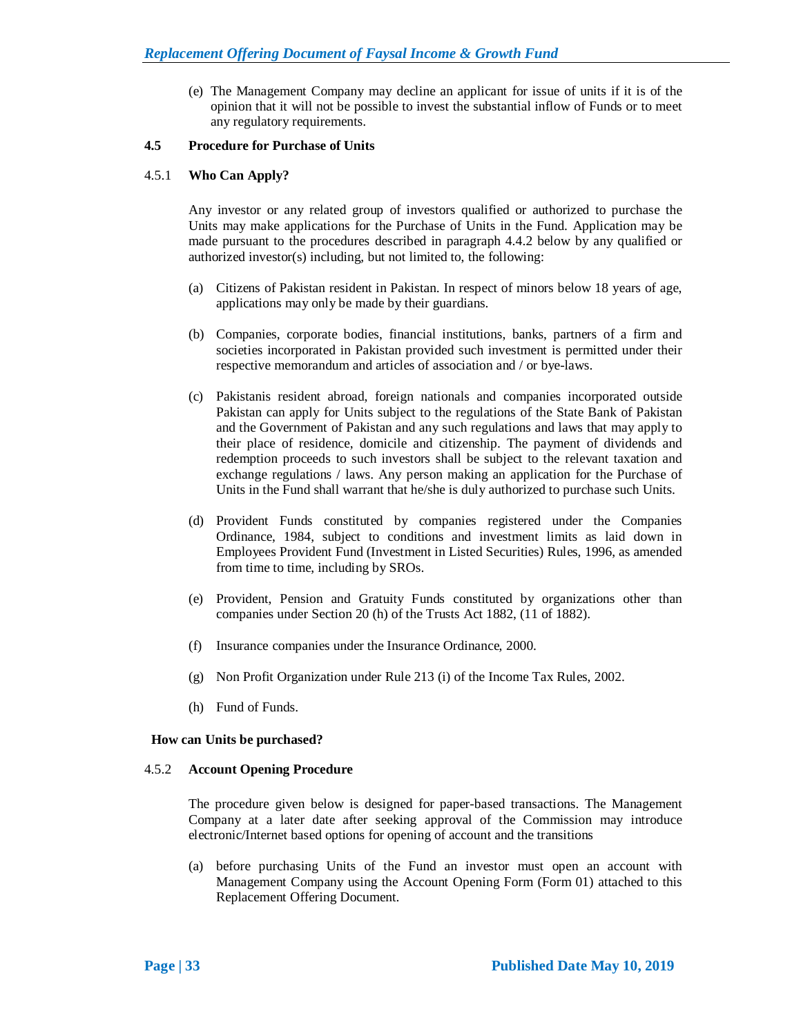(e) The Management Company may decline an applicant for issue of units if it is of the opinion that it will not be possible to invest the substantial inflow of Funds or to meet any regulatory requirements.

### 4.5 Procedure for Purchase of Units

#### 4.5.1 Who Can Apply?

Any investor or any related group of investors qualified or authorized to purchase the Units may make applications for the Purchase of Units in the Fund. Application may be made pursuant to the procedures described in paragraph 4.4.2 below by any qualified or authorized investor(s) including, but not limited to, the following:

(a) Citizens of Pakistan resident in Pakistan. In respect of minors below 18 years of age, applications may only be made by their guardians.

(b) Companies, corporate bodies, financial institutions, banks, partners of a firm and societies incorporated in Pakistan provided such investment is permitted under their respective memorandum and articles of association and / or bye-laws.

(c) Pakistanis resident abroad, foreign nationals and companies incorporated outside Pakistan can apply for Units subject to the regulations of the State Bank of Pakistan and the Government of Pakistan and any such regulations and laws that may apply to their place of residence, domicile and citizenship. The payment of dividends and redemption proceeds to such investors shall be subject to the relevant taxation and exchange regulations / laws. Any person making an application for the Purchase of Units in the Fund shall warrant that he/she is duly authorized to purchase such Units.

(d) Provident Funds constituted by companies registered under the Companies Ordinance, 1984, subject to conditions and investment limits as laid down in Employees Provident Fund (Investment in Listed Securities) Rules, 1996, as amended from time to time, including by SROs.

(e) Provident, Pension and Gratuity Funds constituted by organizations other than companies under Section 20 (h) of the Trusts Act 1882, (11 of 1882).

(f) Insurance companies under the Insurance Ordinance, 2000.

(g) Non Profit Organization under Rule 213 (i) of the Income Tax Rules, 2002.

(h) Fund of Funds.

**How can Units be purchased?**

#### 4.5.2 Account Opening Procedure

The procedure given below is designed for paper-based transactions. The Management Company at a later date after seeking approval of the Commission may introduce electronic/Internet based options for opening of account and the transitions

(a) before purchasing Units of the Fund an investor must open an account with Management Company using the Account Opening Form (Form 01) attached to this Replacement Offering Document.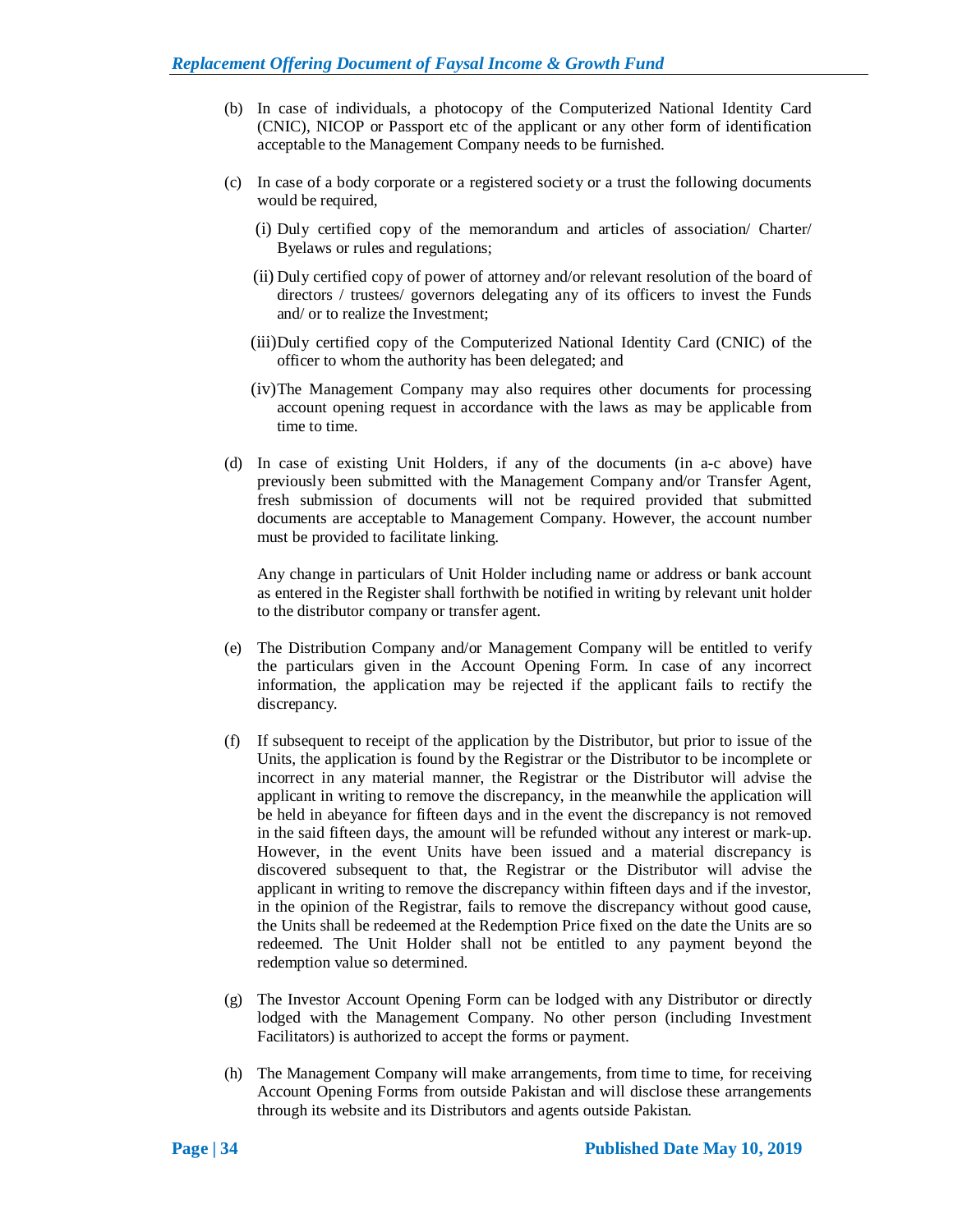(b) In case of individuals, a photocopy of the Computerized National Identity Card (CNIC), NICOP or Passport etc of the applicant or any other form of identification acceptable to the Management Company needs to be furnished.

(c) In case of a body corporate or a registered society or a trust the following documents would be required,

(i) Duly certified copy of the memorandum and articles of association/ Charter/ Byelaws or rules and regulations;

(ii) Duly certified copy of power of attorney and/or relevant resolution of the board of directors / trustees/ governors delegating any of its officers to invest the Funds and/ or to realize the Investment;

(iii) Duly certified copy of the Computerized National Identity Card (CNIC) of the officer to whom the authority has been delegated; and

(iv) The Management Company may also requires other documents for processing account opening request in accordance with the laws as may be applicable from time to time.

(d) In case of existing Unit Holders, if any of the documents (in a-c above) have previously been submitted with the Management Company and/or Transfer Agent, fresh submission of documents will not be required provided that submitted documents are acceptable to Management Company. However, the account number must be provided to facilitate linking.

Any change in particulars of Unit Holder including name or address or bank account as entered in the Register shall forthwith be notified in writing by relevant unit holder to the distributor company or transfer agent.

(e) The Distribution Company and/or Management Company will be entitled to verify the particulars given in the Account Opening Form. In case of any incorrect information, the application may be rejected if the applicant fails to rectify the discrepancy.

(f) If subsequent to receipt of the application by the Distributor, but prior to issue of the Units, the application is found by the Registrar or the Distributor to be incomplete or incorrect in any material manner, the Registrar or the Distributor will advise the applicant in writing to remove the discrepancy, in the meanwhile the application will be held in abeyance for fifteen days and in the event the discrepancy is not removed in the said fifteen days, the amount will be refunded without any interest or mark-up. However, in the event Units have been issued and a material discrepancy is discovered subsequent to that, the Registrar or the Distributor will advise the applicant in writing to remove the discrepancy within fifteen days and if the investor, in the opinion of the Registrar, fails to remove the discrepancy without good cause, the Units shall be redeemed at the Redemption Price fixed on the date the Units are so redeemed. The Unit Holder shall not be entitled to any payment beyond the redemption value so determined.

(g) The Investor Account Opening Form can be lodged with any Distributor or directly lodged with the Management Company. No other person (including Investment Facilitators) is authorized to accept the forms or payment.

(h) The Management Company will make arrangements, from time to time, for receiving Account Opening Forms from outside Pakistan and will disclose these arrangements through its website and its Distributors and agents outside Pakistan.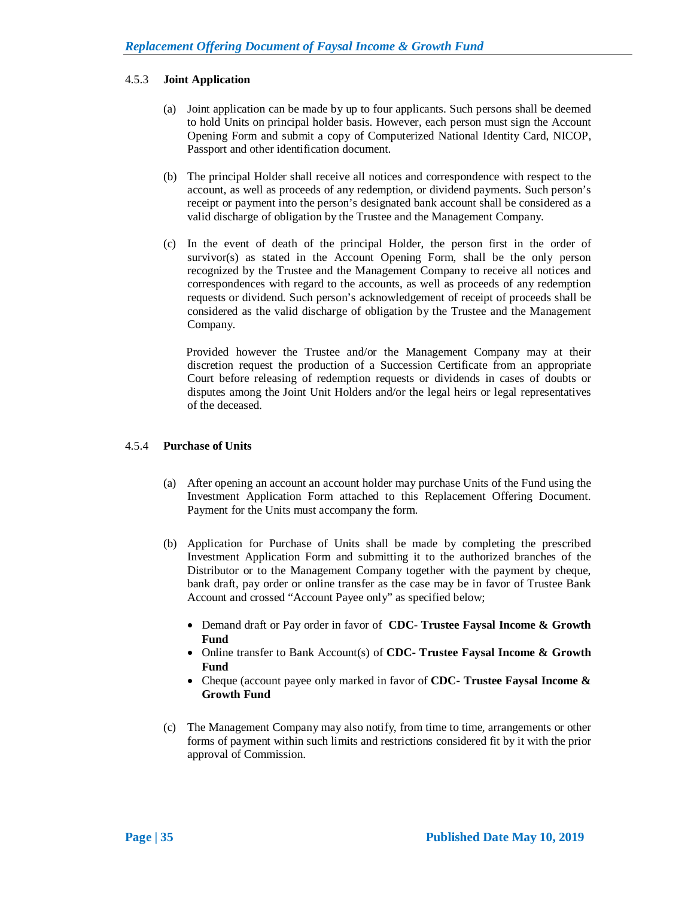#### 4.5.3 **Joint Application**

(a) Joint application can be made by up to four applicants. Such persons shall be deemed to hold Units on principal holder basis. However, each person must sign the Account Opening Form and submit a copy of Computerized National Identity Card, NICOP, Passport and other identification document.

(b) The principal Holder shall receive all notices and correspondence with respect to the account, as well as proceeds of any redemption, or dividend payments. Such person's receipt or payment into the person's designated bank account shall be considered as a valid discharge of obligation by the Trustee and the Management Company.

(c) In the event of death of the principal Holder, the person first in the order of survivor(s) as stated in the Account Opening Form, shall be the only person recognized by the Trustee and the Management Company to receive all notices and correspondences with regard to the accounts, as well as proceeds of any redemption requests or dividend. Such person's acknowledgement of receipt of proceeds shall be considered as the valid discharge of obligation by the Trustee and the Management Company.

Provided however the Trustee and/or the Management Company may at their discretion request the production of a Succession Certificate from an appropriate Court before releasing of redemption requests or dividends in cases of doubts or disputes among the Joint Unit Holders and/or the legal heirs or legal representatives of the deceased.

#### 4.5.4 **Purchase of Units**

(a) After opening an account an account holder may purchase Units of the Fund using the Investment Application Form attached to this Replacement Offering Document. Payment for the Units must accompany the form.

(b) Application for Purchase of Units shall be made by completing the prescribed Investment Application Form and submitting it to the authorized branches of the Distributor or to the Management Company together with the payment by cheque, bank draft, pay order or online transfer as the case may be in favor of Trustee Bank Account and crossed "Account Payee only" as specified below;

- Demand draft or Pay order in favor of **CDC- Trustee Faysal Income & Growth Fund**
- Online transfer to Bank Account(s) of **CDC- Trustee Faysal Income & Growth Fund**
- Cheque (account payee only marked in favor of **CDC- Trustee Faysal Income & Growth Fund**

(c) The Management Company may also notify, from time to time, arrangements or other forms of payment within such limits and restrictions considered fit by it with the prior approval of Commission.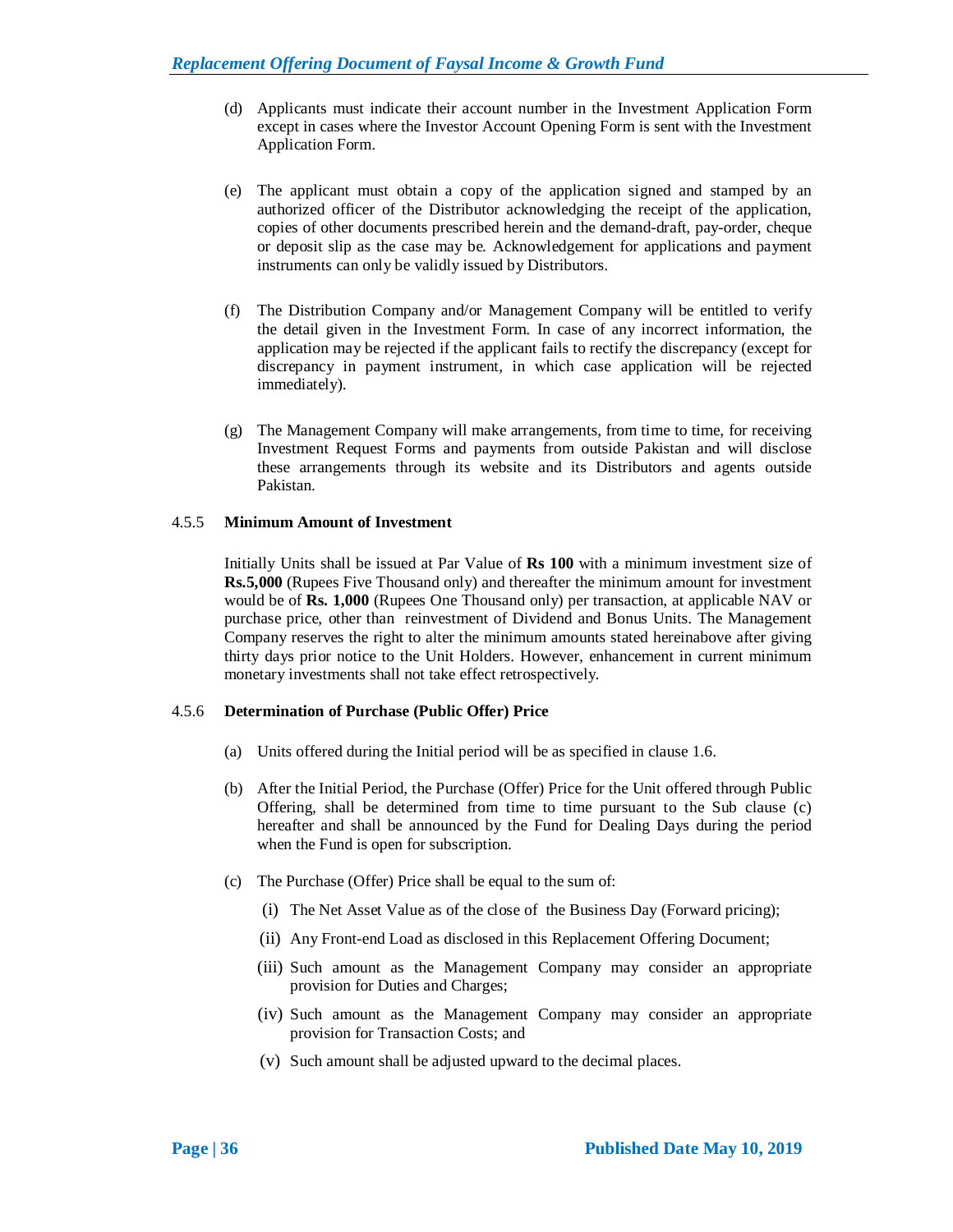(d) Applicants must indicate their account number in the Investment Application Form except in cases where the Investor Account Opening Form is sent with the Investment Application Form.

(e) The applicant must obtain a copy of the application signed and stamped by an authorized officer of the Distributor acknowledging the receipt of the application, copies of other documents prescribed herein and the demand-draft, pay-order, cheque or deposit slip as the case may be. Acknowledgement for applications and payment instruments can only be validly issued by Distributors.

(f) The Distribution Company and/or Management Company will be entitled to verify the detail given in the Investment Form. In case of any incorrect information, the application may be rejected if the applicant fails to rectify the discrepancy (except for discrepancy in payment instrument, in which case application will be rejected immediately).

(g) The Management Company will make arrangements, from time to time, for receiving Investment Request Forms and payments from outside Pakistan and will disclose these arrangements through its website and its Distributors and agents outside Pakistan.

### 4.5.5 Minimum Amount of Investment

Initially Units shall be issued at Par Value of **Rs 100** with a minimum investment size of **Rs.5,000** (Rupees Five Thousand only) and thereafter the minimum amount for investment would be of **Rs. 1,000** (Rupees One Thousand only) per transaction, at applicable NAV or purchase price, other than reinvestment of Dividend and Bonus Units. The Management Company reserves the right to alter the minimum amounts stated hereinabove after giving thirty days prior notice to the Unit Holders. However, enhancement in current minimum monetary investments shall not take effect retrospectively.

### 4.5.6 Determination of Purchase (Public Offer) Price

(a) Units offered during the Initial period will be as specified in clause 1.6.

(b) After the Initial Period, the Purchase (Offer) Price for the Unit offered through Public Offering, shall be determined from time to time pursuant to the Sub clause (c) hereafter and shall be announced by the Fund for Dealing Days during the period when the Fund is open for subscription.

(c) The Purchase (Offer) Price shall be equal to the sum of:

(i) The Net Asset Value as of the close of the Business Day (Forward pricing);

(ii) Any Front-end Load as disclosed in this Replacement Offering Document;

(iii) Such amount as the Management Company may consider an appropriate provision for Duties and Charges;

(iv) Such amount as the Management Company may consider an appropriate provision for Transaction Costs; and

(v) Such amount shall be adjusted upward to the decimal places.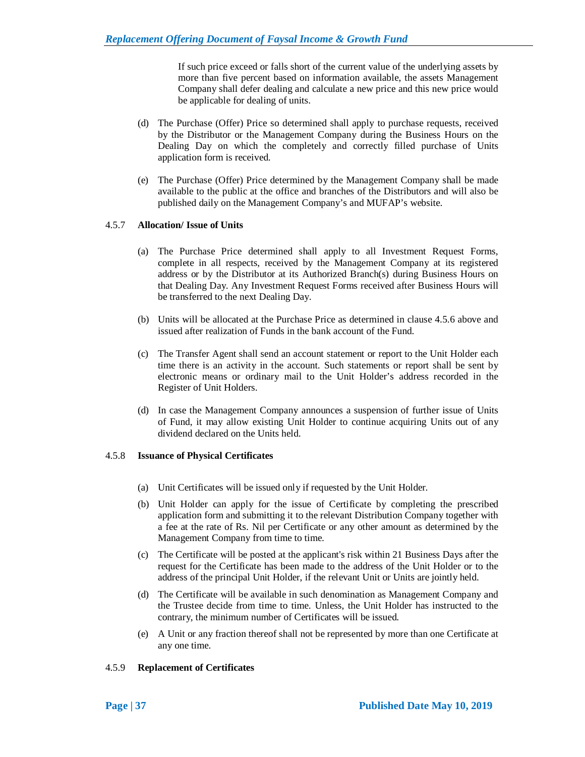If such price exceed or falls short of the current value of the underlying assets by more than five percent based on information available, the assets Management Company shall defer dealing and calculate a new price and this new price would be applicable for dealing of units.

(d) The Purchase (Offer) Price so determined shall apply to purchase requests, received by the Distributor or the Management Company during the Business Hours on the Dealing Day on which the completely and correctly filled purchase of Units application form is received.

(e) The Purchase (Offer) Price determined by the Management Company shall be made available to the public at the office and branches of the Distributors and will also be published daily on the Management Company's and MUFAP's website.

4.5.7 **Allocation/ Issue of Units**

(a) The Purchase Price determined shall apply to all Investment Request Forms, complete in all respects, received by the Management Company at its registered address or by the Distributor at its Authorized Branch(s) during Business Hours on that Dealing Day. Any Investment Request Forms received after Business Hours will be transferred to the next Dealing Day.

(b) Units will be allocated at the Purchase Price as determined in clause 4.5.6 above and issued after realization of Funds in the bank account of the Fund.

(c) The Transfer Agent shall send an account statement or report to the Unit Holder each time there is an activity in the account. Such statements or report shall be sent by electronic means or ordinary mail to the Unit Holder's address recorded in the Register of Unit Holders.

(d) In case the Management Company announces a suspension of further issue of Units of Fund, it may allow existing Unit Holder to continue acquiring Units out of any dividend declared on the Units held.

4.5.8 **Issuance of Physical Certificates**

(a) Unit Certificates will be issued only if requested by the Unit Holder.

(b) Unit Holder can apply for the issue of Certificate by completing the prescribed application form and submitting it to the relevant Distribution Company together with a fee at the rate of Rs. Nil per Certificate or any other amount as determined by the Management Company from time to time.

(c) The Certificate will be posted at the applicant's risk within 21 Business Days after the request for the Certificate has been made to the address of the Unit Holder or to the address of the principal Unit Holder, if the relevant Unit or Units are jointly held.

(d) The Certificate will be available in such denomination as Management Company and the Trustee decide from time to time. Unless, the Unit Holder has instructed to the contrary, the minimum number of Certificates will be issued.

(e) A Unit or any fraction thereof shall not be represented by more than one Certificate at any one time.

4.5.9 **Replacement of Certificates**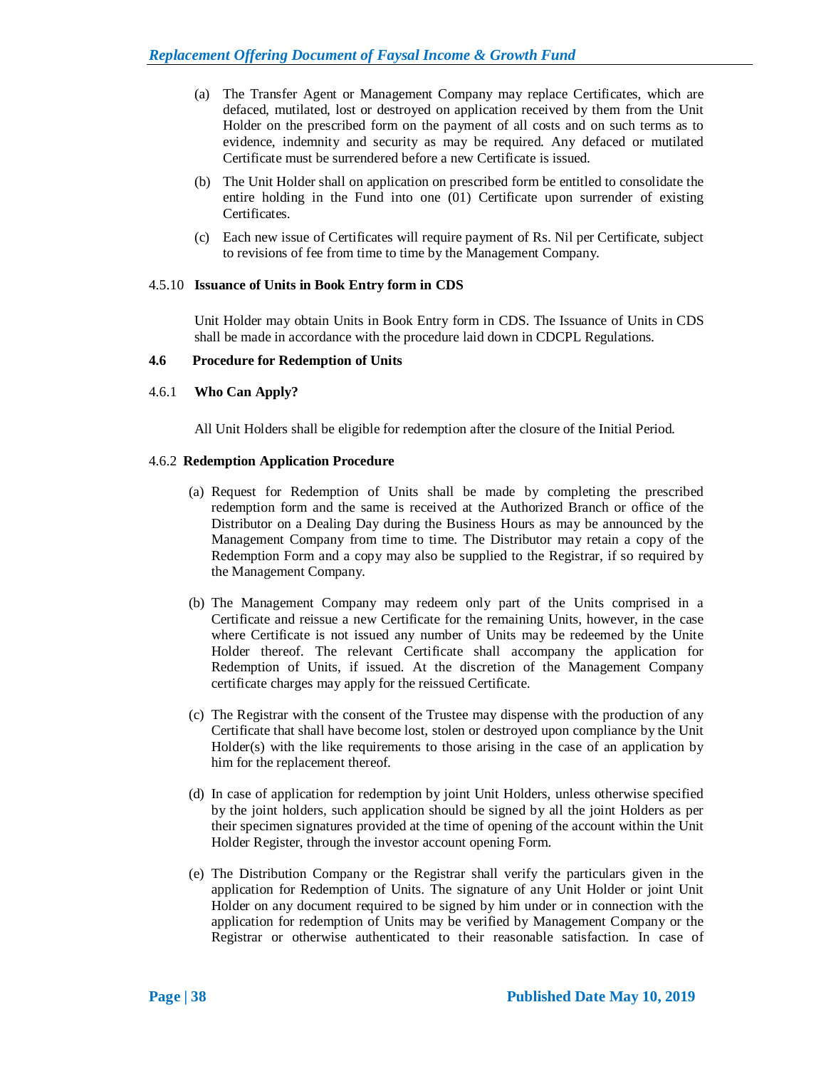(a) The Transfer Agent or Management Company may replace Certificates, which are defaced, mutilated, lost or destroyed on application received by them from the Unit Holder on the prescribed form on the payment of all costs and on such terms as to evidence, indemnity and security as may be required. Any defaced or mutilated Certificate must be surrendered before a new Certificate is issued.

(b) The Unit Holder shall on application on prescribed form be entitled to consolidate the entire holding in the Fund into one (01) Certificate upon surrender of existing Certificates.

(c) Each new issue of Certificates will require payment of Rs. Nil per Certificate, subject to revisions of fee from time to time by the Management Company.

#### 4.5.10 Issuance of Units in Book Entry form in CDS

Unit Holder may obtain Units in Book Entry form in CDS. The Issuance of Units in CDS shall be made in accordance with the procedure laid down in CDCPL Regulations.

### 4.6 Procedure for Redemption of Units

#### 4.6.1 Who Can Apply?

All Unit Holders shall be eligible for redemption after the closure of the Initial Period.

#### 4.6.2 Redemption Application Procedure

(a) Request for Redemption of Units shall be made by completing the prescribed redemption form and the same is received at the Authorized Branch or office of the Distributor on a Dealing Day during the Business Hours as may be announced by the Management Company from time to time. The Distributor may retain a copy of the Redemption Form and a copy may also be supplied to the Registrar, if so required by the Management Company.

(b) The Management Company may redeem only part of the Units comprised in a Certificate and reissue a new Certificate for the remaining Units, however, in the case where Certificate is not issued any number of Units may be redeemed by the Unite Holder thereof. The relevant Certificate shall accompany the application for Redemption of Units, if issued. At the discretion of the Management Company certificate charges may apply for the reissued Certificate.

(c) The Registrar with the consent of the Trustee may dispense with the production of any Certificate that shall have become lost, stolen or destroyed upon compliance by the Unit Holder(s) with the like requirements to those arising in the case of an application by him for the replacement thereof.

(d) In case of application for redemption by joint Unit Holders, unless otherwise specified by the joint holders, such application should be signed by all the joint Holders as per their specimen signatures provided at the time of opening of the account within the Unit Holder Register, through the investor account opening Form.

(e) The Distribution Company or the Registrar shall verify the particulars given in the application for Redemption of Units. The signature of any Unit Holder or joint Unit Holder on any document required to be signed by him under or in connection with the application for redemption of Units may be verified by Management Company or the Registrar or otherwise authenticated to their reasonable satisfaction. In case of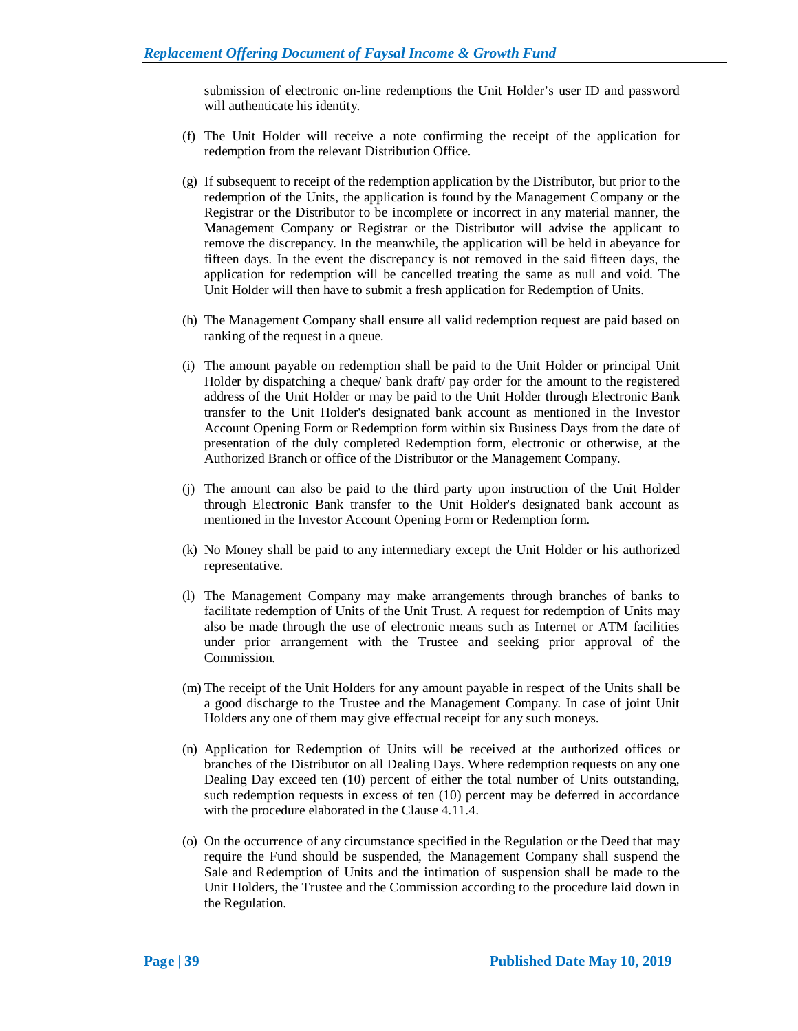submission of electronic on-line redemptions the Unit Holder's user ID and password will authenticate his identity.

(f) The Unit Holder will receive a note confirming the receipt of the application for redemption from the relevant Distribution Office.

(g) If subsequent to receipt of the redemption application by the Distributor, but prior to the redemption of the Units, the application is found by the Management Company or the Registrar or the Distributor to be incomplete or incorrect in any material manner, the Management Company or Registrar or the Distributor will advise the applicant to remove the discrepancy. In the meanwhile, the application will be held in abeyance for fifteen days. In the event the discrepancy is not removed in the said fifteen days, the application for redemption will be cancelled treating the same as null and void. The Unit Holder will then have to submit a fresh application for Redemption of Units.

(h) The Management Company shall ensure all valid redemption request are paid based on ranking of the request in a queue.

(i) The amount payable on redemption shall be paid to the Unit Holder or principal Unit Holder by dispatching a cheque/ bank draft/ pay order for the amount to the registered address of the Unit Holder or may be paid to the Unit Holder through Electronic Bank transfer to the Unit Holder's designated bank account as mentioned in the Investor Account Opening Form or Redemption form within six Business Days from the date of presentation of the duly completed Redemption form, electronic or otherwise, at the Authorized Branch or office of the Distributor or the Management Company.

(j) The amount can also be paid to the third party upon instruction of the Unit Holder through Electronic Bank transfer to the Unit Holder's designated bank account as mentioned in the Investor Account Opening Form or Redemption form.

(k) No Money shall be paid to any intermediary except the Unit Holder or his authorized representative.

(l) The Management Company may make arrangements through branches of banks to facilitate redemption of Units of the Unit Trust. A request for redemption of Units may also be made through the use of electronic means such as Internet or ATM facilities under prior arrangement with the Trustee and seeking prior approval of the Commission.

(m) The receipt of the Unit Holders for any amount payable in respect of the Units shall be a good discharge to the Trustee and the Management Company. In case of joint Unit Holders any one of them may give effectual receipt for any such moneys.

(n) Application for Redemption of Units will be received at the authorized offices or branches of the Distributor on all Dealing Days. Where redemption requests on any one Dealing Day exceed ten (10) percent of either the total number of Units outstanding, such redemption requests in excess of ten (10) percent may be deferred in accordance with the procedure elaborated in the Clause 4.11.4.

(o) On the occurrence of any circumstance specified in the Regulation or the Deed that may require the Fund should be suspended, the Management Company shall suspend the Sale and Redemption of Units and the intimation of suspension shall be made to the Unit Holders, the Trustee and the Commission according to the procedure laid down in the Regulation.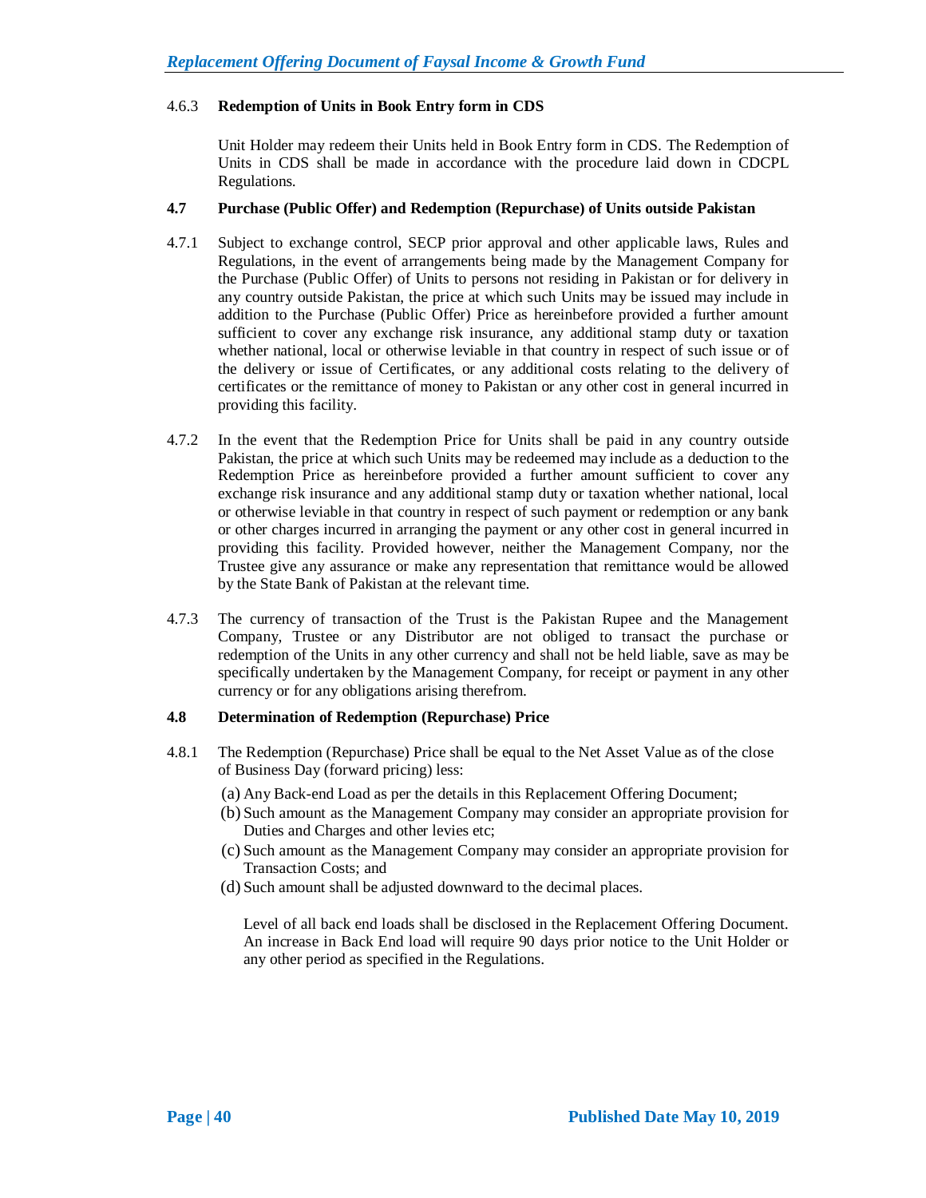#### 4.6.3 **Redemption of Units in Book Entry form in CDS**

Unit Holder may redeem their Units held in Book Entry form in CDS. The Redemption of Units in CDS shall be made in accordance with the procedure laid down in CDCPL Regulations.

### 4.7 Purchase (Public Offer) and Redemption (Repurchase) of Units outside Pakistan

4.7.1 Subject to exchange control, SECP prior approval and other applicable laws, Rules and Regulations, in the event of arrangements being made by the Management Company for the Purchase (Public Offer) of Units to persons not residing in Pakistan or for delivery in any country outside Pakistan, the price at which such Units may be issued may include in addition to the Purchase (Public Offer) Price as hereinbefore provided a further amount sufficient to cover any exchange risk insurance, any additional stamp duty or taxation whether national, local or otherwise leviable in that country in respect of such issue or of the delivery or issue of Certificates, or any additional costs relating to the delivery of certificates or the remittance of money to Pakistan or any other cost in general incurred in providing this facility.

4.7.2 In the event that the Redemption Price for Units shall be paid in any country outside Pakistan, the price at which such Units may be redeemed may include as a deduction to the Redemption Price as hereinbefore provided a further amount sufficient to cover any exchange risk insurance and any additional stamp duty or taxation whether national, local or otherwise leviable in that country in respect of such payment or redemption or any bank or other charges incurred in arranging the payment or any other cost in general incurred in providing this facility. Provided however, neither the Management Company, nor the Trustee give any assurance or make any representation that remittance would be allowed by the State Bank of Pakistan at the relevant time.

4.7.3 The currency of transaction of the Trust is the Pakistan Rupee and the Management Company, Trustee or any Distributor are not obliged to transact the purchase or redemption of the Units in any other currency and shall not be held liable, save as may be specifically undertaken by the Management Company, for receipt or payment in any other currency or for any obligations arising therefrom.

### 4.8 Determination of Redemption (Repurchase) Price

4.8.1 The Redemption (Repurchase) Price shall be equal to the Net Asset Value as of the close of Business Day (forward pricing) less:

(a) Any Back-end Load as per the details in this Replacement Offering Document;
(b) Such amount as the Management Company may consider an appropriate provision for Duties and Charges and other levies etc;
(c) Such amount as the Management Company may consider an appropriate provision for Transaction Costs; and
(d) Such amount shall be adjusted downward to the decimal places.

Level of all back end loads shall be disclosed in the Replacement Offering Document. An increase in Back End load will require 90 days prior notice to the Unit Holder or any other period as specified in the Regulations.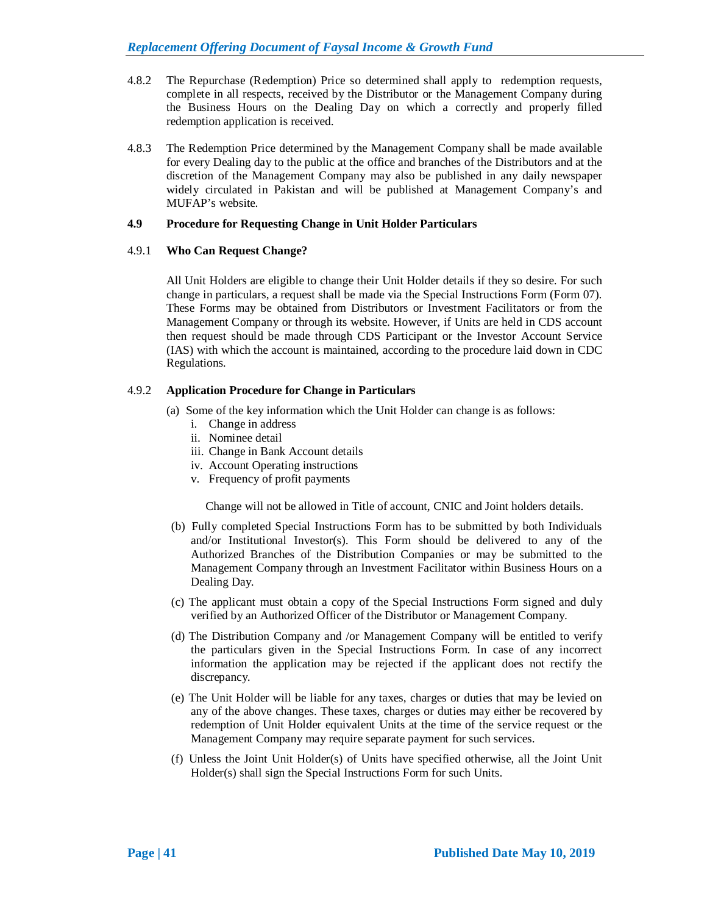4.8.2 The Repurchase (Redemption) Price so determined shall apply to redemption requests, complete in all respects, received by the Distributor or the Management Company during the Business Hours on the Dealing Day on which a correctly and properly filled redemption application is received.

4.8.3 The Redemption Price determined by the Management Company shall be made available for every Dealing day to the public at the office and branches of the Distributors and at the discretion of the Management Company may also be published in any daily newspaper widely circulated in Pakistan and will be published at Management Company's and MUFAP's website.

**4.9 Procedure for Requesting Change in Unit Holder Particulars**

4.9.1 **Who Can Request Change?**

All Unit Holders are eligible to change their Unit Holder details if they so desire. For such change in particulars, a request shall be made via the Special Instructions Form (Form 07). These Forms may be obtained from Distributors or Investment Facilitators or from the Management Company or through its website. However, if Units are held in CDS account then request should be made through CDS Participant or the Investor Account Service (IAS) with which the account is maintained, according to the procedure laid down in CDC Regulations.

4.9.2 **Application Procedure for Change in Particulars**

(a) Some of the key information which the Unit Holder can change is as follows:

   i. Change in address
   ii. Nominee detail
   iii. Change in Bank Account details
   iv. Account Operating instructions
   v. Frequency of profit payments

   Change will not be allowed in Title of account, CNIC and Joint holders details.

(b) Fully completed Special Instructions Form has to be submitted by both Individuals and/or Institutional Investor(s). This Form should be delivered to any of the Authorized Branches of the Distribution Companies or may be submitted to the Management Company through an Investment Facilitator within Business Hours on a Dealing Day.

(c) The applicant must obtain a copy of the Special Instructions Form signed and duly verified by an Authorized Officer of the Distributor or Management Company.

(d) The Distribution Company and /or Management Company will be entitled to verify the particulars given in the Special Instructions Form. In case of any incorrect information the application may be rejected if the applicant does not rectify the discrepancy.

(e) The Unit Holder will be liable for any taxes, charges or duties that may be levied on any of the above changes. These taxes, charges or duties may either be recovered by redemption of Unit Holder equivalent Units at the time of the service request or the Management Company may require separate payment for such services.

(f) Unless the Joint Unit Holder(s) of Units have specified otherwise, all the Joint Unit Holder(s) shall sign the Special Instructions Form for such Units.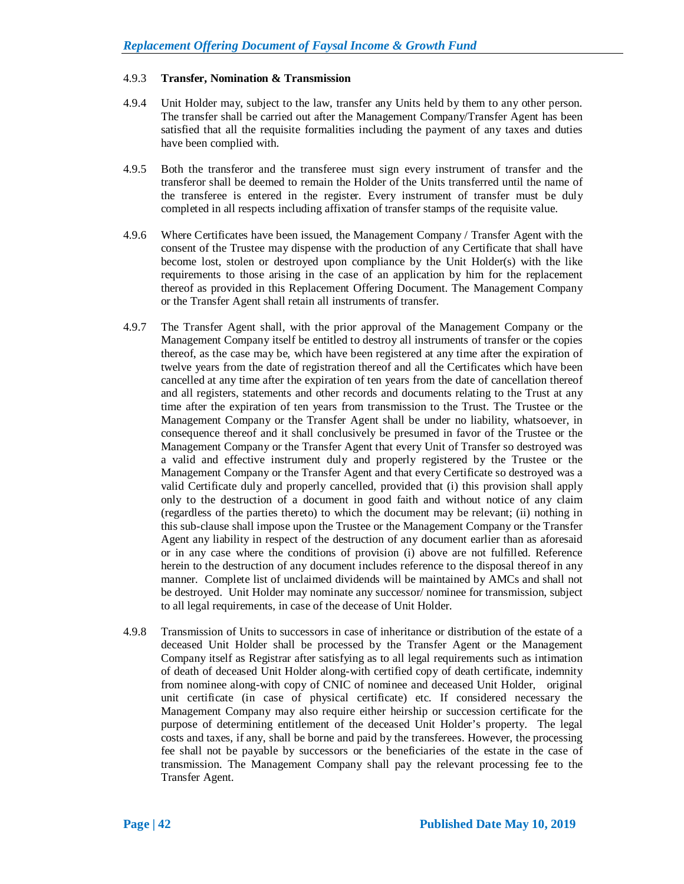4.9.3 **Transfer, Nomination & Transmission**

4.9.4 Unit Holder may, subject to the law, transfer any Units held by them to any other person. The transfer shall be carried out after the Management Company/Transfer Agent has been satisfied that all the requisite formalities including the payment of any taxes and duties have been complied with.

4.9.5 Both the transferor and the transferee must sign every instrument of transfer and the transferor shall be deemed to remain the Holder of the Units transferred until the name of the transferee is entered in the register. Every instrument of transfer must be duly completed in all respects including affixation of transfer stamps of the requisite value.

4.9.6 Where Certificates have been issued, the Management Company / Transfer Agent with the consent of the Trustee may dispense with the production of any Certificate that shall have become lost, stolen or destroyed upon compliance by the Unit Holder(s) with the like requirements to those arising in the case of an application by him for the replacement thereof as provided in this Replacement Offering Document. The Management Company or the Transfer Agent shall retain all instruments of transfer.

4.9.7 The Transfer Agent shall, with the prior approval of the Management Company or the Management Company itself be entitled to destroy all instruments of transfer or the copies thereof, as the case may be, which have been registered at any time after the expiration of twelve years from the date of registration thereof and all the Certificates which have been cancelled at any time after the expiration of ten years from the date of cancellation thereof and all registers, statements and other records and documents relating to the Trust at any time after the expiration of ten years from transmission to the Trust. The Trustee or the Management Company or the Transfer Agent shall be under no liability, whatsoever, in consequence thereof and it shall conclusively be presumed in favor of the Trustee or the Management Company or the Transfer Agent that every Unit of Transfer so destroyed was a valid and effective instrument duly and properly registered by the Trustee or the Management Company or the Transfer Agent and that every Certificate so destroyed was a valid Certificate duly and properly cancelled, provided that (i) this provision shall apply only to the destruction of a document in good faith and without notice of any claim (regardless of the parties thereto) to which the document may be relevant; (ii) nothing in this sub-clause shall impose upon the Trustee or the Management Company or the Transfer Agent any liability in respect of the destruction of any document earlier than as aforesaid or in any case where the conditions of provision (i) above are not fulfilled. Reference herein to the destruction of any document includes reference to the disposal thereof in any manner. Complete list of unclaimed dividends will be maintained by AMCs and shall not be destroyed. Unit Holder may nominate any successor/ nominee for transmission, subject to all legal requirements, in case of the decease of Unit Holder.

4.9.8 Transmission of Units to successors in case of inheritance or distribution of the estate of a deceased Unit Holder shall be processed by the Transfer Agent or the Management Company itself as Registrar after satisfying as to all legal requirements such as intimation of death of deceased Unit Holder along-with certified copy of death certificate, indemnity from nominee along-with copy of CNIC of nominee and deceased Unit Holder, original unit certificate (in case of physical certificate) etc. If considered necessary the Management Company may also require either heirship or succession certificate for the purpose of determining entitlement of the deceased Unit Holder's property. The legal costs and taxes, if any, shall be borne and paid by the transferees. However, the processing fee shall not be payable by successors or the beneficiaries of the estate in the case of transmission. The Management Company shall pay the relevant processing fee to the Transfer Agent.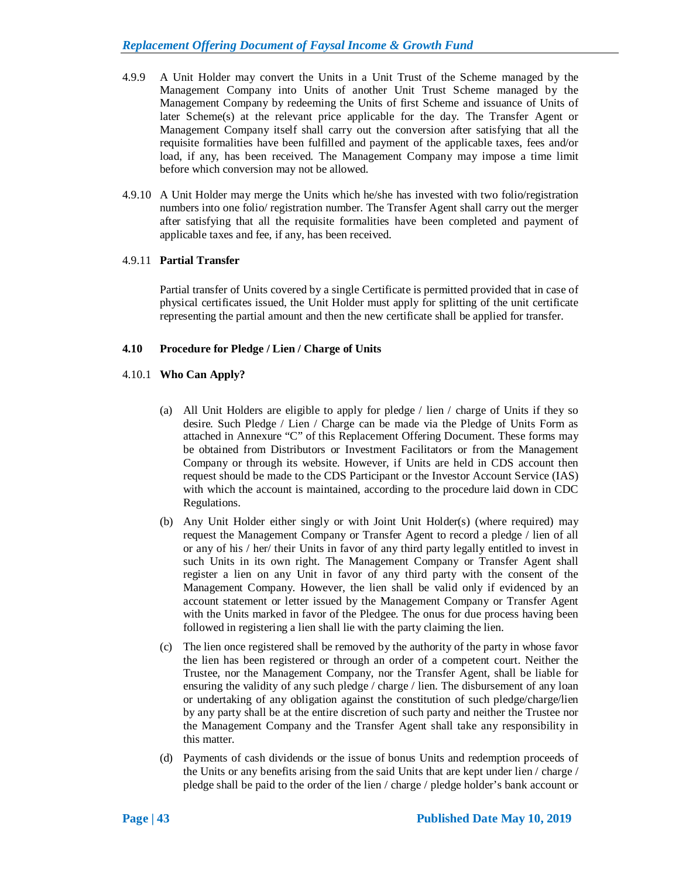4.9.9 A Unit Holder may convert the Units in a Unit Trust of the Scheme managed by the Management Company into Units of another Unit Trust Scheme managed by the Management Company by redeeming the Units of first Scheme and issuance of Units of later Scheme(s) at the relevant price applicable for the day. The Transfer Agent or Management Company itself shall carry out the conversion after satisfying that all the requisite formalities have been fulfilled and payment of the applicable taxes, fees and/or load, if any, has been received. The Management Company may impose a time limit before which conversion may not be allowed.

4.9.10 A Unit Holder may merge the Units which he/she has invested with two folio/registration numbers into one folio/ registration number. The Transfer Agent shall carry out the merger after satisfying that all the requisite formalities have been completed and payment of applicable taxes and fee, if any, has been received.

4.9.11 **Partial Transfer**

Partial transfer of Units covered by a single Certificate is permitted provided that in case of physical certificates issued, the Unit Holder must apply for splitting of the unit certificate representing the partial amount and then the new certificate shall be applied for transfer.

### 4.10 Procedure for Pledge / Lien / Charge of Units

4.10.1 **Who Can Apply?**

(a) All Unit Holders are eligible to apply for pledge / lien / charge of Units if they so desire. Such Pledge / Lien / Charge can be made via the Pledge of Units Form as attached in Annexure "C" of this Replacement Offering Document. These forms may be obtained from Distributors or Investment Facilitators or from the Management Company or through its website. However, if Units are held in CDS account then request should be made to the CDS Participant or the Investor Account Service (IAS) with which the account is maintained, according to the procedure laid down in CDC Regulations.

(b) Any Unit Holder either singly or with Joint Unit Holder(s) (where required) may request the Management Company or Transfer Agent to record a pledge / lien of all or any of his / her/ their Units in favor of any third party legally entitled to invest in such Units in its own right. The Management Company or Transfer Agent shall register a lien on any Unit in favor of any third party with the consent of the Management Company. However, the lien shall be valid only if evidenced by an account statement or letter issued by the Management Company or Transfer Agent with the Units marked in favor of the Pledgee. The onus for due process having been followed in registering a lien shall lie with the party claiming the lien.

(c) The lien once registered shall be removed by the authority of the party in whose favor the lien has been registered or through an order of a competent court. Neither the Trustee, nor the Management Company, nor the Transfer Agent, shall be liable for ensuring the validity of any such pledge / charge / lien. The disbursement of any loan or undertaking of any obligation against the constitution of such pledge/charge/lien by any party shall be at the entire discretion of such party and neither the Trustee nor the Management Company and the Transfer Agent shall take any responsibility in this matter.

(d) Payments of cash dividends or the issue of bonus Units and redemption proceeds of the Units or any benefits arising from the said Units that are kept under lien / charge / pledge shall be paid to the order of the lien / charge / pledge holder's bank account or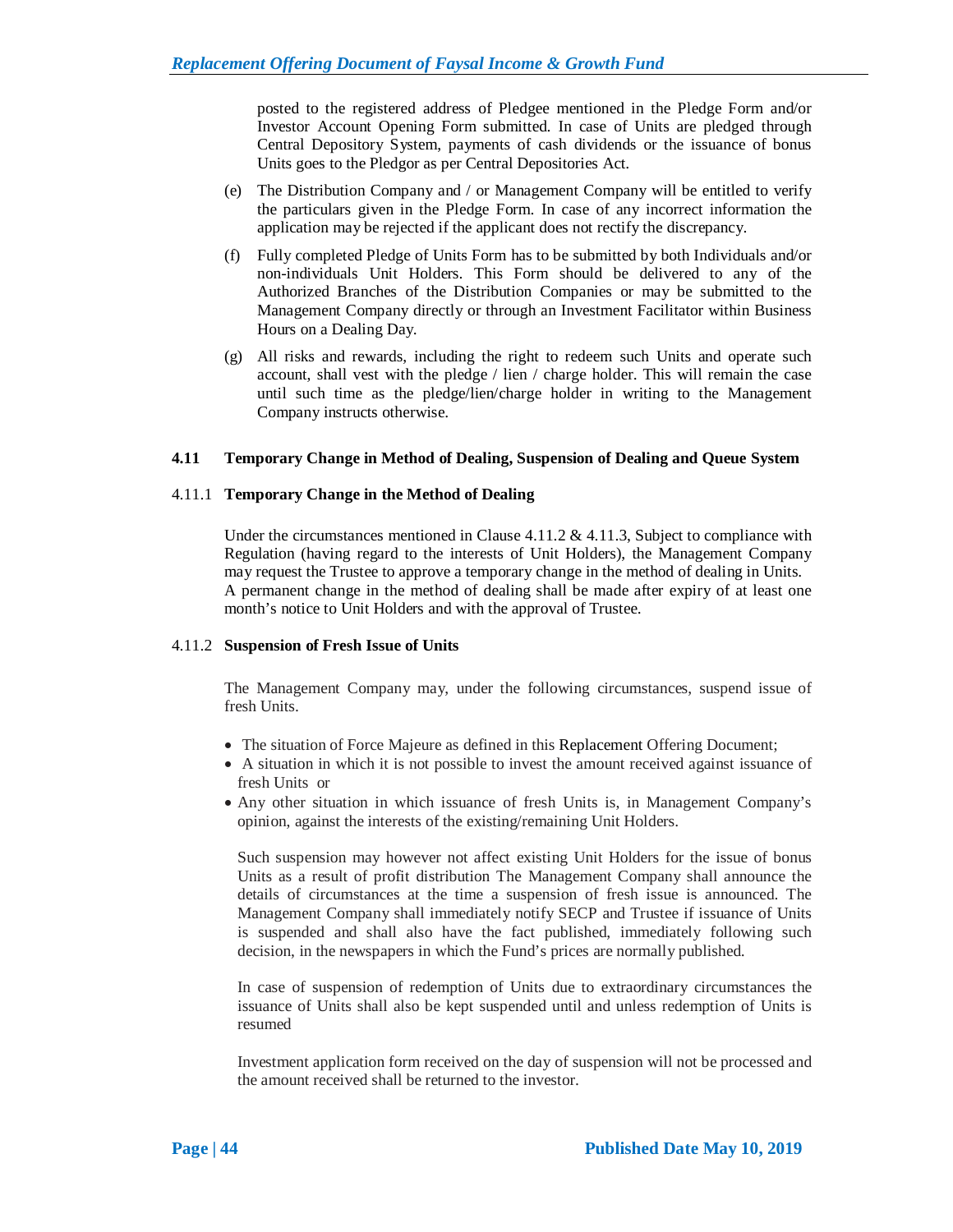posted to the registered address of Pledgee mentioned in the Pledge Form and/or Investor Account Opening Form submitted. In case of Units are pledged through Central Depository System, payments of cash dividends or the issuance of bonus Units goes to the Pledgor as per Central Depositories Act.

(e) The Distribution Company and / or Management Company will be entitled to verify the particulars given in the Pledge Form. In case of any incorrect information the application may be rejected if the applicant does not rectify the discrepancy.

(f) Fully completed Pledge of Units Form has to be submitted by both Individuals and/or non-individuals Unit Holders. This Form should be delivered to any of the Authorized Branches of the Distribution Companies or may be submitted to the Management Company directly or through an Investment Facilitator within Business Hours on a Dealing Day.

(g) All risks and rewards, including the right to redeem such Units and operate such account, shall vest with the pledge / lien / charge holder. This will remain the case until such time as the pledge/lien/charge holder in writing to the Management Company instructs otherwise.

## 4.11 Temporary Change in Method of Dealing, Suspension of Dealing and Queue System

### 4.11.1 Temporary Change in the Method of Dealing

Under the circumstances mentioned in Clause 4.11.2 & 4.11.3, Subject to compliance with Regulation (having regard to the interests of Unit Holders), the Management Company may request the Trustee to approve a temporary change in the method of dealing in Units. A permanent change in the method of dealing shall be made after expiry of at least one month's notice to Unit Holders and with the approval of Trustee.

### 4.11.2 Suspension of Fresh Issue of Units

The Management Company may, under the following circumstances, suspend issue of fresh Units.

- The situation of Force Majeure as defined in this Replacement Offering Document;
- A situation in which it is not possible to invest the amount received against issuance of fresh Units or
- Any other situation in which issuance of fresh Units is, in Management Company's opinion, against the interests of the existing/remaining Unit Holders.

Such suspension may however not affect existing Unit Holders for the issue of bonus Units as a result of profit distribution The Management Company shall announce the details of circumstances at the time a suspension of fresh issue is announced. The Management Company shall immediately notify SECP and Trustee if issuance of Units is suspended and shall also have the fact published, immediately following such decision, in the newspapers in which the Fund's prices are normally published.

In case of suspension of redemption of Units due to extraordinary circumstances the issuance of Units shall also be kept suspended until and unless redemption of Units is resumed

Investment application form received on the day of suspension will not be processed and the amount received shall be returned to the investor.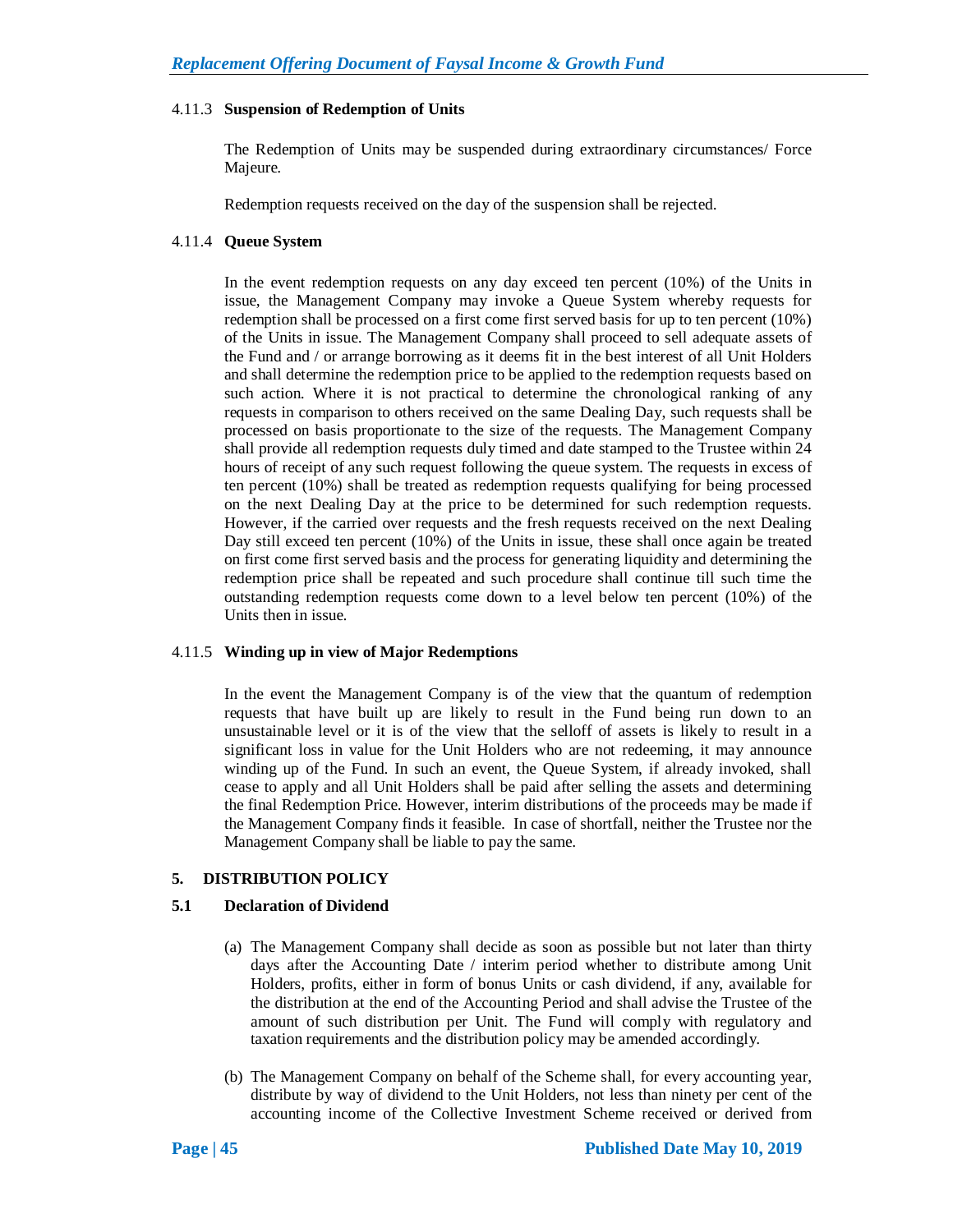#### 4.11.3 Suspension of Redemption of Units

The Redemption of Units may be suspended during extraordinary circumstances/ Force Majeure.

Redemption requests received on the day of the suspension shall be rejected.

#### 4.11.4 Queue System

In the event redemption requests on any day exceed ten percent (10%) of the Units in issue, the Management Company may invoke a Queue System whereby requests for redemption shall be processed on a first come first served basis for up to ten percent (10%) of the Units in issue. The Management Company shall proceed to sell adequate assets of the Fund and / or arrange borrowing as it deems fit in the best interest of all Unit Holders and shall determine the redemption price to be applied to the redemption requests based on such action. Where it is not practical to determine the chronological ranking of any requests in comparison to others received on the same Dealing Day, such requests shall be processed on basis proportionate to the size of the requests. The Management Company shall provide all redemption requests duly timed and date stamped to the Trustee within 24 hours of receipt of any such request following the queue system. The requests in excess of ten percent (10%) shall be treated as redemption requests qualifying for being processed on the next Dealing Day at the price to be determined for such redemption requests. However, if the carried over requests and the fresh requests received on the next Dealing Day still exceed ten percent (10%) of the Units in issue, these shall once again be treated on first come first served basis and the process for generating liquidity and determining the redemption price shall be repeated and such procedure shall continue till such time the outstanding redemption requests come down to a level below ten percent (10%) of the Units then in issue.

#### 4.11.5 Winding up in view of Major Redemptions

In the event the Management Company is of the view that the quantum of redemption requests that have built up are likely to result in the Fund being run down to an unsustainable level or it is of the view that the selloff of assets is likely to result in a significant loss in value for the Unit Holders who are not redeeming, it may announce winding up of the Fund. In such an event, the Queue System, if already invoked, shall cease to apply and all Unit Holders shall be paid after selling the assets and determining the final Redemption Price. However, interim distributions of the proceeds may be made if the Management Company finds it feasible. In case of shortfall, neither the Trustee nor the Management Company shall be liable to pay the same.

## 5. DISTRIBUTION POLICY

### 5.1 Declaration of Dividend

(a) The Management Company shall decide as soon as possible but not later than thirty days after the Accounting Date / interim period whether to distribute among Unit Holders, profits, either in form of bonus Units or cash dividend, if any, available for the distribution at the end of the Accounting Period and shall advise the Trustee of the amount of such distribution per Unit. The Fund will comply with regulatory and taxation requirements and the distribution policy may be amended accordingly.

(b) The Management Company on behalf of the Scheme shall, for every accounting year, distribute by way of dividend to the Unit Holders, not less than ninety per cent of the accounting income of the Collective Investment Scheme received or derived from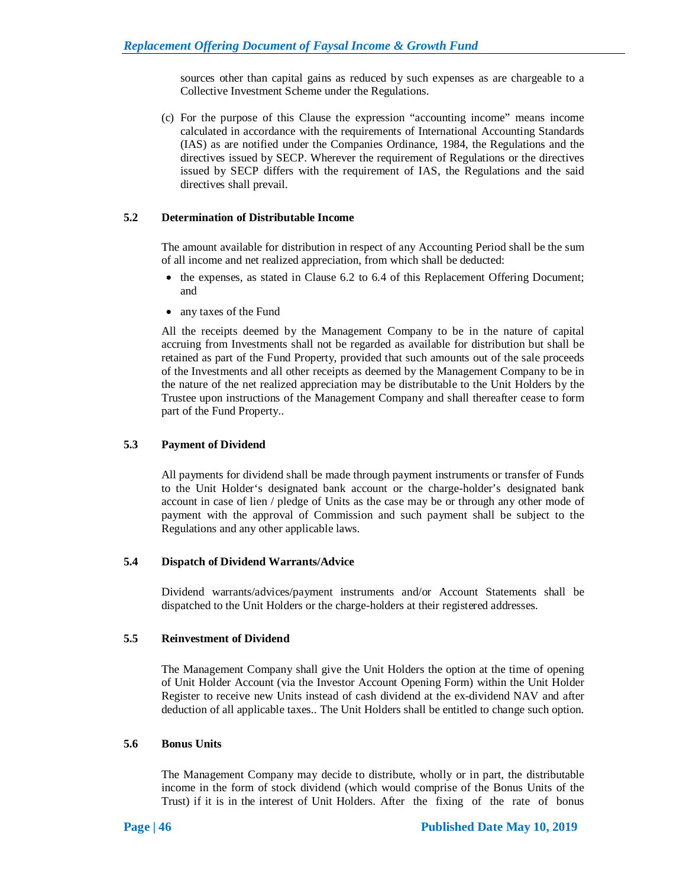sources other than capital gains as reduced by such expenses as are chargeable to a Collective Investment Scheme under the Regulations.

(c) For the purpose of this Clause the expression "accounting income" means income calculated in accordance with the requirements of International Accounting Standards (IAS) as are notified under the Companies Ordinance, 1984, the Regulations and the directives issued by SECP. Wherever the requirement of Regulations or the directives issued by SECP differs with the requirement of IAS, the Regulations and the said directives shall prevail.

### 5.2 Determination of Distributable Income

The amount available for distribution in respect of any Accounting Period shall be the sum of all income and net realized appreciation, from which shall be deducted:

- the expenses, as stated in Clause 6.2 to 6.4 of this Replacement Offering Document; and
- any taxes of the Fund

All the receipts deemed by the Management Company to be in the nature of capital accruing from Investments shall not be regarded as available for distribution but shall be retained as part of the Fund Property, provided that such amounts out of the sale proceeds of the Investments and all other receipts as deemed by the Management Company to be in the nature of the net realized appreciation may be distributable to the Unit Holders by the Trustee upon instructions of the Management Company and shall thereafter cease to form part of the Fund Property..

### 5.3 Payment of Dividend

All payments for dividend shall be made through payment instruments or transfer of Funds to the Unit Holder's designated bank account or the charge-holder's designated bank account in case of lien / pledge of Units as the case may be or through any other mode of payment with the approval of Commission and such payment shall be subject to the Regulations and any other applicable laws.

### 5.4 Dispatch of Dividend Warrants/Advice

Dividend warrants/advices/payment instruments and/or Account Statements shall be dispatched to the Unit Holders or the charge-holders at their registered addresses.

### 5.5 Reinvestment of Dividend

The Management Company shall give the Unit Holders the option at the time of opening of Unit Holder Account (via the Investor Account Opening Form) within the Unit Holder Register to receive new Units instead of cash dividend at the ex-dividend NAV and after deduction of all applicable taxes.. The Unit Holders shall be entitled to change such option.

### 5.6 Bonus Units

The Management Company may decide to distribute, wholly or in part, the distributable income in the form of stock dividend (which would comprise of the Bonus Units of the Trust) if it is in the interest of Unit Holders. After the fixing of the rate of bonus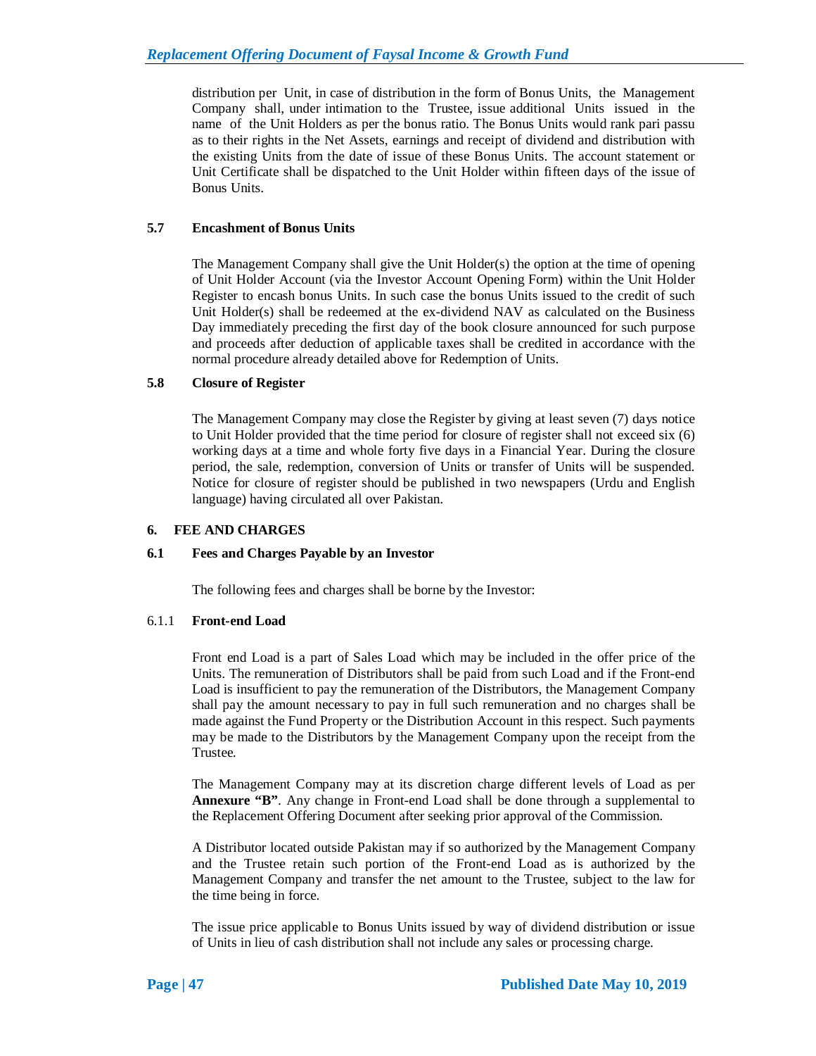distribution per Unit, in case of distribution in the form of Bonus Units, the Management Company shall, under intimation to the Trustee, issue additional Units issued in the name of the Unit Holders as per the bonus ratio. The Bonus Units would rank pari passu as to their rights in the Net Assets, earnings and receipt of dividend and distribution with the existing Units from the date of issue of these Bonus Units. The account statement or Unit Certificate shall be dispatched to the Unit Holder within fifteen days of the issue of Bonus Units.

### 5.7 Encashment of Bonus Units

The Management Company shall give the Unit Holder(s) the option at the time of opening of Unit Holder Account (via the Investor Account Opening Form) within the Unit Holder Register to encash bonus Units. In such case the bonus Units issued to the credit of such Unit Holder(s) shall be redeemed at the ex-dividend NAV as calculated on the Business Day immediately preceding the first day of the book closure announced for such purpose and proceeds after deduction of applicable taxes shall be credited in accordance with the normal procedure already detailed above for Redemption of Units.

### 5.8 Closure of Register

The Management Company may close the Register by giving at least seven (7) days notice to Unit Holder provided that the time period for closure of register shall not exceed six (6) working days at a time and whole forty five days in a Financial Year. During the closure period, the sale, redemption, conversion of Units or transfer of Units will be suspended. Notice for closure of register should be published in two newspapers (Urdu and English language) having circulated all over Pakistan.

## 6. FEE AND CHARGES

### 6.1 Fees and Charges Payable by an Investor

The following fees and charges shall be borne by the Investor:

#### 6.1.1 Front-end Load

Front end Load is a part of Sales Load which may be included in the offer price of the Units. The remuneration of Distributors shall be paid from such Load and if the Front-end Load is insufficient to pay the remuneration of the Distributors, the Management Company shall pay the amount necessary to pay in full such remuneration and no charges shall be made against the Fund Property or the Distribution Account in this respect. Such payments may be made to the Distributors by the Management Company upon the receipt from the Trustee.

The Management Company may at its discretion charge different levels of Load as per **Annexure "B"**. Any change in Front-end Load shall be done through a supplemental to the Replacement Offering Document after seeking prior approval of the Commission.

A Distributor located outside Pakistan may if so authorized by the Management Company and the Trustee retain such portion of the Front-end Load as is authorized by the Management Company and transfer the net amount to the Trustee, subject to the law for the time being in force.

The issue price applicable to Bonus Units issued by way of dividend distribution or issue of Units in lieu of cash distribution shall not include any sales or processing charge.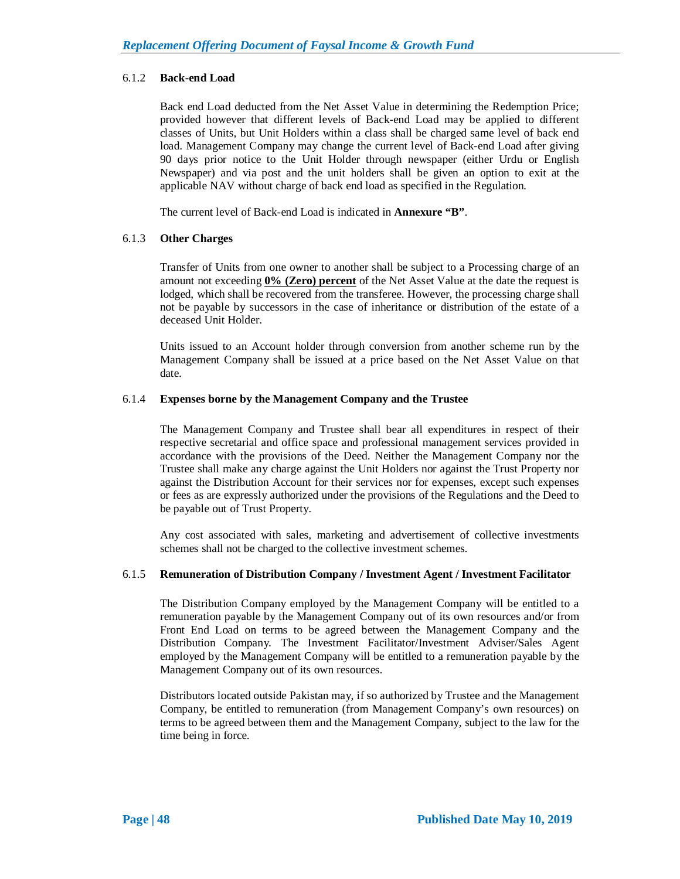#### 6.1.2 **Back-end Load**

Back end Load deducted from the Net Asset Value in determining the Redemption Price; provided however that different levels of Back-end Load may be applied to different classes of Units, but Unit Holders within a class shall be charged same level of back end load. Management Company may change the current level of Back-end Load after giving 90 days prior notice to the Unit Holder through newspaper (either Urdu or English Newspaper) and via post and the unit holders shall be given an option to exit at the applicable NAV without charge of back end load as specified in the Regulation.

The current level of Back-end Load is indicated in **Annexure "B"**.

#### 6.1.3 **Other Charges**

Transfer of Units from one owner to another shall be subject to a Processing charge of an amount not exceeding **0% (Zero) percent** of the Net Asset Value at the date the request is lodged, which shall be recovered from the transferee. However, the processing charge shall not be payable by successors in the case of inheritance or distribution of the estate of a deceased Unit Holder.

Units issued to an Account holder through conversion from another scheme run by the Management Company shall be issued at a price based on the Net Asset Value on that date.

#### 6.1.4 **Expenses borne by the Management Company and the Trustee**

The Management Company and Trustee shall bear all expenditures in respect of their respective secretarial and office space and professional management services provided in accordance with the provisions of the Deed. Neither the Management Company nor the Trustee shall make any charge against the Unit Holders nor against the Trust Property nor against the Distribution Account for their services nor for expenses, except such expenses or fees as are expressly authorized under the provisions of the Regulations and the Deed to be payable out of Trust Property.

Any cost associated with sales, marketing and advertisement of collective investments schemes shall not be charged to the collective investment schemes.

#### 6.1.5 **Remuneration of Distribution Company / Investment Agent / Investment Facilitator**

The Distribution Company employed by the Management Company will be entitled to a remuneration payable by the Management Company out of its own resources and/or from Front End Load on terms to be agreed between the Management Company and the Distribution Company. The Investment Facilitator/Investment Adviser/Sales Agent employed by the Management Company will be entitled to a remuneration payable by the Management Company out of its own resources.

Distributors located outside Pakistan may, if so authorized by Trustee and the Management Company, be entitled to remuneration (from Management Company's own resources) on terms to be agreed between them and the Management Company, subject to the law for the time being in force.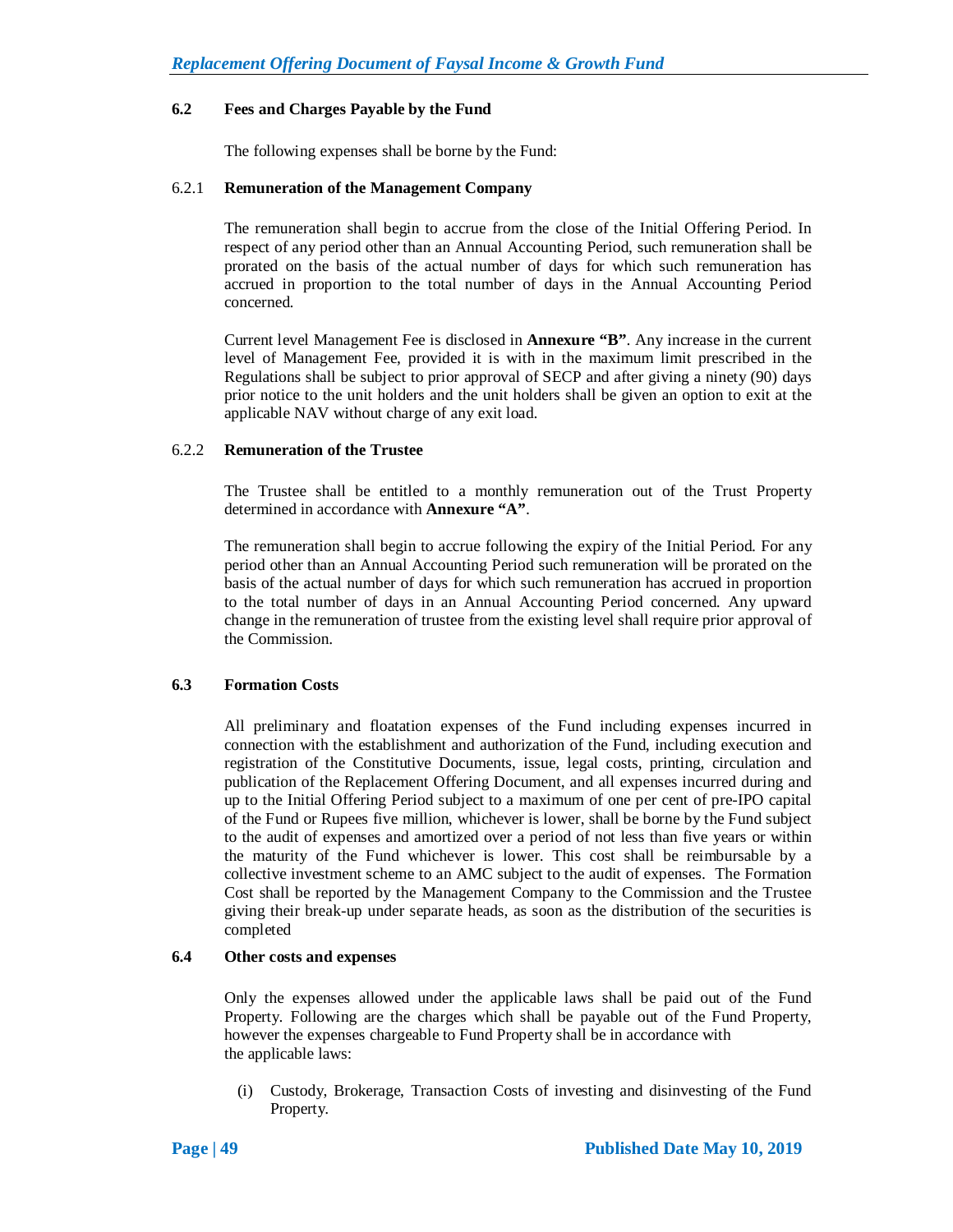### 6.2 Fees and Charges Payable by the Fund

The following expenses shall be borne by the Fund:

#### 6.2.1 Remuneration of the Management Company

The remuneration shall begin to accrue from the close of the Initial Offering Period. In respect of any period other than an Annual Accounting Period, such remuneration shall be prorated on the basis of the actual number of days for which such remuneration has accrued in proportion to the total number of days in the Annual Accounting Period concerned.

Current level Management Fee is disclosed in **Annexure "B"**. Any increase in the current level of Management Fee, provided it is with in the maximum limit prescribed in the Regulations shall be subject to prior approval of SECP and after giving a ninety (90) days prior notice to the unit holders and the unit holders shall be given an option to exit at the applicable NAV without charge of any exit load.

#### 6.2.2 Remuneration of the Trustee

The Trustee shall be entitled to a monthly remuneration out of the Trust Property determined in accordance with **Annexure "A"**.

The remuneration shall begin to accrue following the expiry of the Initial Period. For any period other than an Annual Accounting Period such remuneration will be prorated on the basis of the actual number of days for which such remuneration has accrued in proportion to the total number of days in an Annual Accounting Period concerned. Any upward change in the remuneration of trustee from the existing level shall require prior approval of the Commission.

### 6.3 Formation Costs

All preliminary and floatation expenses of the Fund including expenses incurred in connection with the establishment and authorization of the Fund, including execution and registration of the Constitutive Documents, issue, legal costs, printing, circulation and publication of the Replacement Offering Document, and all expenses incurred during and up to the Initial Offering Period subject to a maximum of one per cent of pre-IPO capital of the Fund or Rupees five million, whichever is lower, shall be borne by the Fund subject to the audit of expenses and amortized over a period of not less than five years or within the maturity of the Fund whichever is lower. This cost shall be reimbursable by a collective investment scheme to an AMC subject to the audit of expenses. The Formation Cost shall be reported by the Management Company to the Commission and the Trustee giving their break-up under separate heads, as soon as the distribution of the securities is completed

### 6.4 Other costs and expenses

Only the expenses allowed under the applicable laws shall be paid out of the Fund Property. Following are the charges which shall be payable out of the Fund Property, however the expenses chargeable to Fund Property shall be in accordance with the applicable laws:

(i) Custody, Brokerage, Transaction Costs of investing and disinvesting of the Fund Property.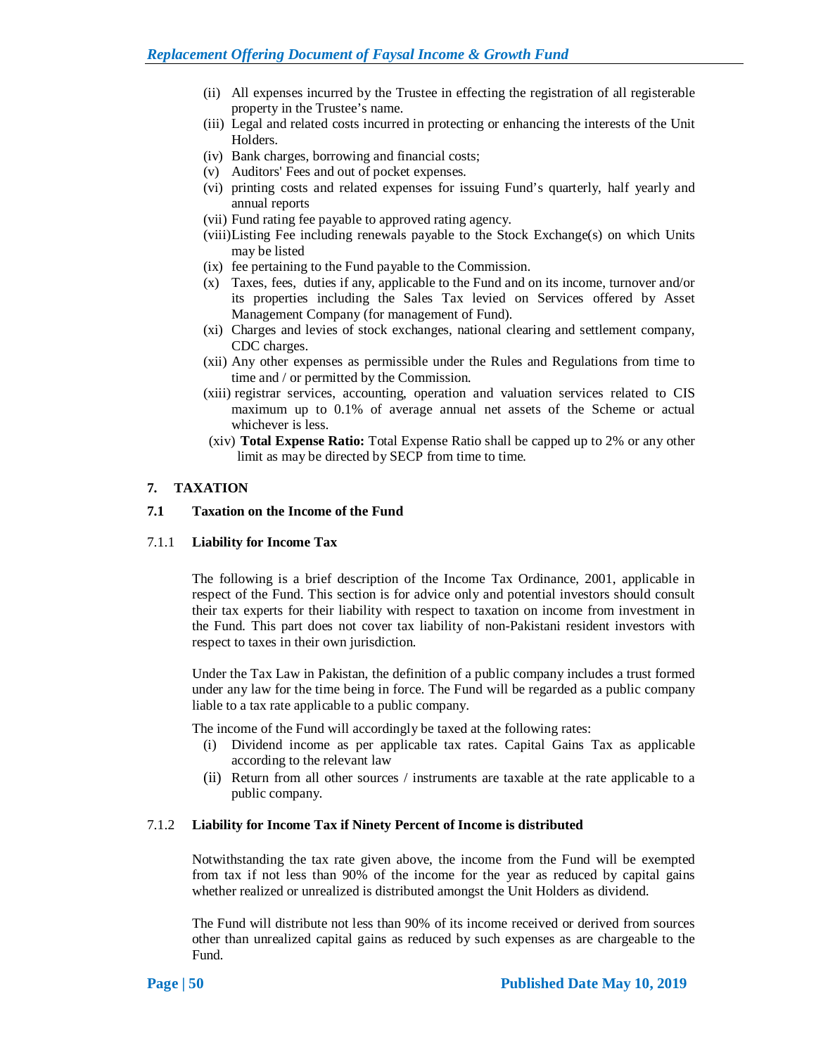(ii) All expenses incurred by the Trustee in effecting the registration of all registerable property in the Trustee's name.
(iii) Legal and related costs incurred in protecting or enhancing the interests of the Unit Holders.
(iv) Bank charges, borrowing and financial costs;
(v) Auditors' Fees and out of pocket expenses.
(vi) printing costs and related expenses for issuing Fund's quarterly, half yearly and annual reports
(vii) Fund rating fee payable to approved rating agency.
(viii) Listing Fee including renewals payable to the Stock Exchange(s) on which Units may be listed
(ix) fee pertaining to the Fund payable to the Commission.
(x) Taxes, fees, duties if any, applicable to the Fund and on its income, turnover and/or its properties including the Sales Tax levied on Services offered by Asset Management Company (for management of Fund).
(xi) Charges and levies of stock exchanges, national clearing and settlement company, CDC charges.
(xii) Any other expenses as permissible under the Rules and Regulations from time to time and / or permitted by the Commission.
(xiii) registrar services, accounting, operation and valuation services related to CIS maximum up to 0.1% of average annual net assets of the Scheme or actual whichever is less.
(xiv) **Total Expense Ratio:** Total Expense Ratio shall be capped up to 2% or any other limit as may be directed by SECP from time to time.

## 7. TAXATION

### 7.1 Taxation on the Income of the Fund

#### 7.1.1 Liability for Income Tax

The following is a brief description of the Income Tax Ordinance, 2001, applicable in respect of the Fund. This section is for advice only and potential investors should consult their tax experts for their liability with respect to taxation on income from investment in the Fund. This part does not cover tax liability of non-Pakistani resident investors with respect to taxes in their own jurisdiction.

Under the Tax Law in Pakistan, the definition of a public company includes a trust formed under any law for the time being in force. The Fund will be regarded as a public company liable to a tax rate applicable to a public company.

The income of the Fund will accordingly be taxed at the following rates:

(i) Dividend income as per applicable tax rates. Capital Gains Tax as applicable according to the relevant law
(ii) Return from all other sources / instruments are taxable at the rate applicable to a public company.

#### 7.1.2 Liability for Income Tax if Ninety Percent of Income is distributed

Notwithstanding the tax rate given above, the income from the Fund will be exempted from tax if not less than 90% of the income for the year as reduced by capital gains whether realized or unrealized is distributed amongst the Unit Holders as dividend.

The Fund will distribute not less than 90% of its income received or derived from sources other than unrealized capital gains as reduced by such expenses as are chargeable to the Fund.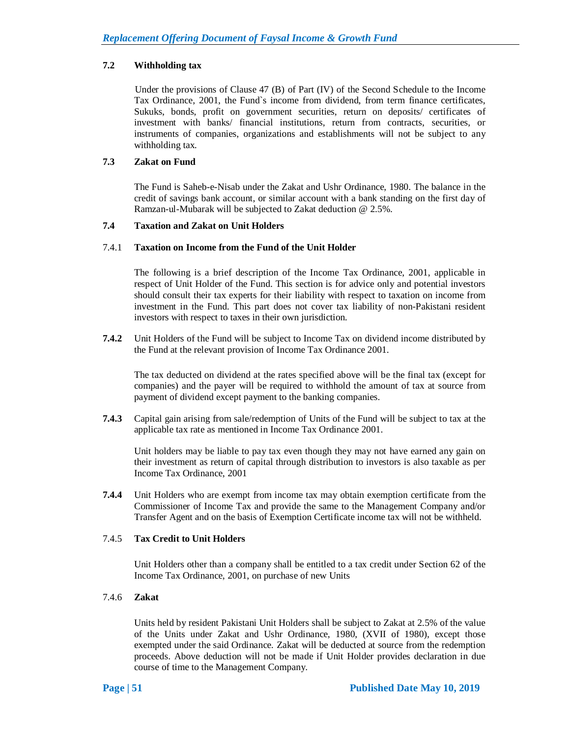### 7.2 Withholding tax

Under the provisions of Clause 47 (B) of Part (IV) of the Second Schedule to the Income Tax Ordinance, 2001, the Fund`s income from dividend, from term finance certificates, Sukuks, bonds, profit on government securities, return on deposits/ certificates of investment with banks/ financial institutions, return from contracts, securities, or instruments of companies, organizations and establishments will not be subject to any withholding tax.

### 7.3 Zakat on Fund

The Fund is Saheb-e-Nisab under the Zakat and Ushr Ordinance, 1980. The balance in the credit of savings bank account, or similar account with a bank standing on the first day of Ramzan-ul-Mubarak will be subjected to Zakat deduction @ 2.5%.

### 7.4 Taxation and Zakat on Unit Holders

#### 7.4.1 Taxation on Income from the Fund of the Unit Holder

The following is a brief description of the Income Tax Ordinance, 2001, applicable in respect of Unit Holder of the Fund. This section is for advice only and potential investors should consult their tax experts for their liability with respect to taxation on income from investment in the Fund. This part does not cover tax liability of non-Pakistani resident investors with respect to taxes in their own jurisdiction.

**7.4.2** Unit Holders of the Fund will be subject to Income Tax on dividend income distributed by the Fund at the relevant provision of Income Tax Ordinance 2001.

The tax deducted on dividend at the rates specified above will be the final tax (except for companies) and the payer will be required to withhold the amount of tax at source from payment of dividend except payment to the banking companies.

**7.4.3** Capital gain arising from sale/redemption of Units of the Fund will be subject to tax at the applicable tax rate as mentioned in Income Tax Ordinance 2001.

Unit holders may be liable to pay tax even though they may not have earned any gain on their investment as return of capital through distribution to investors is also taxable as per Income Tax Ordinance, 2001

**7.4.4** Unit Holders who are exempt from income tax may obtain exemption certificate from the Commissioner of Income Tax and provide the same to the Management Company and/or Transfer Agent and on the basis of Exemption Certificate income tax will not be withheld.

#### 7.4.5 Tax Credit to Unit Holders

Unit Holders other than a company shall be entitled to a tax credit under Section 62 of the Income Tax Ordinance, 2001, on purchase of new Units

#### 7.4.6 Zakat

Units held by resident Pakistani Unit Holders shall be subject to Zakat at 2.5% of the value of the Units under Zakat and Ushr Ordinance, 1980, (XVII of 1980), except those exempted under the said Ordinance. Zakat will be deducted at source from the redemption proceeds. Above deduction will not be made if Unit Holder provides declaration in due course of time to the Management Company.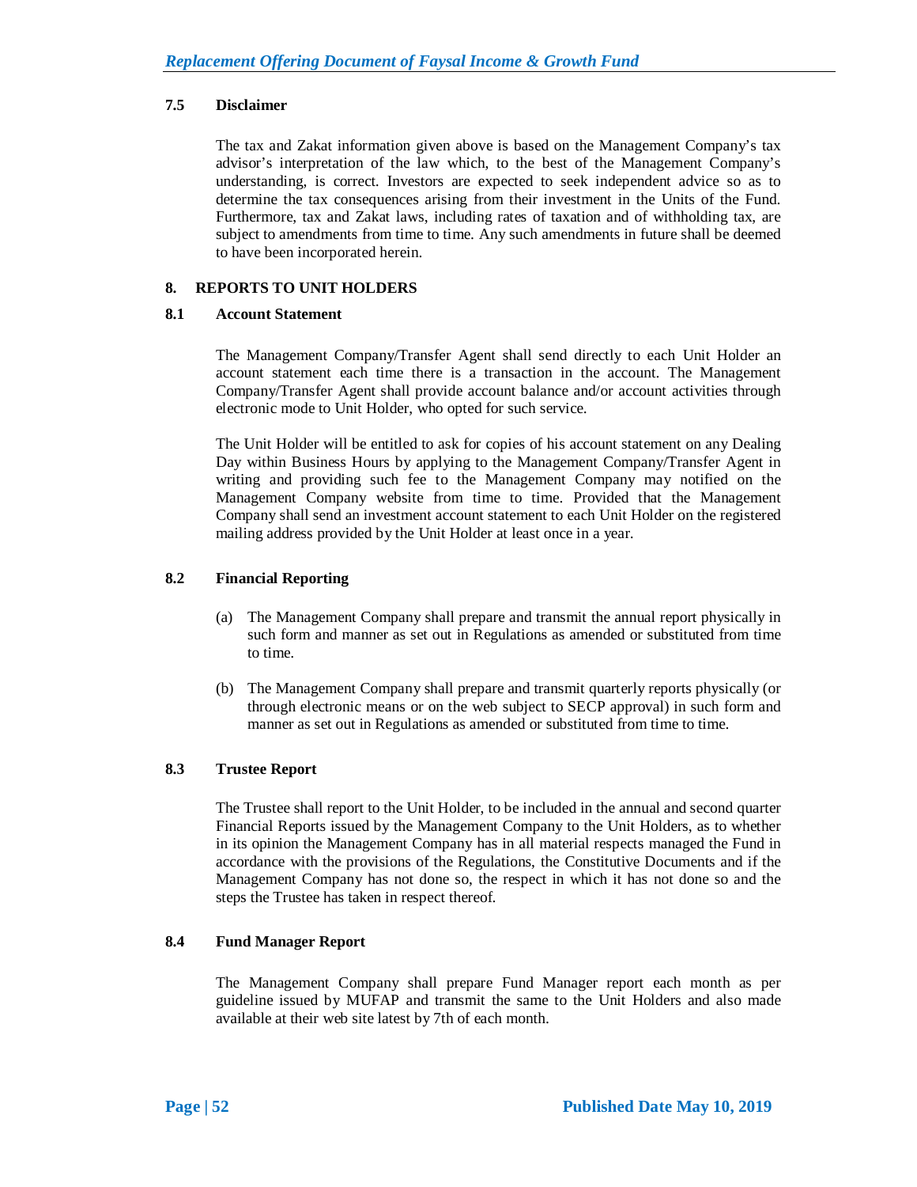### 7.5 Disclaimer

The tax and Zakat information given above is based on the Management Company's tax advisor's interpretation of the law which, to the best of the Management Company's understanding, is correct. Investors are expected to seek independent advice so as to determine the tax consequences arising from their investment in the Units of the Fund. Furthermore, tax and Zakat laws, including rates of taxation and of withholding tax, are subject to amendments from time to time. Any such amendments in future shall be deemed to have been incorporated herein.

## 8. REPORTS TO UNIT HOLDERS

### 8.1 Account Statement

The Management Company/Transfer Agent shall send directly to each Unit Holder an account statement each time there is a transaction in the account. The Management Company/Transfer Agent shall provide account balance and/or account activities through electronic mode to Unit Holder, who opted for such service.

The Unit Holder will be entitled to ask for copies of his account statement on any Dealing Day within Business Hours by applying to the Management Company/Transfer Agent in writing and providing such fee to the Management Company may notified on the Management Company website from time to time. Provided that the Management Company shall send an investment account statement to each Unit Holder on the registered mailing address provided by the Unit Holder at least once in a year.

### 8.2 Financial Reporting

(a) The Management Company shall prepare and transmit the annual report physically in such form and manner as set out in Regulations as amended or substituted from time to time.

(b) The Management Company shall prepare and transmit quarterly reports physically (or through electronic means or on the web subject to SECP approval) in such form and manner as set out in Regulations as amended or substituted from time to time.

### 8.3 Trustee Report

The Trustee shall report to the Unit Holder, to be included in the annual and second quarter Financial Reports issued by the Management Company to the Unit Holders, as to whether in its opinion the Management Company has in all material respects managed the Fund in accordance with the provisions of the Regulations, the Constitutive Documents and if the Management Company has not done so, the respect in which it has not done so and the steps the Trustee has taken in respect thereof.

### 8.4 Fund Manager Report

The Management Company shall prepare Fund Manager report each month as per guideline issued by MUFAP and transmit the same to the Unit Holders and also made available at their web site latest by 7th of each month.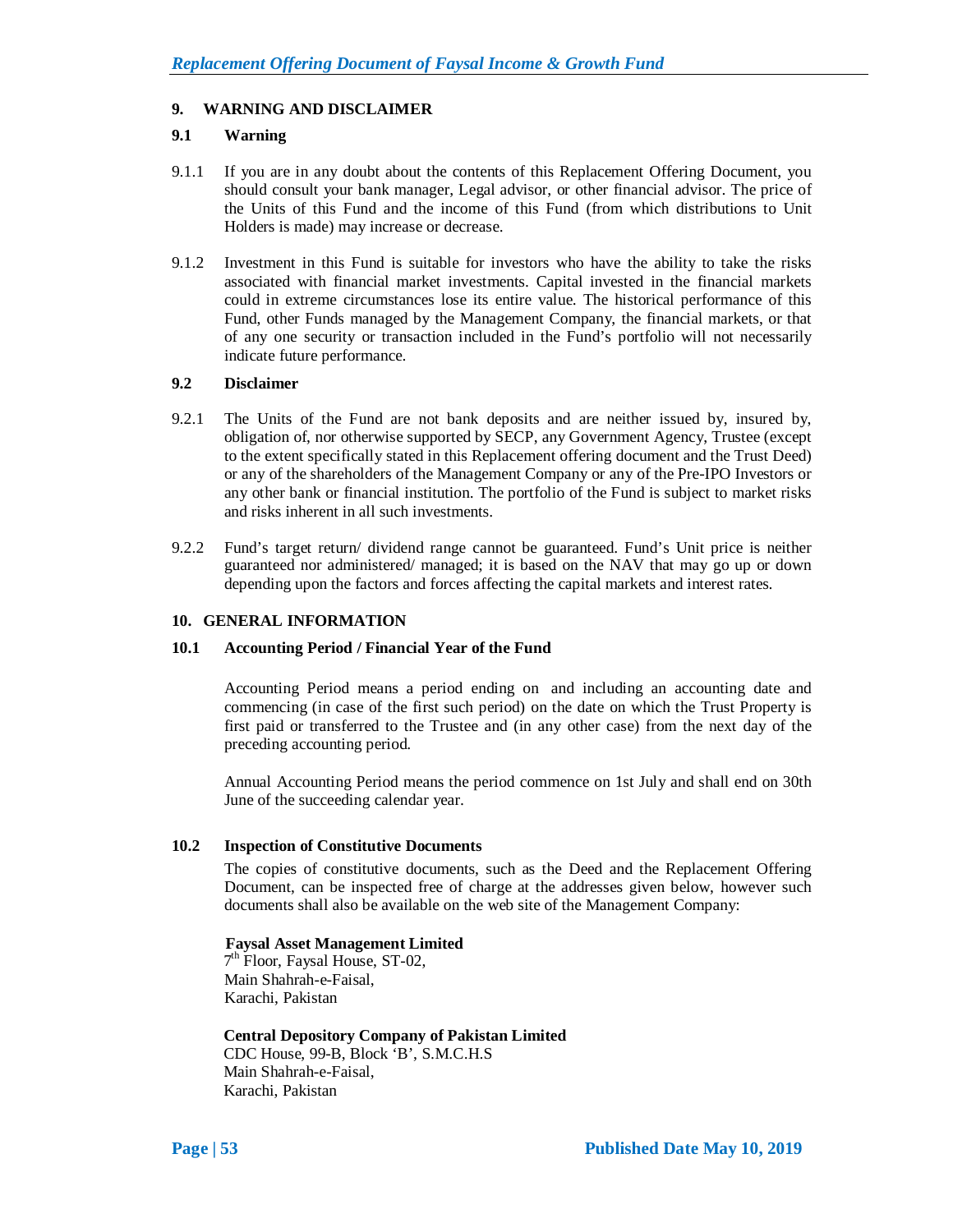## 9. WARNING AND DISCLAIMER

### 9.1 Warning

9.1.1 If you are in any doubt about the contents of this Replacement Offering Document, you should consult your bank manager, Legal advisor, or other financial advisor. The price of the Units of this Fund and the income of this Fund (from which distributions to Unit Holders is made) may increase or decrease.

9.1.2 Investment in this Fund is suitable for investors who have the ability to take the risks associated with financial market investments. Capital invested in the financial markets could in extreme circumstances lose its entire value. The historical performance of this Fund, other Funds managed by the Management Company, the financial markets, or that of any one security or transaction included in the Fund's portfolio will not necessarily indicate future performance.

### 9.2 Disclaimer

9.2.1 The Units of the Fund are not bank deposits and are neither issued by, insured by, obligation of, nor otherwise supported by SECP, any Government Agency, Trustee (except to the extent specifically stated in this Replacement offering document and the Trust Deed) or any of the shareholders of the Management Company or any of the Pre-IPO Investors or any other bank or financial institution. The portfolio of the Fund is subject to market risks and risks inherent in all such investments.

9.2.2 Fund's target return/ dividend range cannot be guaranteed. Fund's Unit price is neither guaranteed nor administered/ managed; it is based on the NAV that may go up or down depending upon the factors and forces affecting the capital markets and interest rates.

## 10. GENERAL INFORMATION

### 10.1 Accounting Period / Financial Year of the Fund

Accounting Period means a period ending on and including an accounting date and commencing (in case of the first such period) on the date on which the Trust Property is first paid or transferred to the Trustee and (in any other case) from the next day of the preceding accounting period.

Annual Accounting Period means the period commence on 1st July and shall end on 30th June of the succeeding calendar year.

### 10.2 Inspection of Constitutive Documents

The copies of constitutive documents, such as the Deed and the Replacement Offering Document, can be inspected free of charge at the addresses given below, however such documents shall also be available on the web site of the Management Company:

**Faysal Asset Management Limited**
7th Floor, Faysal House, ST-02,
Main Shahrah-e-Faisal,
Karachi, Pakistan

**Central Depository Company of Pakistan Limited**
CDC House, 99-B, Block 'B', S.M.C.H.S
Main Shahrah-e-Faisal,
Karachi, Pakistan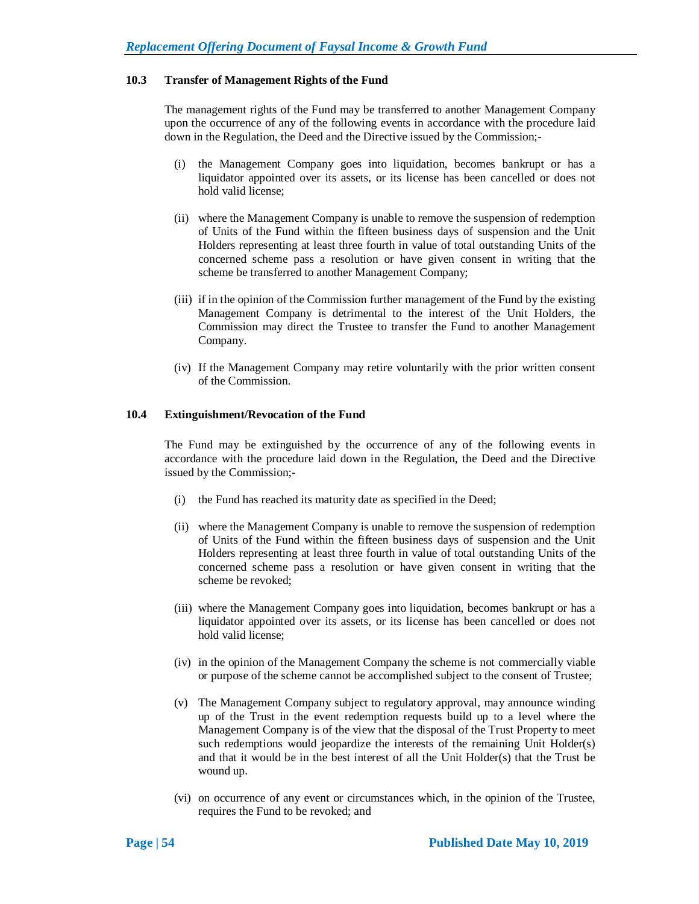### 10.3 Transfer of Management Rights of the Fund

The management rights of the Fund may be transferred to another Management Company upon the occurrence of any of the following events in accordance with the procedure laid down in the Regulation, the Deed and the Directive issued by the Commission;-

(i) the Management Company goes into liquidation, becomes bankrupt or has a liquidator appointed over its assets, or its license has been cancelled or does not hold valid license;

(ii) where the Management Company is unable to remove the suspension of redemption of Units of the Fund within the fifteen business days of suspension and the Unit Holders representing at least three fourth in value of total outstanding Units of the concerned scheme pass a resolution or have given consent in writing that the scheme be transferred to another Management Company;

(iii) if in the opinion of the Commission further management of the Fund by the existing Management Company is detrimental to the interest of the Unit Holders, the Commission may direct the Trustee to transfer the Fund to another Management Company.

(iv) If the Management Company may retire voluntarily with the prior written consent of the Commission.

### 10.4 Extinguishment/Revocation of the Fund

The Fund may be extinguished by the occurrence of any of the following events in accordance with the procedure laid down in the Regulation, the Deed and the Directive issued by the Commission;-

(i) the Fund has reached its maturity date as specified in the Deed;

(ii) where the Management Company is unable to remove the suspension of redemption of Units of the Fund within the fifteen business days of suspension and the Unit Holders representing at least three fourth in value of total outstanding Units of the concerned scheme pass a resolution or have given consent in writing that the scheme be revoked;

(iii) where the Management Company goes into liquidation, becomes bankrupt or has a liquidator appointed over its assets, or its license has been cancelled or does not hold valid license;

(iv) in the opinion of the Management Company the scheme is not commercially viable or purpose of the scheme cannot be accomplished subject to the consent of Trustee;

(v) The Management Company subject to regulatory approval, may announce winding up of the Trust in the event redemption requests build up to a level where the Management Company is of the view that the disposal of the Trust Property to meet such redemptions would jeopardize the interests of the remaining Unit Holder(s) and that it would be in the best interest of all the Unit Holder(s) that the Trust be wound up.

(vi) on occurrence of any event or circumstances which, in the opinion of the Trustee, requires the Fund to be revoked; and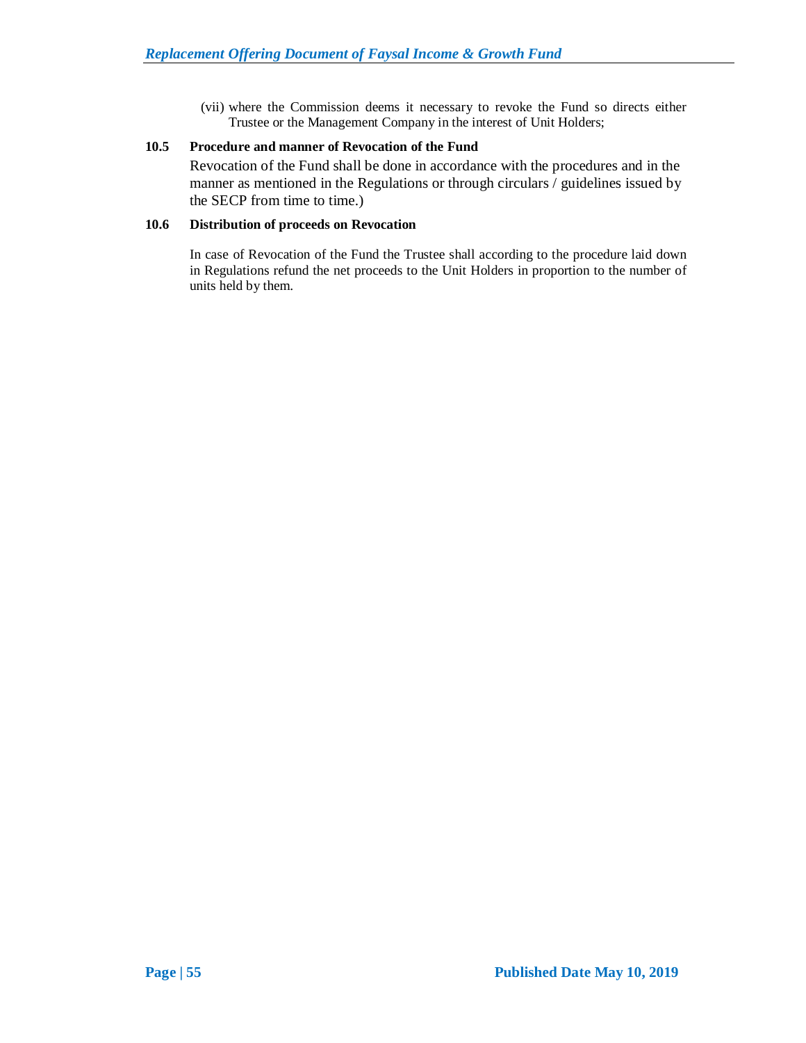(vii) where the Commission deems it necessary to revoke the Fund so directs either Trustee or the Management Company in the interest of Unit Holders;

### 10.5 Procedure and manner of Revocation of the Fund

Revocation of the Fund shall be done in accordance with the procedures and in the manner as mentioned in the Regulations or through circulars / guidelines issued by the SECP from time to time.)

### 10.6 Distribution of proceeds on Revocation

In case of Revocation of the Fund the Trustee shall according to the procedure laid down in Regulations refund the net proceeds to the Unit Holders in proportion to the number of units held by them.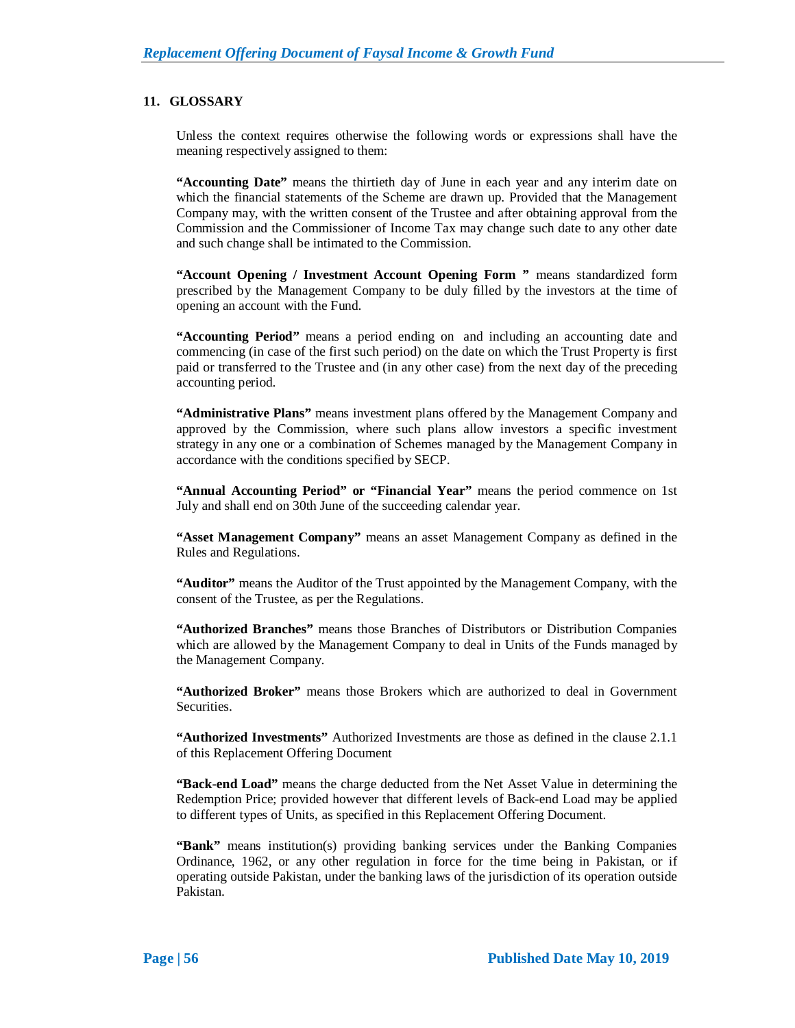## 11. GLOSSARY

Unless the context requires otherwise the following words or expressions shall have the meaning respectively assigned to them:

**"Accounting Date"** means the thirtieth day of June in each year and any interim date on which the financial statements of the Scheme are drawn up. Provided that the Management Company may, with the written consent of the Trustee and after obtaining approval from the Commission and the Commissioner of Income Tax may change such date to any other date and such change shall be intimated to the Commission.

**"Account Opening / Investment Account Opening Form "** means standardized form prescribed by the Management Company to be duly filled by the investors at the time of opening an account with the Fund.

**"Accounting Period"** means a period ending on and including an accounting date and commencing (in case of the first such period) on the date on which the Trust Property is first paid or transferred to the Trustee and (in any other case) from the next day of the preceding accounting period.

**"Administrative Plans"** means investment plans offered by the Management Company and approved by the Commission, where such plans allow investors a specific investment strategy in any one or a combination of Schemes managed by the Management Company in accordance with the conditions specified by SECP.

**"Annual Accounting Period" or "Financial Year"** means the period commence on 1st July and shall end on 30th June of the succeeding calendar year.

**"Asset Management Company"** means an asset Management Company as defined in the Rules and Regulations.

**"Auditor"** means the Auditor of the Trust appointed by the Management Company, with the consent of the Trustee, as per the Regulations.

**"Authorized Branches"** means those Branches of Distributors or Distribution Companies which are allowed by the Management Company to deal in Units of the Funds managed by the Management Company.

**"Authorized Broker"** means those Brokers which are authorized to deal in Government Securities.

**"Authorized Investments"** Authorized Investments are those as defined in the clause 2.1.1 of this Replacement Offering Document

**"Back-end Load"** means the charge deducted from the Net Asset Value in determining the Redemption Price; provided however that different levels of Back-end Load may be applied to different types of Units, as specified in this Replacement Offering Document.

**"Bank"** means institution(s) providing banking services under the Banking Companies Ordinance, 1962, or any other regulation in force for the time being in Pakistan, or if operating outside Pakistan, under the banking laws of the jurisdiction of its operation outside Pakistan.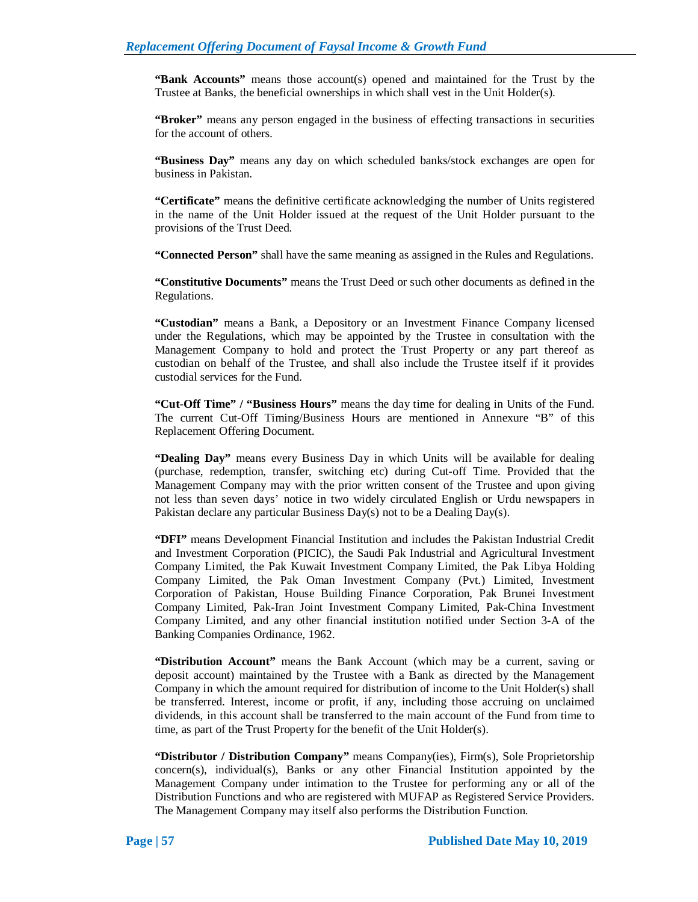**“Bank Accounts”** means those account(s) opened and maintained for the Trust by the Trustee at Banks, the beneficial ownerships in which shall vest in the Unit Holder(s).

**“Broker”** means any person engaged in the business of effecting transactions in securities for the account of others.

**“Business Day”** means any day on which scheduled banks/stock exchanges are open for business in Pakistan.

**“Certificate”** means the definitive certificate acknowledging the number of Units registered in the name of the Unit Holder issued at the request of the Unit Holder pursuant to the provisions of the Trust Deed.

**“Connected Person”** shall have the same meaning as assigned in the Rules and Regulations.

**“Constitutive Documents”** means the Trust Deed or such other documents as defined in the Regulations.

**“Custodian”** means a Bank, a Depository or an Investment Finance Company licensed under the Regulations, which may be appointed by the Trustee in consultation with the Management Company to hold and protect the Trust Property or any part thereof as custodian on behalf of the Trustee, and shall also include the Trustee itself if it provides custodial services for the Fund.

**“Cut-Off Time” / “Business Hours”** means the day time for dealing in Units of the Fund. The current Cut-Off Timing/Business Hours are mentioned in Annexure “B” of this Replacement Offering Document.

**“Dealing Day”** means every Business Day in which Units will be available for dealing (purchase, redemption, transfer, switching etc) during Cut-off Time. Provided that the Management Company may with the prior written consent of the Trustee and upon giving not less than seven days’ notice in two widely circulated English or Urdu newspapers in Pakistan declare any particular Business Day(s) not to be a Dealing Day(s).

**“DFI”** means Development Financial Institution and includes the Pakistan Industrial Credit and Investment Corporation (PICIC), the Saudi Pak Industrial and Agricultural Investment Company Limited, the Pak Kuwait Investment Company Limited, the Pak Libya Holding Company Limited, the Pak Oman Investment Company (Pvt.) Limited, Investment Corporation of Pakistan, House Building Finance Corporation, Pak Brunei Investment Company Limited, Pak-Iran Joint Investment Company Limited, Pak-China Investment Company Limited, and any other financial institution notified under Section 3-A of the Banking Companies Ordinance, 1962.

**“Distribution Account”** means the Bank Account (which may be a current, saving or deposit account) maintained by the Trustee with a Bank as directed by the Management Company in which the amount required for distribution of income to the Unit Holder(s) shall be transferred. Interest, income or profit, if any, including those accruing on unclaimed dividends, in this account shall be transferred to the main account of the Fund from time to time, as part of the Trust Property for the benefit of the Unit Holder(s).

**“Distributor / Distribution Company”** means Company(ies), Firm(s), Sole Proprietorship concern(s), individual(s), Banks or any other Financial Institution appointed by the Management Company under intimation to the Trustee for performing any or all of the Distribution Functions and who are registered with MUFAP as Registered Service Providers. The Management Company may itself also performs the Distribution Function.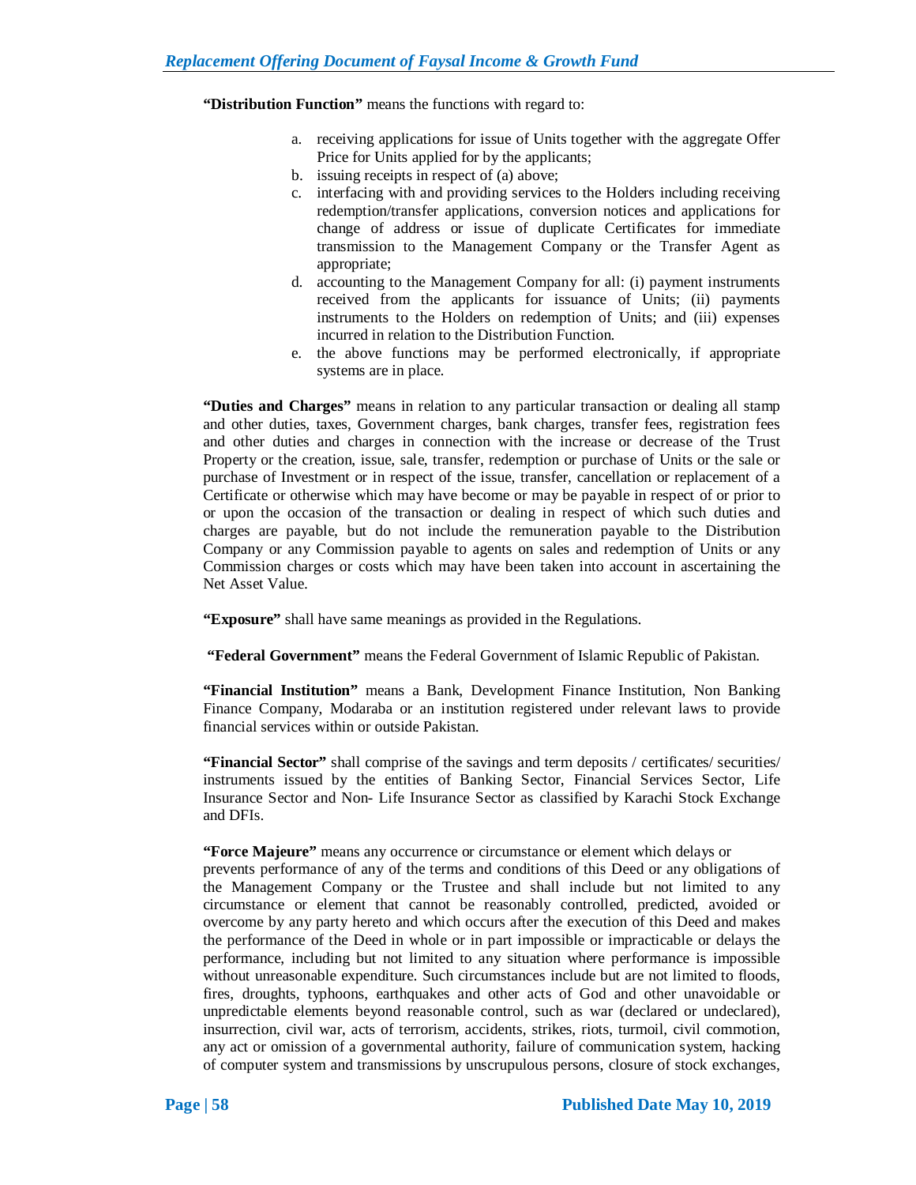**"Distribution Function"** means the functions with regard to:

a. receiving applications for issue of Units together with the aggregate Offer Price for Units applied for by the applicants;
b. issuing receipts in respect of (a) above;
c. interfacing with and providing services to the Holders including receiving redemption/transfer applications, conversion notices and applications for change of address or issue of duplicate Certificates for immediate transmission to the Management Company or the Transfer Agent as appropriate;
d. accounting to the Management Company for all: (i) payment instruments received from the applicants for issuance of Units; (ii) payments instruments to the Holders on redemption of Units; and (iii) expenses incurred in relation to the Distribution Function.
e. the above functions may be performed electronically, if appropriate systems are in place.

**"Duties and Charges"** means in relation to any particular transaction or dealing all stamp and other duties, taxes, Government charges, bank charges, transfer fees, registration fees and other duties and charges in connection with the increase or decrease of the Trust Property or the creation, issue, sale, transfer, redemption or purchase of Units or the sale or purchase of Investment or in respect of the issue, transfer, cancellation or replacement of a Certificate or otherwise which may have become or may be payable in respect of or prior to or upon the occasion of the transaction or dealing in respect of which such duties and charges are payable, but do not include the remuneration payable to the Distribution Company or any Commission payable to agents on sales and redemption of Units or any Commission charges or costs which may have been taken into account in ascertaining the Net Asset Value.

**"Exposure"** shall have same meanings as provided in the Regulations.

**"Federal Government"** means the Federal Government of Islamic Republic of Pakistan.

**"Financial Institution"** means a Bank, Development Finance Institution, Non Banking Finance Company, Modaraba or an institution registered under relevant laws to provide financial services within or outside Pakistan.

**"Financial Sector"** shall comprise of the savings and term deposits / certificates/ securities/ instruments issued by the entities of Banking Sector, Financial Services Sector, Life Insurance Sector and Non- Life Insurance Sector as classified by Karachi Stock Exchange and DFIs.

**"Force Majeure"** means any occurrence or circumstance or element which delays or prevents performance of any of the terms and conditions of this Deed or any obligations of the Management Company or the Trustee and shall include but not limited to any circumstance or element that cannot be reasonably controlled, predicted, avoided or overcome by any party hereto and which occurs after the execution of this Deed and makes the performance of the Deed in whole or in part impossible or impracticable or delays the performance, including but not limited to any situation where performance is impossible without unreasonable expenditure. Such circumstances include but are not limited to floods, fires, droughts, typhoons, earthquakes and other acts of God and other unavoidable or unpredictable elements beyond reasonable control, such as war (declared or undeclared), insurrection, civil war, acts of terrorism, accidents, strikes, riots, turmoil, civil commotion, any act or omission of a governmental authority, failure of communication system, hacking of computer system and transmissions by unscrupulous persons, closure of stock exchanges,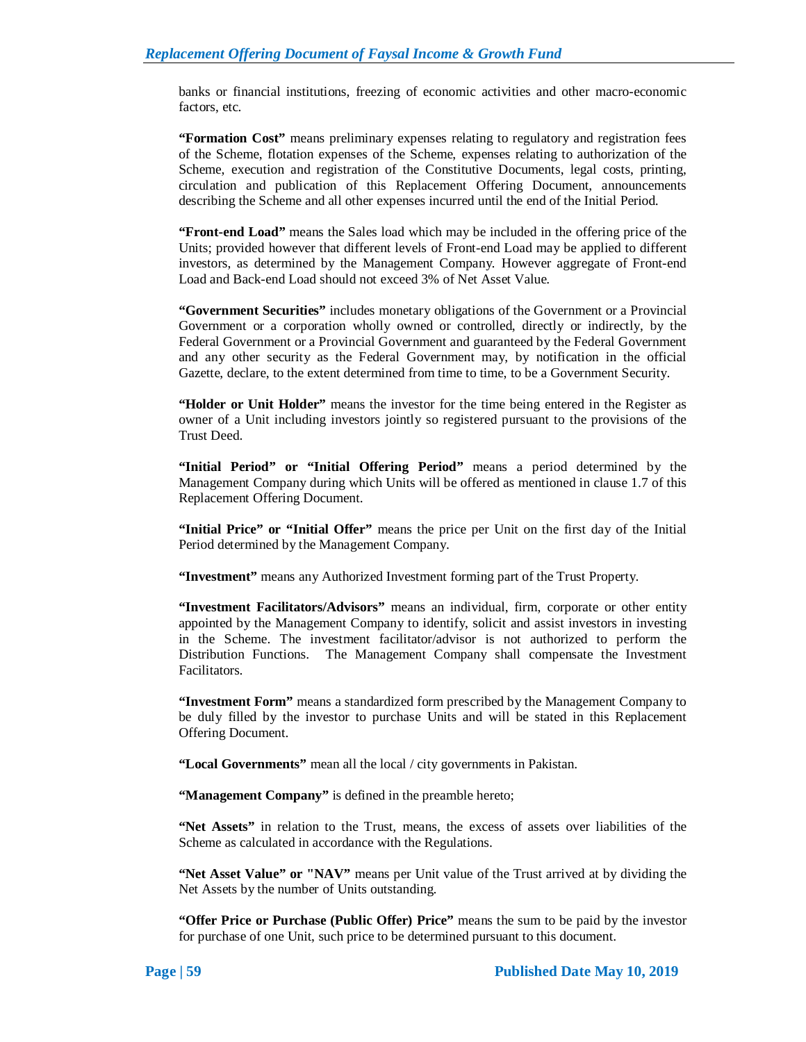banks or financial institutions, freezing of economic activities and other macro-economic factors, etc.

**"Formation Cost"** means preliminary expenses relating to regulatory and registration fees of the Scheme, flotation expenses of the Scheme, expenses relating to authorization of the Scheme, execution and registration of the Constitutive Documents, legal costs, printing, circulation and publication of this Replacement Offering Document, announcements describing the Scheme and all other expenses incurred until the end of the Initial Period.

**"Front-end Load"** means the Sales load which may be included in the offering price of the Units; provided however that different levels of Front-end Load may be applied to different investors, as determined by the Management Company. However aggregate of Front-end Load and Back-end Load should not exceed 3% of Net Asset Value.

**"Government Securities"** includes monetary obligations of the Government or a Provincial Government or a corporation wholly owned or controlled, directly or indirectly, by the Federal Government or a Provincial Government and guaranteed by the Federal Government and any other security as the Federal Government may, by notification in the official Gazette, declare, to the extent determined from time to time, to be a Government Security.

**"Holder or Unit Holder"** means the investor for the time being entered in the Register as owner of a Unit including investors jointly so registered pursuant to the provisions of the Trust Deed.

**"Initial Period" or "Initial Offering Period"** means a period determined by the Management Company during which Units will be offered as mentioned in clause 1.7 of this Replacement Offering Document.

**"Initial Price" or "Initial Offer"** means the price per Unit on the first day of the Initial Period determined by the Management Company.

**"Investment"** means any Authorized Investment forming part of the Trust Property.

**"Investment Facilitators/Advisors"** means an individual, firm, corporate or other entity appointed by the Management Company to identify, solicit and assist investors in investing in the Scheme. The investment facilitator/advisor is not authorized to perform the Distribution Functions. The Management Company shall compensate the Investment Facilitators.

**"Investment Form"** means a standardized form prescribed by the Management Company to be duly filled by the investor to purchase Units and will be stated in this Replacement Offering Document.

**"Local Governments"** mean all the local / city governments in Pakistan.

**"Management Company"** is defined in the preamble hereto;

**"Net Assets"** in relation to the Trust, means, the excess of assets over liabilities of the Scheme as calculated in accordance with the Regulations.

**"Net Asset Value" or "NAV"** means per Unit value of the Trust arrived at by dividing the Net Assets by the number of Units outstanding.

**"Offer Price or Purchase (Public Offer) Price"** means the sum to be paid by the investor for purchase of one Unit, such price to be determined pursuant to this document.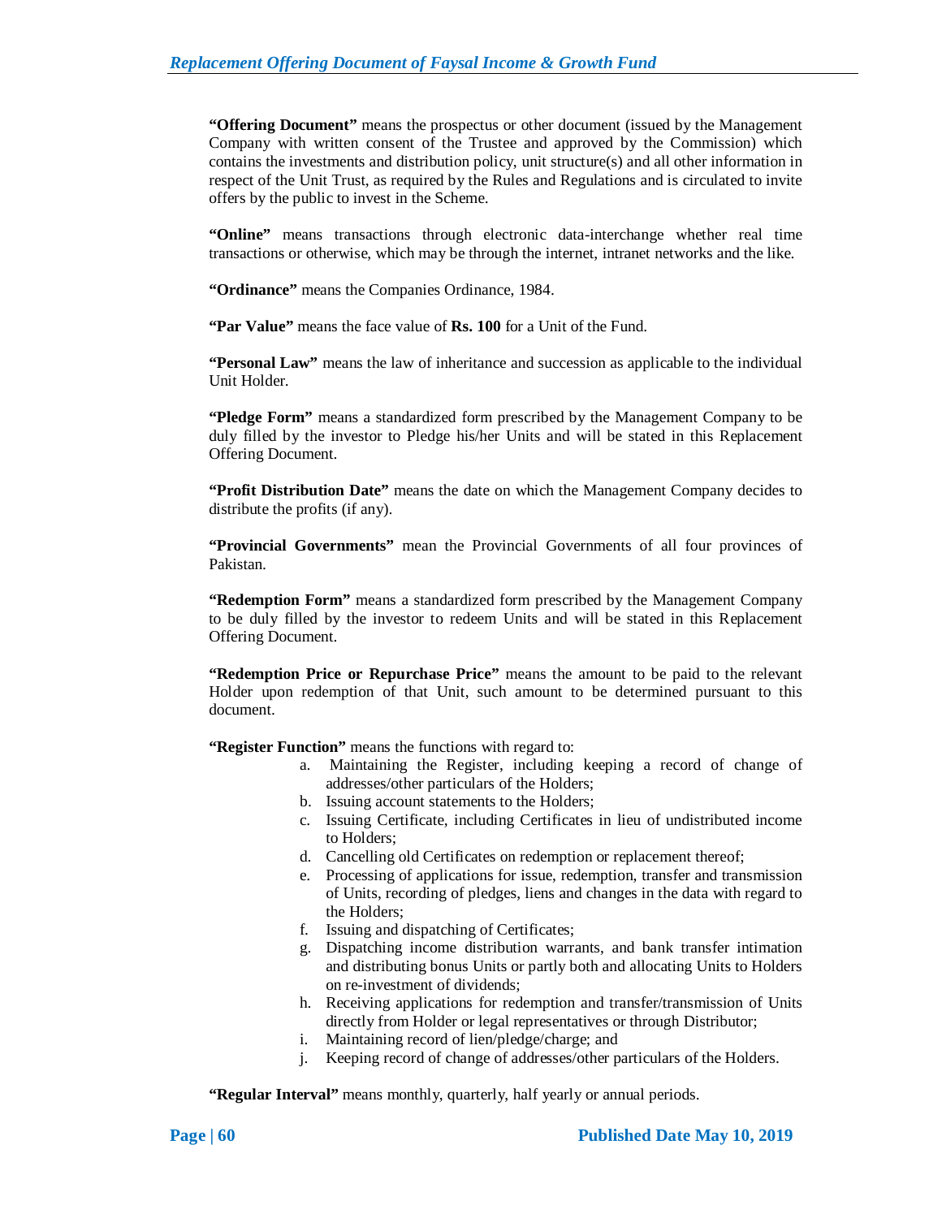**"Offering Document"** means the prospectus or other document (issued by the Management Company with written consent of the Trustee and approved by the Commission) which contains the investments and distribution policy, unit structure(s) and all other information in respect of the Unit Trust, as required by the Rules and Regulations and is circulated to invite offers by the public to invest in the Scheme.

**"Online"** means transactions through electronic data-interchange whether real time transactions or otherwise, which may be through the internet, intranet networks and the like.

**"Ordinance"** means the Companies Ordinance, 1984.

**"Par Value"** means the face value of **Rs. 100** for a Unit of the Fund.

**"Personal Law"** means the law of inheritance and succession as applicable to the individual Unit Holder.

**"Pledge Form"** means a standardized form prescribed by the Management Company to be duly filled by the investor to Pledge his/her Units and will be stated in this Replacement Offering Document.

**"Profit Distribution Date"** means the date on which the Management Company decides to distribute the profits (if any).

**"Provincial Governments"** mean the Provincial Governments of all four provinces of Pakistan.

**"Redemption Form"** means a standardized form prescribed by the Management Company to be duly filled by the investor to redeem Units and will be stated in this Replacement Offering Document.

**"Redemption Price or Repurchase Price"** means the amount to be paid to the relevant Holder upon redemption of that Unit, such amount to be determined pursuant to this document.

**"Register Function"** means the functions with regard to:

a. Maintaining the Register, including keeping a record of change of addresses/other particulars of the Holders;
b. Issuing account statements to the Holders;
c. Issuing Certificate, including Certificates in lieu of undistributed income to Holders;
d. Cancelling old Certificates on redemption or replacement thereof;
e. Processing of applications for issue, redemption, transfer and transmission of Units, recording of pledges, liens and changes in the data with regard to the Holders;
f. Issuing and dispatching of Certificates;
g. Dispatching income distribution warrants, and bank transfer intimation and distributing bonus Units or partly both and allocating Units to Holders on re-investment of dividends;
h. Receiving applications for redemption and transfer/transmission of Units directly from Holder or legal representatives or through Distributor;
i. Maintaining record of lien/pledge/charge; and
j. Keeping record of change of addresses/other particulars of the Holders.

**"Regular Interval"** means monthly, quarterly, half yearly or annual periods.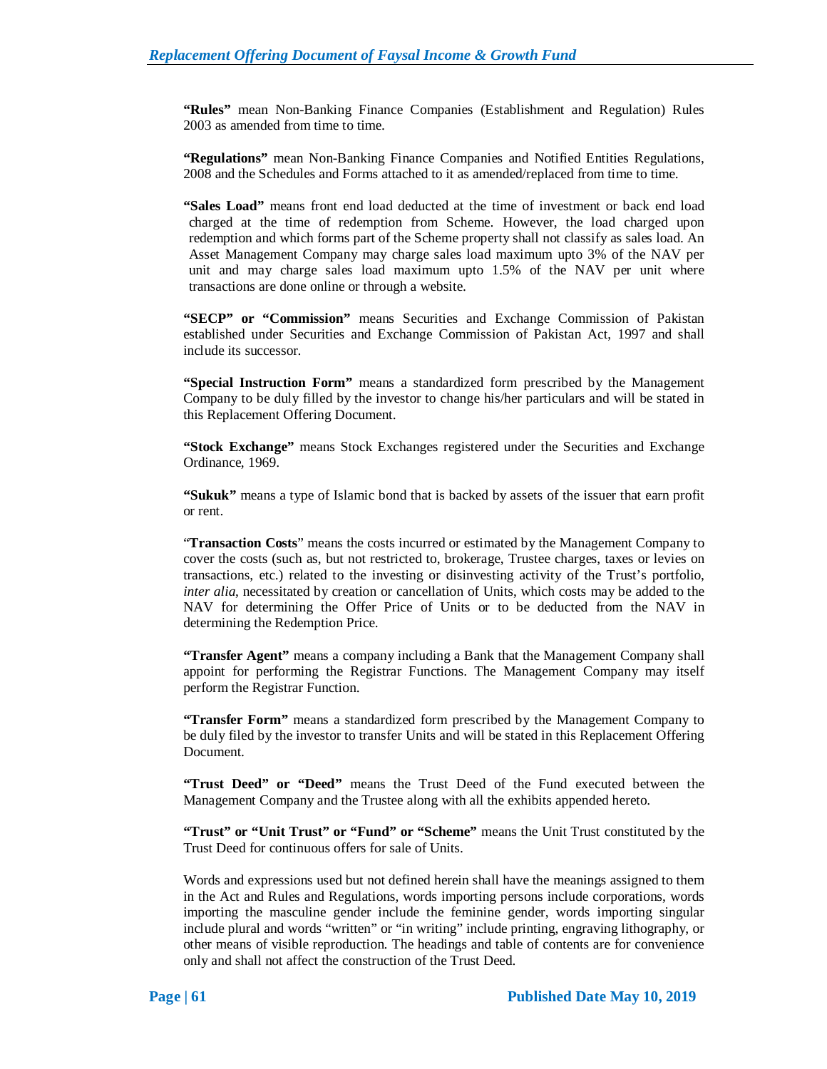**"Rules"** mean Non-Banking Finance Companies (Establishment and Regulation) Rules 2003 as amended from time to time.

**"Regulations"** mean Non-Banking Finance Companies and Notified Entities Regulations, 2008 and the Schedules and Forms attached to it as amended/replaced from time to time.

**"Sales Load"** means front end load deducted at the time of investment or back end load charged at the time of redemption from Scheme. However, the load charged upon redemption and which forms part of the Scheme property shall not classify as sales load. An Asset Management Company may charge sales load maximum upto 3% of the NAV per unit and may charge sales load maximum upto 1.5% of the NAV per unit where transactions are done online or through a website.

**"SECP" or "Commission"** means Securities and Exchange Commission of Pakistan established under Securities and Exchange Commission of Pakistan Act, 1997 and shall include its successor.

**"Special Instruction Form"** means a standardized form prescribed by the Management Company to be duly filled by the investor to change his/her particulars and will be stated in this Replacement Offering Document.

**"Stock Exchange"** means Stock Exchanges registered under the Securities and Exchange Ordinance, 1969.

**"Sukuk"** means a type of Islamic bond that is backed by assets of the issuer that earn profit or rent.

"**Transaction Costs**" means the costs incurred or estimated by the Management Company to cover the costs (such as, but not restricted to, brokerage, Trustee charges, taxes or levies on transactions, etc.) related to the investing or disinvesting activity of the Trust's portfolio, *inter alia*, necessitated by creation or cancellation of Units, which costs may be added to the NAV for determining the Offer Price of Units or to be deducted from the NAV in determining the Redemption Price.

**"Transfer Agent"** means a company including a Bank that the Management Company shall appoint for performing the Registrar Functions. The Management Company may itself perform the Registrar Function.

**"Transfer Form"** means a standardized form prescribed by the Management Company to be duly filed by the investor to transfer Units and will be stated in this Replacement Offering Document.

**"Trust Deed" or "Deed"** means the Trust Deed of the Fund executed between the Management Company and the Trustee along with all the exhibits appended hereto.

**"Trust" or "Unit Trust" or "Fund" or "Scheme"** means the Unit Trust constituted by the Trust Deed for continuous offers for sale of Units.

Words and expressions used but not defined herein shall have the meanings assigned to them in the Act and Rules and Regulations, words importing persons include corporations, words importing the masculine gender include the feminine gender, words importing singular include plural and words "written" or "in writing" include printing, engraving lithography, or other means of visible reproduction. The headings and table of contents are for convenience only and shall not affect the construction of the Trust Deed.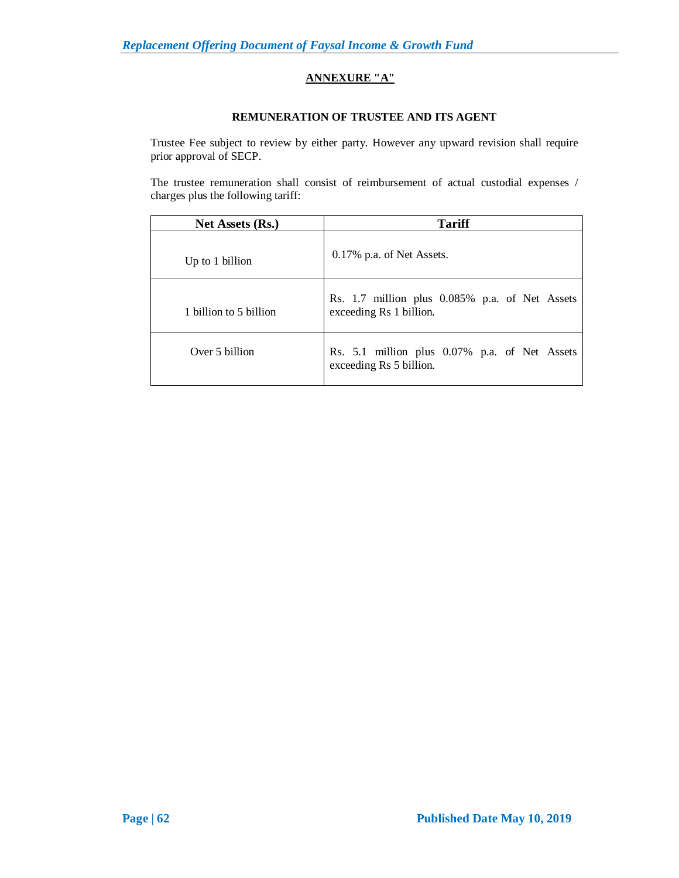## ANNEXURE "A"

### REMUNERATION OF TRUSTEE AND ITS AGENT

Trustee Fee subject to review by either party. However any upward revision shall require prior approval of SECP.

The trustee remuneration shall consist of reimbursement of actual custodial expenses / charges plus the following tariff:

| Net Assets (Rs.) | Tariff |
|---|---|
| Up to 1 billion | 0.17% p.a. of Net Assets. |
| 1 billion to 5 billion | Rs. 1.7 million plus 0.085% p.a. of Net Assets exceeding Rs 1 billion. |
| Over 5 billion | Rs. 5.1 million plus 0.07% p.a. of Net Assets exceeding Rs 5 billion. |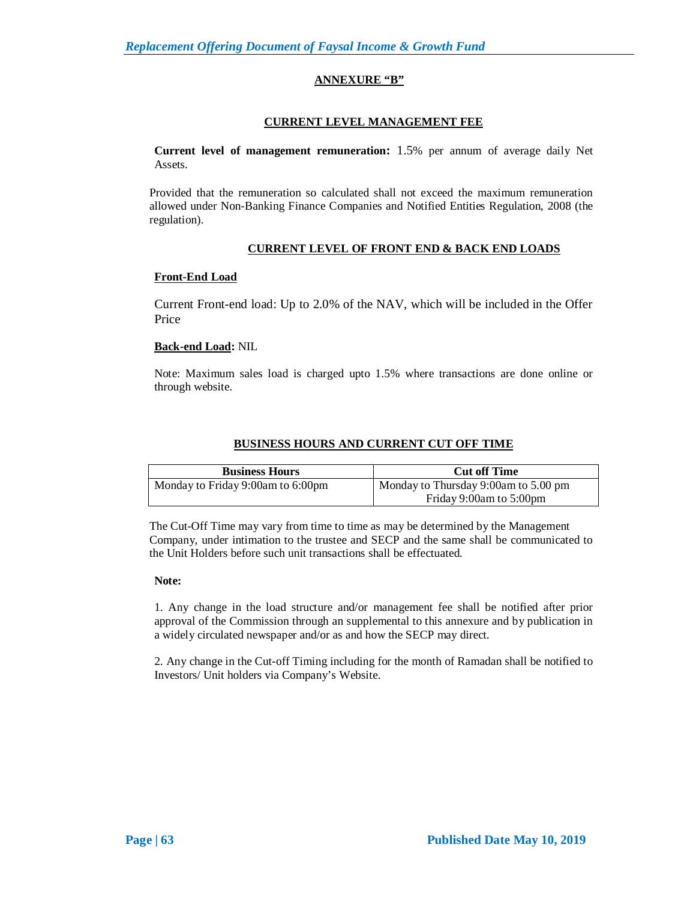# ANNEXURE "B"

## CURRENT LEVEL MANAGEMENT FEE

**Current level of management remuneration:** 1.5% per annum of average daily Net Assets.

Provided that the remuneration so calculated shall not exceed the maximum remuneration allowed under Non-Banking Finance Companies and Notified Entities Regulation, 2008 (the regulation).

## CURRENT LEVEL OF FRONT END & BACK END LOADS

**Front-End Load**

Current Front-end load: Up to 2.0% of the NAV, which will be included in the Offer Price

**Back-end Load:** NIL

Note: Maximum sales load is charged upto 1.5% where transactions are done online or through website.

## BUSINESS HOURS AND CURRENT CUT OFF TIME

| Business Hours | Cut off Time |
|---|---|
| Monday to Friday 9:00am to 6:00pm | Monday to Thursday 9:00am to 5.00 pm<br>Friday 9:00am to 5:00pm |

The Cut-Off Time may vary from time to time as may be determined by the Management Company, under intimation to the trustee and SECP and the same shall be communicated to the Unit Holders before such unit transactions shall be effectuated.

**Note:**

1. Any change in the load structure and/or management fee shall be notified after prior approval of the Commission through an supplemental to this annexure and by publication in a widely circulated newspaper and/or as and how the SECP may direct.

2. Any change in the Cut-off Timing including for the month of Ramadan shall be notified to Investors/ Unit holders via Company's Website.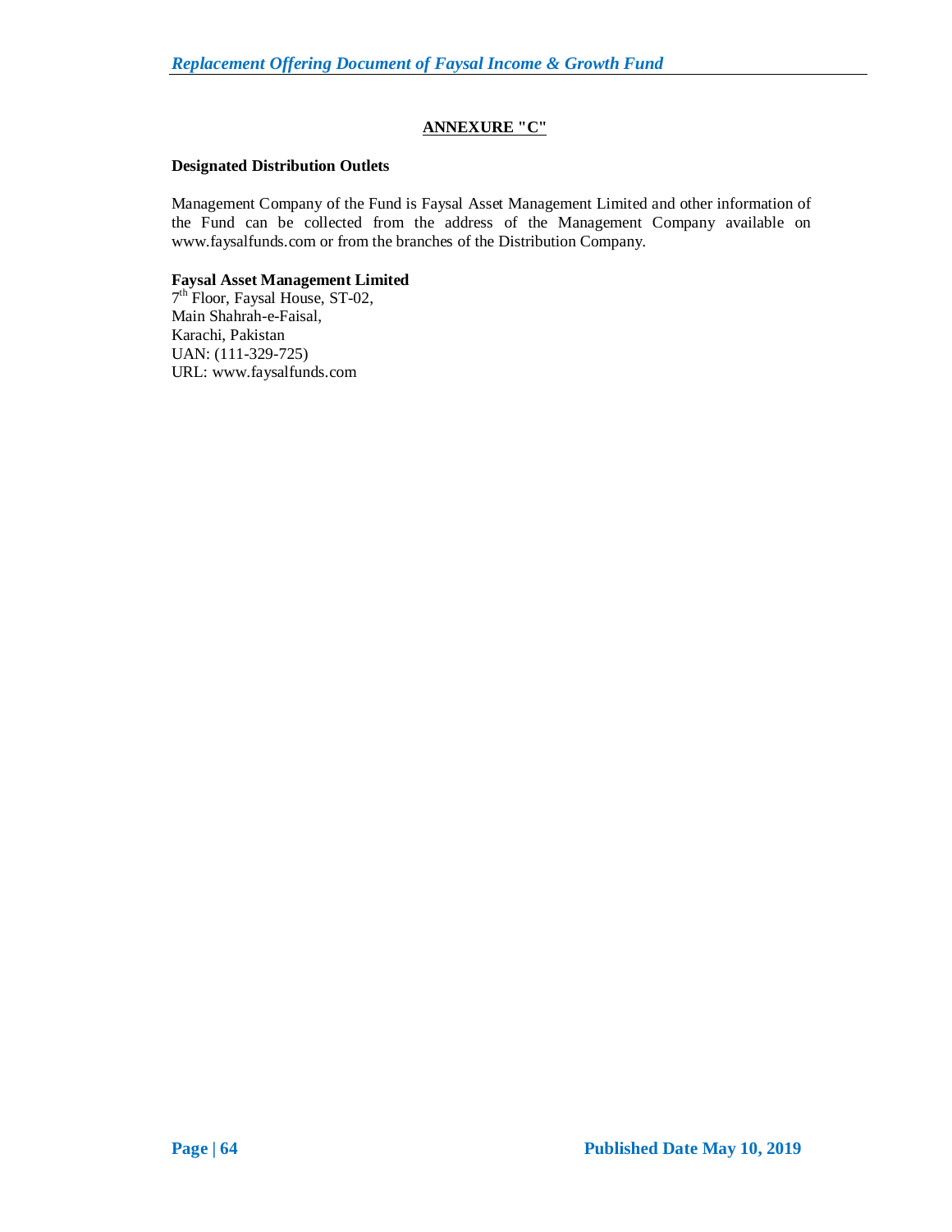## ANNEXURE "C"

**Designated Distribution Outlets**

Management Company of the Fund is Faysal Asset Management Limited and other information of the Fund can be collected from the address of the Management Company available on www.faysalfunds.com or from the branches of the Distribution Company.

**Faysal Asset Management Limited**
7th Floor, Faysal House, ST-02,
Main Shahrah-e-Faisal,
Karachi, Pakistan
UAN: (111-329-725)
URL: www.faysalfunds.com